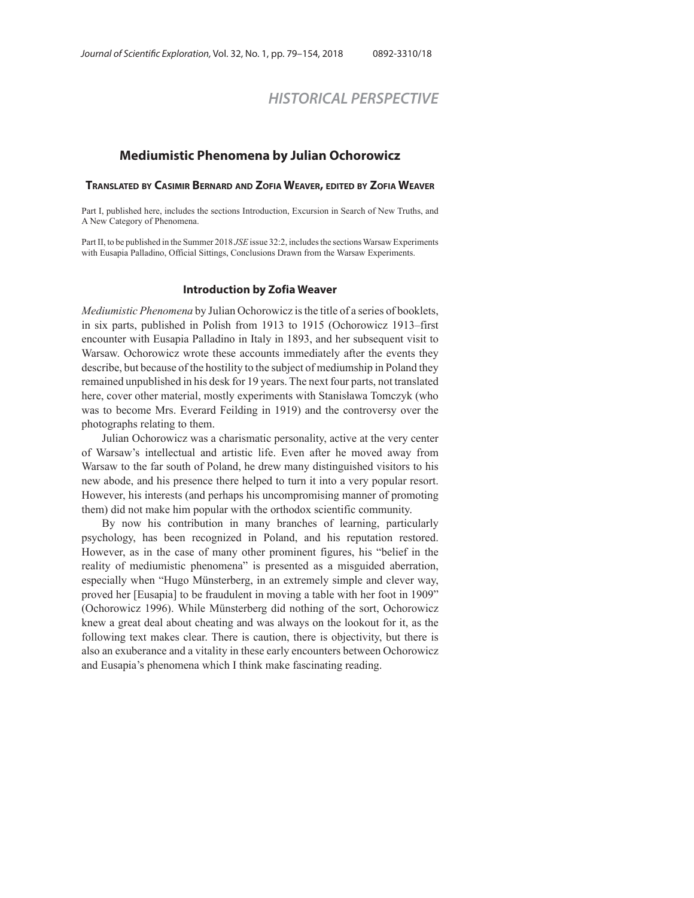## HISTORICAL PERSPECTIVE

# Mediumistic Phenomena by Julian Ochorowicz

### Translated by Casimir Bernard and Zofia Weaver, edited by Zofia Weaver

Part I, published here, includes the sections Introduction, Excursion in Search of New Truths, and A New Category of Phenomena.

Part II, to be published in the Summer 2018 *JSE* issue 32:2, includes the sections Warsaw Experiments with Eusapia Palladino, Official Sittings, Conclusions Drawn from the Warsaw Experiments.

## Introduction by Zofia Weaver

*Mediumistic Phenomena* by Julian Ochorowicz is the title of a series of booklets, in six parts, published in Polish from 1913 to 1915 (Ochorowicz 1913–first encounter with Eusapia Palladino in Italy in 1893, and her subsequent visit to Warsaw. Ochorowicz wrote these accounts immediately after the events they describe, but because of the hostility to the subject of mediumship in Poland they remained unpublished in his desk for 19 years. The next four parts, not translated here, cover other material, mostly experiments with Stanisława Tomczyk (who was to become Mrs. Everard Feilding in 1919) and the controversy over the photographs relating to them.

Julian Ochorowicz was a charismatic personality, active at the very center of Warsaw's intellectual and artistic life. Even after he moved away from Warsaw to the far south of Poland, he drew many distinguished visitors to his new abode, and his presence there helped to turn it into a very popular resort. However, his interests (and perhaps his uncompromising manner of promoting them) did not make him popular with the orthodox scientific community.

By now his contribution in many branches of learning, particularly psychology, has been recognized in Poland, and his reputation restored. However, as in the case of many other prominent figures, his "belief in the reality of mediumistic phenomena" is presented as a misguided aberration, especially when "Hugo Münsterberg, in an extremely simple and clever way, proved her [Eusapia] to be fraudulent in moving a table with her foot in 1909" (Ochorowicz 1996). While Münsterberg did nothing of the sort, Ochorowicz knew a great deal about cheating and was always on the lookout for it, as the following text makes clear. There is caution, there is objectivity, but there is also an exuberance and a vitality in these early encounters between Ochorowicz and Eusapia's phenomena which I think make fascinating reading.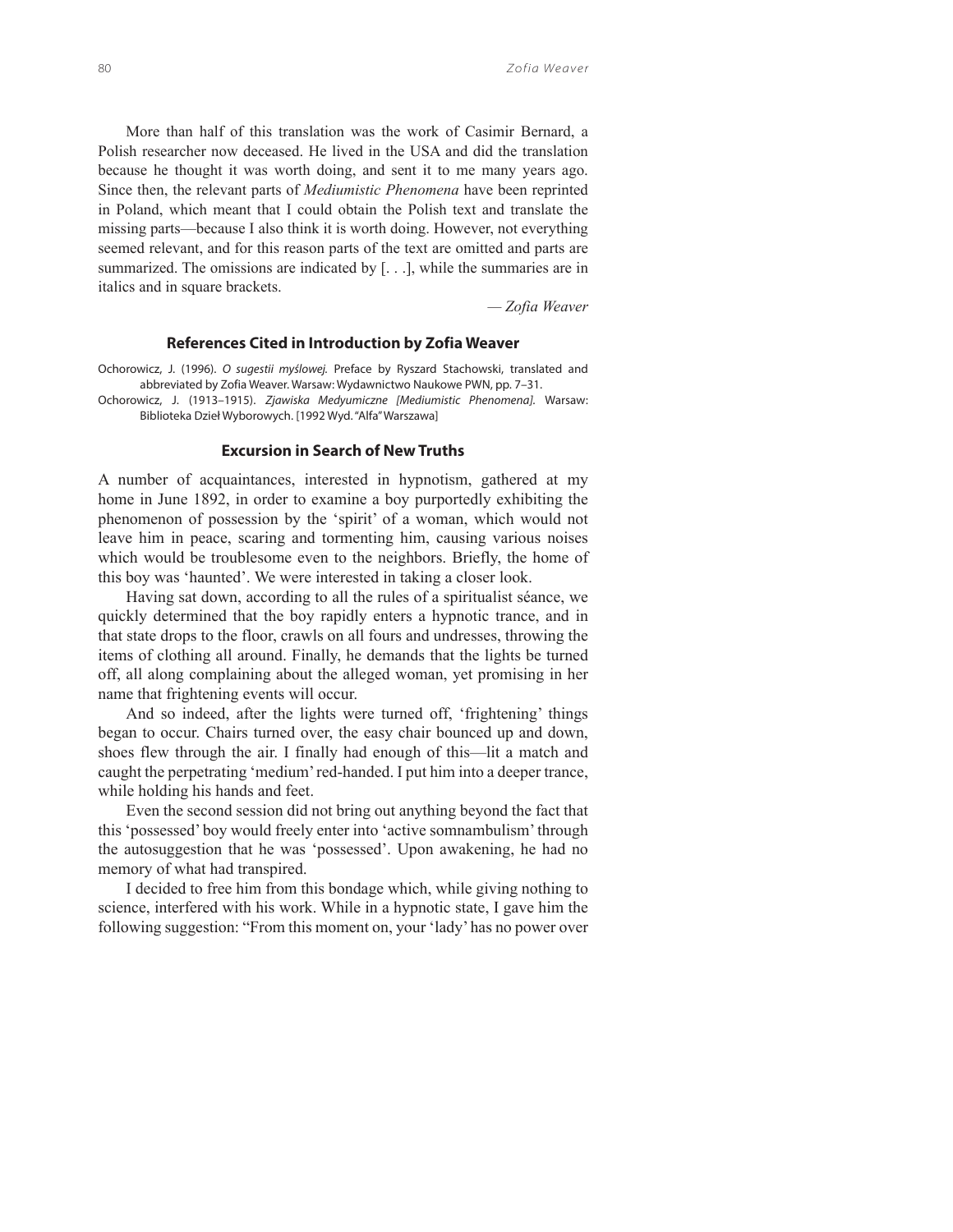More than half of this translation was the work of Casimir Bernard, a Polish researcher now deceased. He lived in the USA and did the translation because he thought it was worth doing, and sent it to me many years ago. Since then, the relevant parts of *Mediumistic Phenomena* have been reprinted in Poland, which meant that I could obtain the Polish text and translate the missing parts—because I also think it is worth doing. However, not everything seemed relevant, and for this reason parts of the text are omitted and parts are summarized. The omissions are indicated by [. . .], while the summaries are in italics and in square brackets.

— *Zofia Weaver*

### References Cited in Introduction by Zofia Weaver

Ochorowicz, J. (1996). *O sugestii myślowej.* Preface by Ryszard Stachowski, translated and abbreviated by Zofia Weaver. Warsaw: Wydawnictwo Naukowe PWN, pp. 7–31.

Ochorowicz, J. (1913–1915). *Zjawiska Medyumiczne [Mediumistic Phenomena].* Warsaw: Biblioteka Dzieł Wyborowych. [1992 Wyd. "Alfa" Warszawa]

### Excursion in Search of New Truths

A number of acquaintances, interested in hypnotism, gathered at my home in June 1892, in order to examine a boy purportedly exhibiting the phenomenon of possession by the 'spirit' of a woman, which would not leave him in peace, scaring and tormenting him, causing various noises which would be troublesome even to the neighbors. Briefly, the home of this boy was 'haunted'. We were interested in taking a closer look.

Having sat down, according to all the rules of a spiritualist séance, we quickly determined that the boy rapidly enters a hypnotic trance, and in that state drops to the floor, crawls on all fours and undresses, throwing the items of clothing all around. Finally, he demands that the lights be turned off, all along complaining about the alleged woman, yet promising in her name that frightening events will occur.

And so indeed, after the lights were turned off, 'frightening' things began to occur. Chairs turned over, the easy chair bounced up and down, shoes flew through the air. I finally had enough of this—lit a match and caught the perpetrating 'medium' red-handed. I put him into a deeper trance, while holding his hands and feet.

Even the second session did not bring out anything beyond the fact that this 'possessed' boy would freely enter into 'active somnambulism' through the autosuggestion that he was 'possessed'. Upon awakening, he had no memory of what had transpired.

I decided to free him from this bondage which, while giving nothing to science, interfered with his work. While in a hypnotic state, I gave him the following suggestion: "From this moment on, your 'lady' has no power over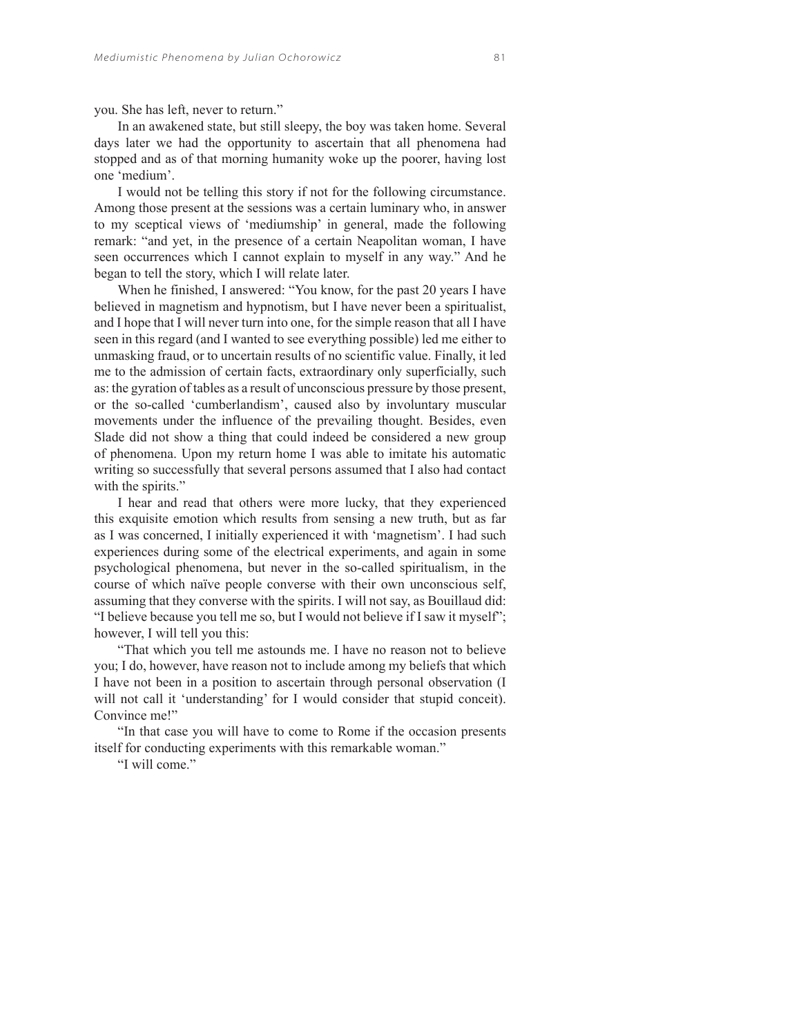you. She has left, never to return."

In an awakened state, but still sleepy, the boy was taken home. Several days later we had the opportunity to ascertain that all phenomena had stopped and as of that morning humanity woke up the poorer, having lost one 'medium'.

I would not be telling this story if not for the following circumstance. Among those present at the sessions was a certain luminary who, in answer to my sceptical views of 'mediumship' in general, made the following remark: "and yet, in the presence of a certain Neapolitan woman, I have seen occurrences which I cannot explain to myself in any way." And he began to tell the story, which I will relate later.

When he finished, I answered: "You know, for the past 20 years I have believed in magnetism and hypnotism, but I have never been a spiritualist, and I hope that I will never turn into one, for the simple reason that all I have seen in this regard (and I wanted to see everything possible) led me either to unmasking fraud, or to uncertain results of no scientific value. Finally, it led me to the admission of certain facts, extraordinary only superficially, such as: the gyration of tables as a result of unconscious pressure by those present, or the so-called 'cumberlandism', caused also by involuntary muscular movements under the influence of the prevailing thought. Besides, even Slade did not show a thing that could indeed be considered a new group of phenomena. Upon my return home I was able to imitate his automatic writing so successfully that several persons assumed that I also had contact with the spirits."

I hear and read that others were more lucky, that they experienced this exquisite emotion which results from sensing a new truth, but as far as I was concerned, I initially experienced it with 'magnetism'. I had such experiences during some of the electrical experiments, and again in some psychological phenomena, but never in the so-called spiritualism, in the course of which naïve people converse with their own unconscious self, assuming that they converse with the spirits. I will not say, as Bouillaud did: "I believe because you tell me so, but I would not believe if I saw it myself"; however, I will tell you this:

"That which you tell me astounds me. I have no reason not to believe you; I do, however, have reason not to include among my beliefs that which I have not been in a position to ascertain through personal observation (I will not call it 'understanding' for I would consider that stupid conceit). Convince me!"

"In that case you will have to come to Rome if the occasion presents itself for conducting experiments with this remarkable woman."

"I will come."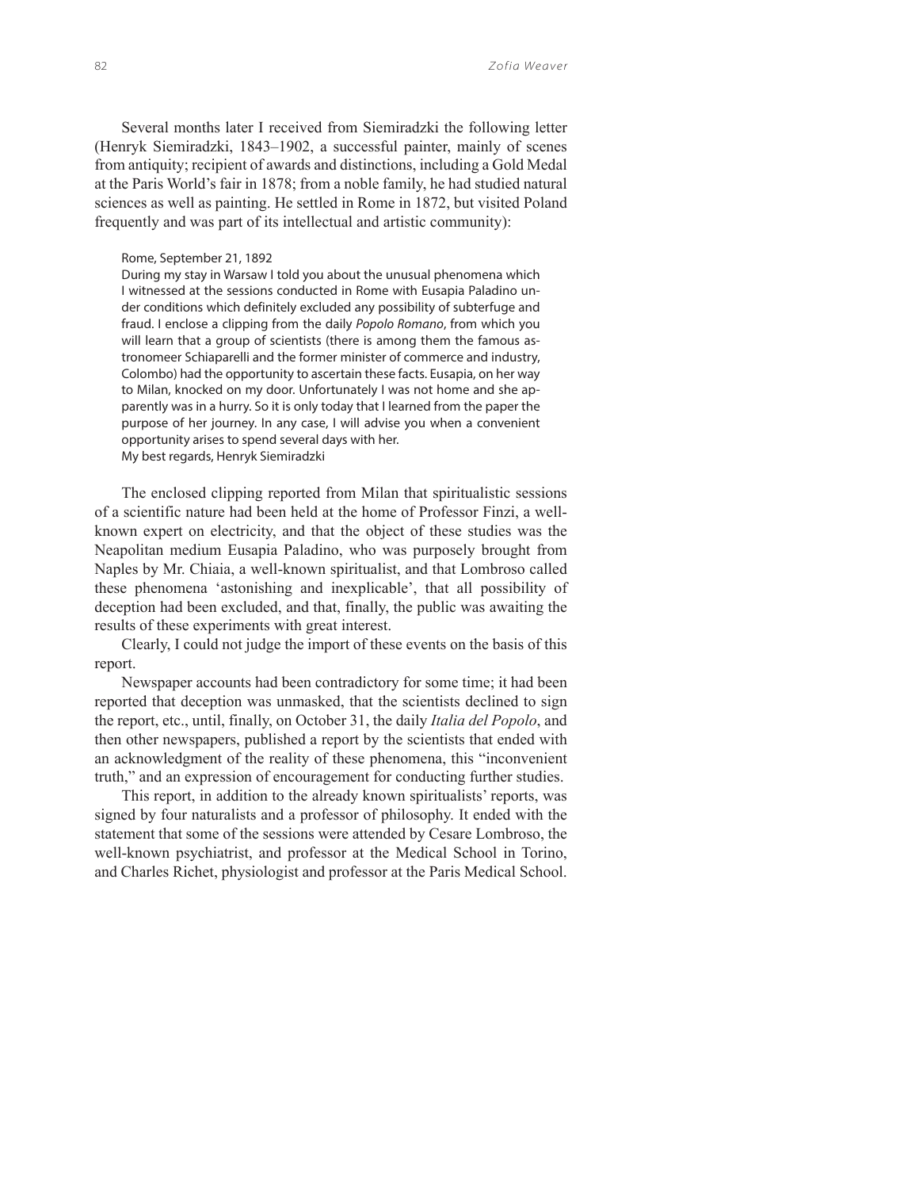Several months later I received from Siemiradzki the following letter (Henryk Siemiradzki, 1843–1902, a successful painter, mainly of scenes from antiquity; recipient of awards and distinctions, including a Gold Medal at the Paris World's fair in 1878; from a noble family, he had studied natural sciences as well as painting. He settled in Rome in 1872, but visited Poland frequently and was part of its intellectual and artistic community):

> Rome, September 21, 1892
> During my stay in Warsaw I told you about the unusual phenomena which I witnessed at the sessions conducted in Rome with Eusapia Paladino under conditions which definitely excluded any possibility of subterfuge and fraud. I enclose a clipping from the daily *Popolo Romano*, from which you will learn that a group of scientists (there is among them the famous astronomeer Schiaparelli and the former minister of commerce and industry, Colombo) had the opportunity to ascertain these facts. Eusapia, on her way to Milan, knocked on my door. Unfortunately I was not home and she apparently was in a hurry. So it is only today that I learned from the paper the purpose of her journey. In any case, I will advise you when a convenient opportunity arises to spend several days with her.
> My best regards, Henryk Siemiradzki

The enclosed clipping reported from Milan that spiritualistic sessions of a scientific nature had been held at the home of Professor Finzi, a well-known expert on electricity, and that the object of these studies was the Neapolitan medium Eusapia Paladino, who was purposely brought from Naples by Mr. Chiaia, a well-known spiritualist, and that Lombroso called these phenomena 'astonishing and inexplicable', that all possibility of deception had been excluded, and that, finally, the public was awaiting the results of these experiments with great interest.

Clearly, I could not judge the import of these events on the basis of this report.

Newspaper accounts had been contradictory for some time; it had been reported that deception was unmasked, that the scientists declined to sign the report, etc., until, finally, on October 31, the daily *Italia del Popolo*, and then other newspapers, published a report by the scientists that ended with an acknowledgment of the reality of these phenomena, this "inconvenient truth," and an expression of encouragement for conducting further studies.

This report, in addition to the already known spiritualists' reports, was signed by four naturalists and a professor of philosophy. It ended with the statement that some of the sessions were attended by Cesare Lombroso, the well-known psychiatrist, and professor at the Medical School in Torino, and Charles Richet, physiologist and professor at the Paris Medical School.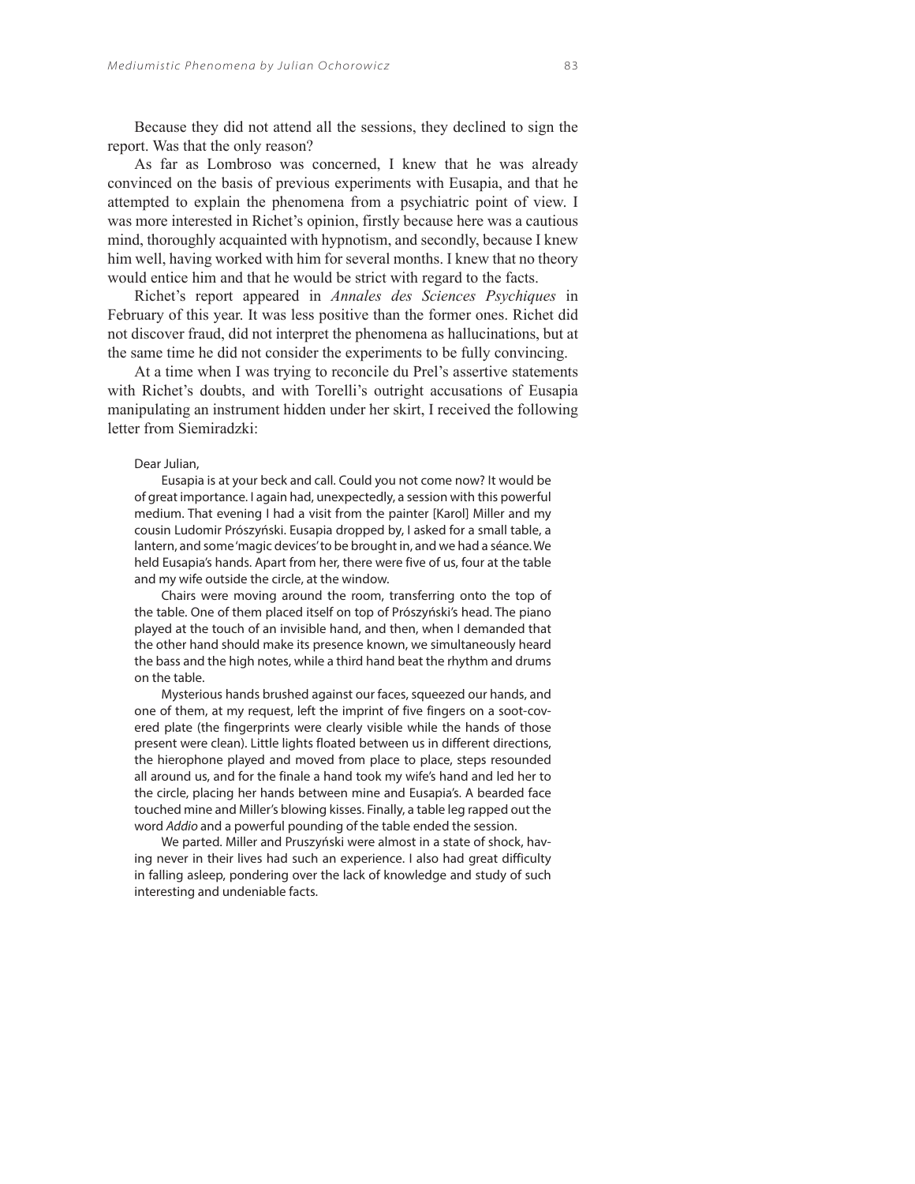Because they did not attend all the sessions, they declined to sign the report. Was that the only reason?

As far as Lombroso was concerned, I knew that he was already convinced on the basis of previous experiments with Eusapia, and that he attempted to explain the phenomena from a psychiatric point of view. I was more interested in Richet's opinion, firstly because here was a cautious mind, thoroughly acquainted with hypnotism, and secondly, because I knew him well, having worked with him for several months. I knew that no theory would entice him and that he would be strict with regard to the facts.

Richet's report appeared in *Annales des Sciences Psychiques* in February of this year. It was less positive than the former ones. Richet did not discover fraud, did not interpret the phenomena as hallucinations, but at the same time he did not consider the experiments to be fully convincing.

At a time when I was trying to reconcile du Prel's assertive statements with Richet's doubts, and with Torelli's outright accusations of Eusapia manipulating an instrument hidden under her skirt, I received the following letter from Siemiradzki:

> Dear Julian,
>
> Eusapia is at your beck and call. Could you not come now? It would be of great importance. I again had, unexpectedly, a session with this powerful medium. That evening I had a visit from the painter [Karol] Miller and my cousin Ludomir Prószyński. Eusapia dropped by, I asked for a small table, a lantern, and some 'magic devices' to be brought in, and we had a séance. We held Eusapia's hands. Apart from her, there were five of us, four at the table and my wife outside the circle, at the window.
>
> Chairs were moving around the room, transferring onto the top of the table. One of them placed itself on top of Prószyński's head. The piano played at the touch of an invisible hand, and then, when I demanded that the other hand should make its presence known, we simultaneously heard the bass and the high notes, while a third hand beat the rhythm and drums on the table.
>
> Mysterious hands brushed against our faces, squeezed our hands, and one of them, at my request, left the imprint of five fingers on a soot-covered plate (the fingerprints were clearly visible while the hands of those present were clean). Little lights floated between us in different directions, the hierophone played and moved from place to place, steps resounded all around us, and for the finale a hand took my wife's hand and led her to the circle, placing her hands between mine and Eusapia's. A bearded face touched mine and Miller's blowing kisses. Finally, a table leg rapped out the word *Addio* and a powerful pounding of the table ended the session.
>
> We parted. Miller and Pruszyński were almost in a state of shock, having never in their lives had such an experience. I also had great difficulty in falling asleep, pondering over the lack of knowledge and study of such interesting and undeniable facts.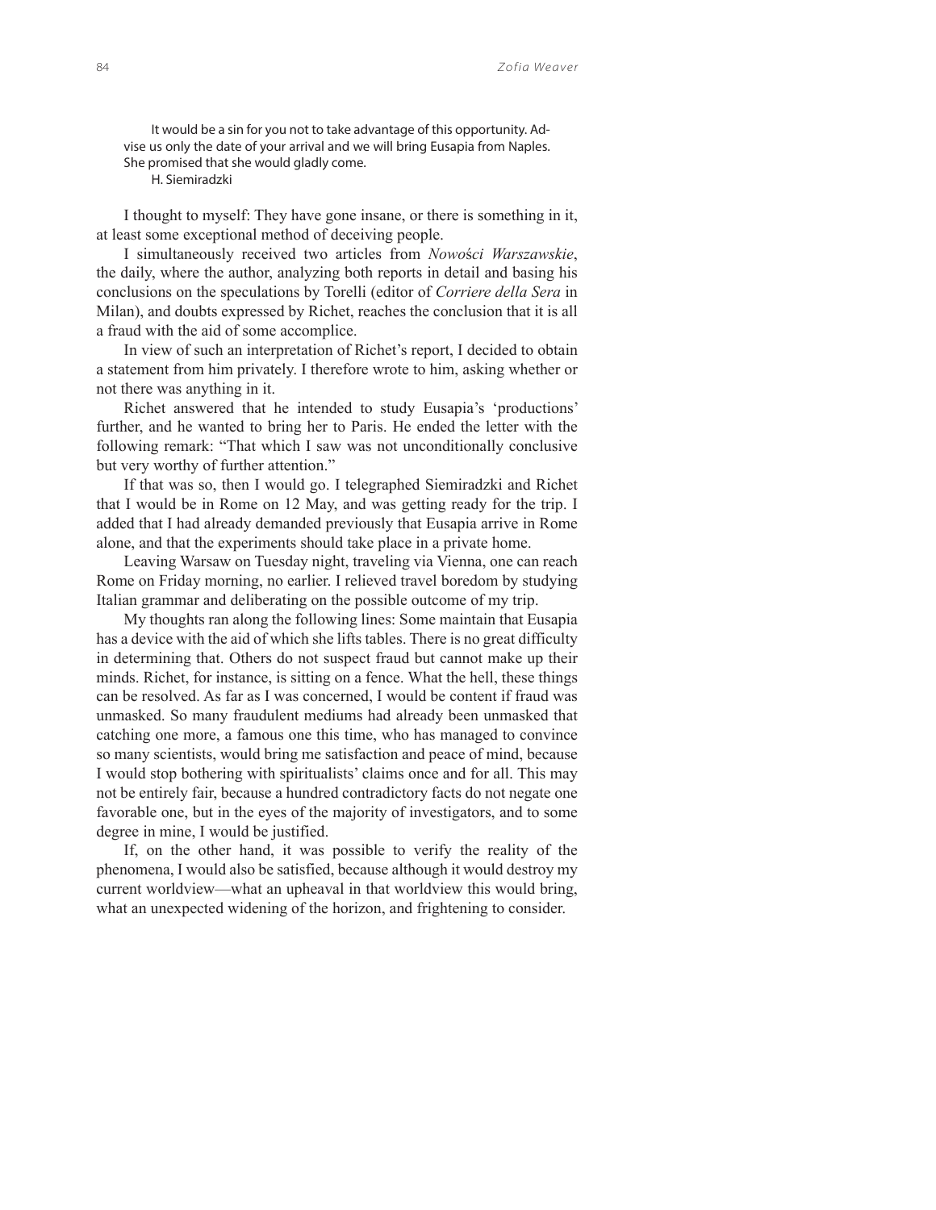> It would be a sin for you not to take advantage of this opportunity. Advise us only the date of your arrival and we will bring Eusapia from Naples. She promised that she would gladly come.
>
> H. Siemiradzki

I thought to myself: They have gone insane, or there is something in it, at least some exceptional method of deceiving people.

I simultaneously received two articles from *Nowości Warszawskie*, the daily, where the author, analyzing both reports in detail and basing his conclusions on the speculations by Torelli (editor of *Corriere della Sera* in Milan), and doubts expressed by Richet, reaches the conclusion that it is all a fraud with the aid of some accomplice.

In view of such an interpretation of Richet's report, I decided to obtain a statement from him privately. I therefore wrote to him, asking whether or not there was anything in it.

Richet answered that he intended to study Eusapia's 'productions' further, and he wanted to bring her to Paris. He ended the letter with the following remark: "That which I saw was not unconditionally conclusive but very worthy of further attention."

If that was so, then I would go. I telegraphed Siemiradzki and Richet that I would be in Rome on 12 May, and was getting ready for the trip. I added that I had already demanded previously that Eusapia arrive in Rome alone, and that the experiments should take place in a private home.

Leaving Warsaw on Tuesday night, traveling via Vienna, one can reach Rome on Friday morning, no earlier. I relieved travel boredom by studying Italian grammar and deliberating on the possible outcome of my trip.

My thoughts ran along the following lines: Some maintain that Eusapia has a device with the aid of which she lifts tables. There is no great difficulty in determining that. Others do not suspect fraud but cannot make up their minds. Richet, for instance, is sitting on a fence. What the hell, these things can be resolved. As far as I was concerned, I would be content if fraud was unmasked. So many fraudulent mediums had already been unmasked that catching one more, a famous one this time, who has managed to convince so many scientists, would bring me satisfaction and peace of mind, because I would stop bothering with spiritualists' claims once and for all. This may not be entirely fair, because a hundred contradictory facts do not negate one favorable one, but in the eyes of the majority of investigators, and to some degree in mine, I would be justified.

If, on the other hand, it was possible to verify the reality of the phenomena, I would also be satisfied, because although it would destroy my current worldview—what an upheaval in that worldview this would bring, what an unexpected widening of the horizon, and frightening to consider.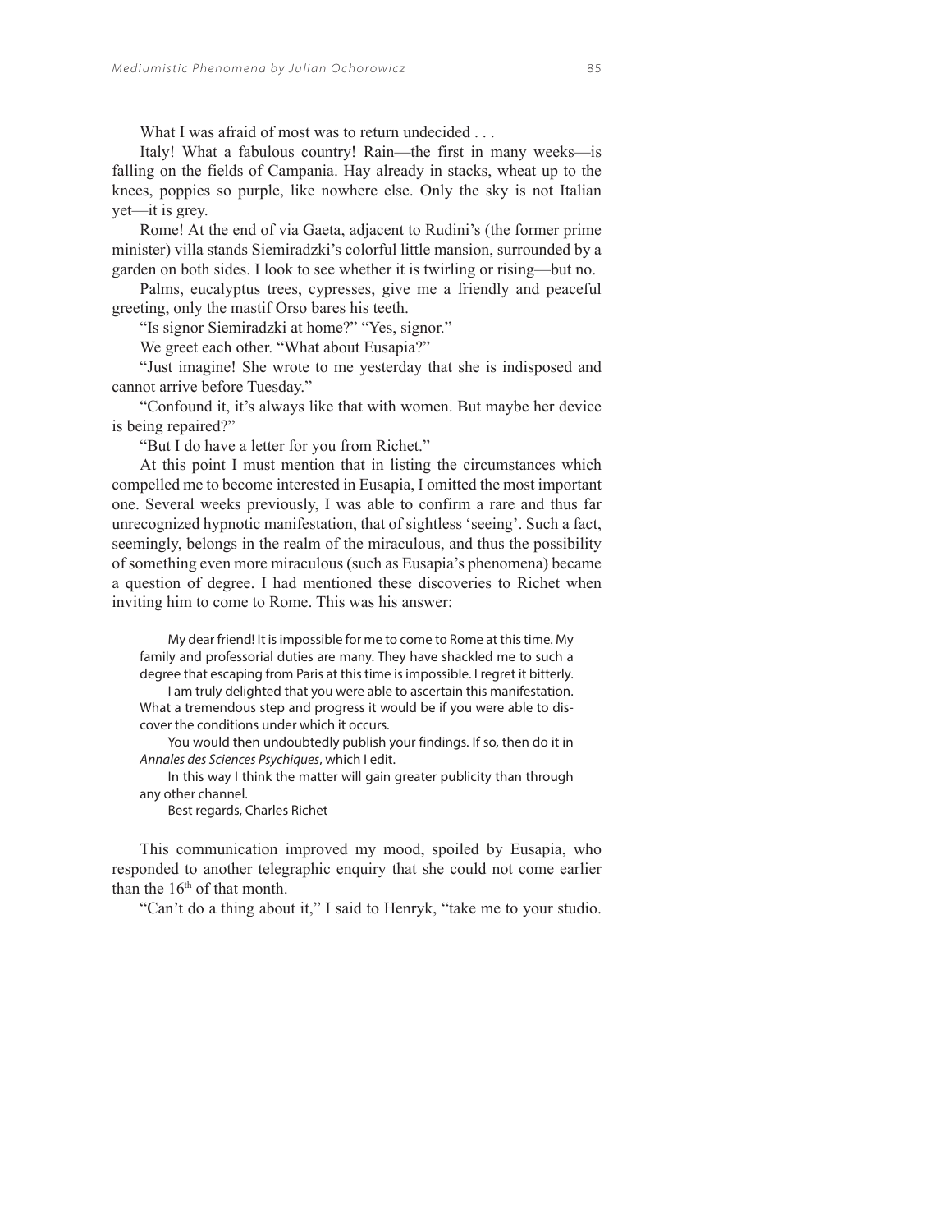What I was afraid of most was to return undecided . . .

Italy! What a fabulous country! Rain—the first in many weeks—is falling on the fields of Campania. Hay already in stacks, wheat up to the knees, poppies so purple, like nowhere else. Only the sky is not Italian yet—it is grey.

Rome! At the end of via Gaeta, adjacent to Rudini's (the former prime minister) villa stands Siemiradzki's colorful little mansion, surrounded by a garden on both sides. I look to see whether it is twirling or rising—but no.

Palms, eucalyptus trees, cypresses, give me a friendly and peaceful greeting, only the mastif Orso bares his teeth.

"Is signor Siemiradzki at home?" "Yes, signor."

We greet each other. "What about Eusapia?"

"Just imagine! She wrote to me yesterday that she is indisposed and cannot arrive before Tuesday."

"Confound it, it's always like that with women. But maybe her device is being repaired?"

"But I do have a letter for you from Richet."

At this point I must mention that in listing the circumstances which compelled me to become interested in Eusapia, I omitted the most important one. Several weeks previously, I was able to confirm a rare and thus far unrecognized hypnotic manifestation, that of sightless 'seeing'. Such a fact, seemingly, belongs in the realm of the miraculous, and thus the possibility of something even more miraculous (such as Eusapia's phenomena) became a question of degree. I had mentioned these discoveries to Richet when inviting him to come to Rome. This was his answer:

> My dear friend! It is impossible for me to come to Rome at this time. My family and professorial duties are many. They have shackled me to such a degree that escaping from Paris at this time is impossible. I regret it bitterly.
>
> I am truly delighted that you were able to ascertain this manifestation. What a tremendous step and progress it would be if you were able to discover the conditions under which it occurs.
>
> You would then undoubtedly publish your findings. If so, then do it in *Annales des Sciences Psychiques*, which I edit.
>
> In this way I think the matter will gain greater publicity than through any other channel.
>
> Best regards, Charles Richet

This communication improved my mood, spoiled by Eusapia, who responded to another telegraphic enquiry that she could not come earlier than the 16th of that month.

"Can't do a thing about it," I said to Henryk, "take me to your studio.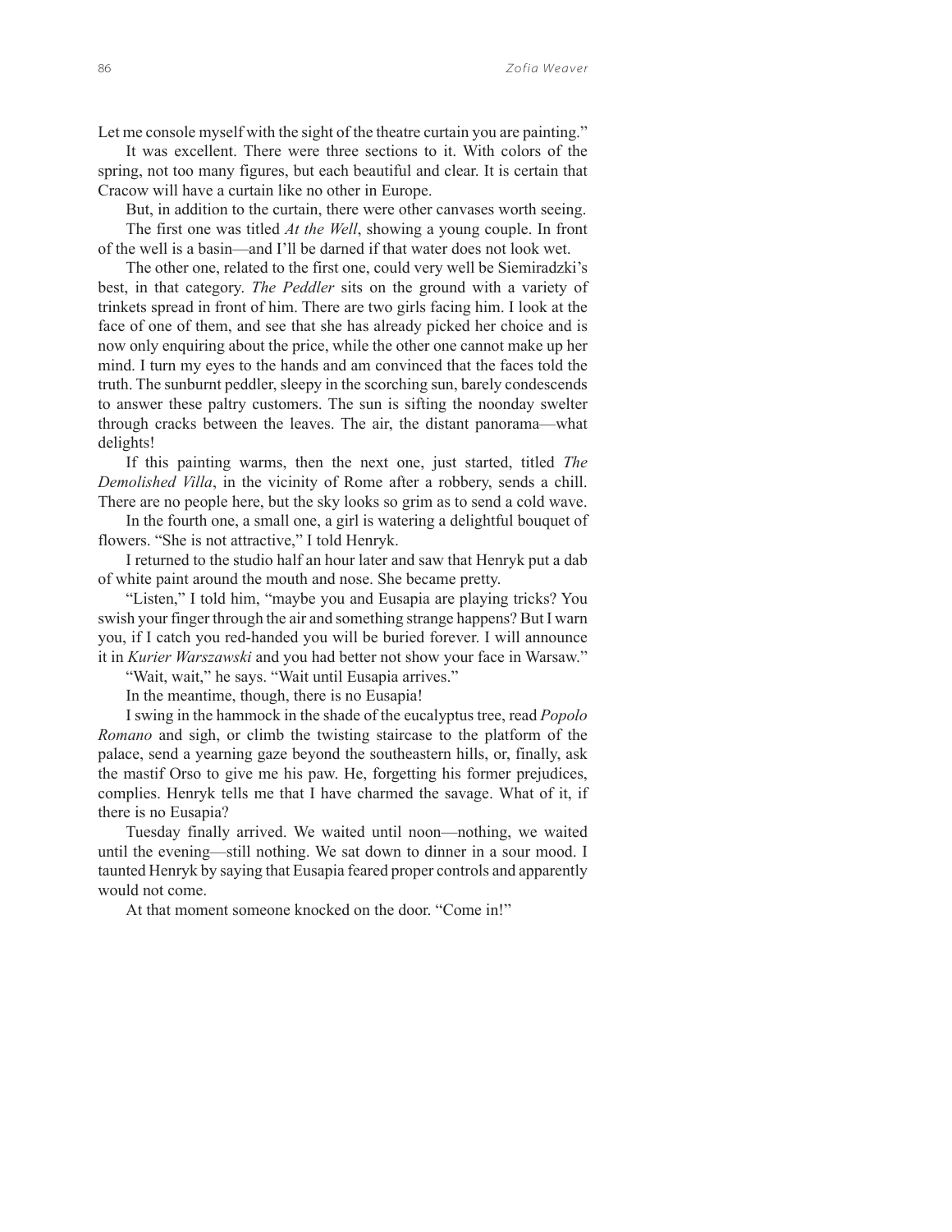Let me console myself with the sight of the theatre curtain you are painting."

It was excellent. There were three sections to it. With colors of the spring, not too many figures, but each beautiful and clear. It is certain that Cracow will have a curtain like no other in Europe.

But, in addition to the curtain, there were other canvases worth seeing.

The first one was titled *At the Well*, showing a young couple. In front of the well is a basin—and I'll be darned if that water does not look wet.

The other one, related to the first one, could very well be Siemiradzki's best, in that category. *The Peddler* sits on the ground with a variety of trinkets spread in front of him. There are two girls facing him. I look at the face of one of them, and see that she has already picked her choice and is now only enquiring about the price, while the other one cannot make up her mind. I turn my eyes to the hands and am convinced that the faces told the truth. The sunburnt peddler, sleepy in the scorching sun, barely condescends to answer these paltry customers. The sun is sifting the noonday swelter through cracks between the leaves. The air, the distant panorama—what delights!

If this painting warms, then the next one, just started, titled *The Demolished Villa*, in the vicinity of Rome after a robbery, sends a chill. There are no people here, but the sky looks so grim as to send a cold wave.

In the fourth one, a small one, a girl is watering a delightful bouquet of flowers. "She is not attractive," I told Henryk.

I returned to the studio half an hour later and saw that Henryk put a dab of white paint around the mouth and nose. She became pretty.

"Listen," I told him, "maybe you and Eusapia are playing tricks? You swish your finger through the air and something strange happens? But I warn you, if I catch you red-handed you will be buried forever. I will announce it in *Kurier Warszawski* and you had better not show your face in Warsaw."

"Wait, wait," he says. "Wait until Eusapia arrives."

In the meantime, though, there is no Eusapia!

I swing in the hammock in the shade of the eucalyptus tree, read *Popolo Romano* and sigh, or climb the twisting staircase to the platform of the palace, send a yearning gaze beyond the southeastern hills, or, finally, ask the mastif Orso to give me his paw. He, forgetting his former prejudices, complies. Henryk tells me that I have charmed the savage. What of it, if there is no Eusapia?

Tuesday finally arrived. We waited until noon—nothing, we waited until the evening—still nothing. We sat down to dinner in a sour mood. I taunted Henryk by saying that Eusapia feared proper controls and apparently would not come.

At that moment someone knocked on the door. "Come in!"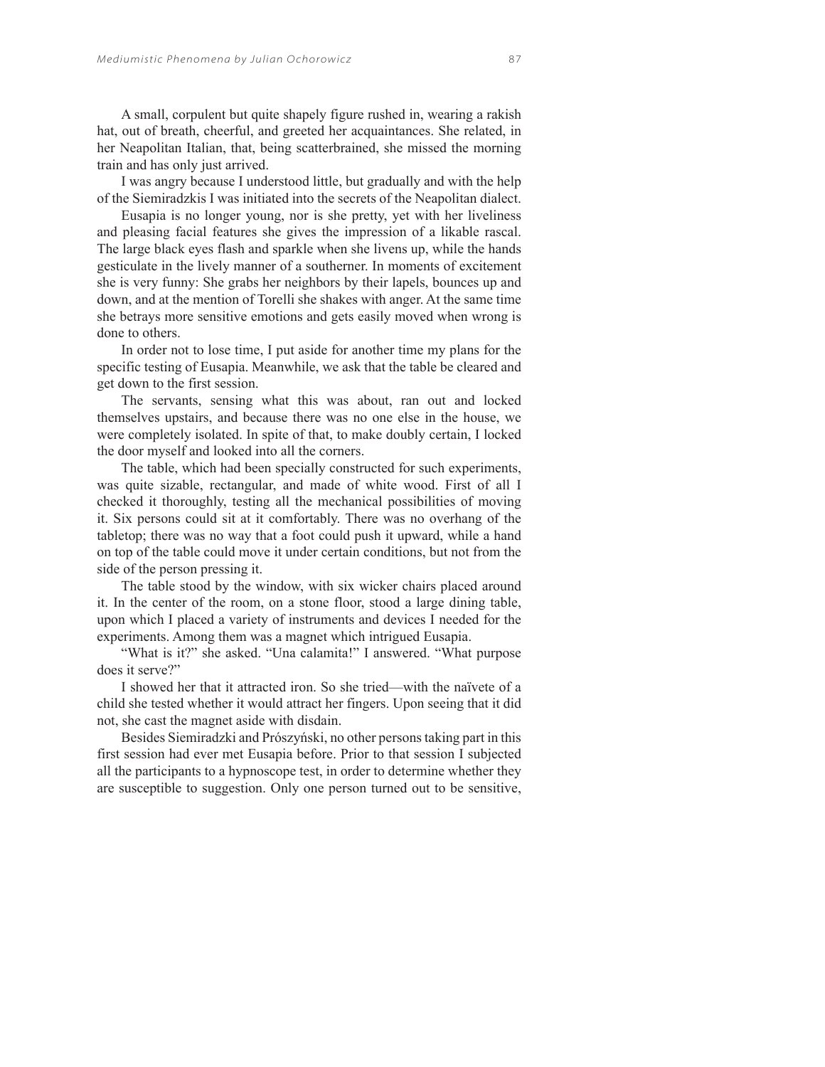A small, corpulent but quite shapely figure rushed in, wearing a rakish hat, out of breath, cheerful, and greeted her acquaintances. She related, in her Neapolitan Italian, that, being scatterbrained, she missed the morning train and has only just arrived.

I was angry because I understood little, but gradually and with the help of the Siemiradzkis I was initiated into the secrets of the Neapolitan dialect.

Eusapia is no longer young, nor is she pretty, yet with her liveliness and pleasing facial features she gives the impression of a likable rascal. The large black eyes flash and sparkle when she livens up, while the hands gesticulate in the lively manner of a southerner. In moments of excitement she is very funny: She grabs her neighbors by their lapels, bounces up and down, and at the mention of Torelli she shakes with anger. At the same time she betrays more sensitive emotions and gets easily moved when wrong is done to others.

In order not to lose time, I put aside for another time my plans for the specific testing of Eusapia. Meanwhile, we ask that the table be cleared and get down to the first session.

The servants, sensing what this was about, ran out and locked themselves upstairs, and because there was no one else in the house, we were completely isolated. In spite of that, to make doubly certain, I locked the door myself and looked into all the corners.

The table, which had been specially constructed for such experiments, was quite sizable, rectangular, and made of white wood. First of all I checked it thoroughly, testing all the mechanical possibilities of moving it. Six persons could sit at it comfortably. There was no overhang of the tabletop; there was no way that a foot could push it upward, while a hand on top of the table could move it under certain conditions, but not from the side of the person pressing it.

The table stood by the window, with six wicker chairs placed around it. In the center of the room, on a stone floor, stood a large dining table, upon which I placed a variety of instruments and devices I needed for the experiments. Among them was a magnet which intrigued Eusapia.

"What is it?" she asked. "Una calamita!" I answered. "What purpose does it serve?"

I showed her that it attracted iron. So she tried—with the naïvete of a child she tested whether it would attract her fingers. Upon seeing that it did not, she cast the magnet aside with disdain.

Besides Siemiradzki and Prószyński, no other persons taking part in this first session had ever met Eusapia before. Prior to that session I subjected all the participants to a hypnoscope test, in order to determine whether they are susceptible to suggestion. Only one person turned out to be sensitive,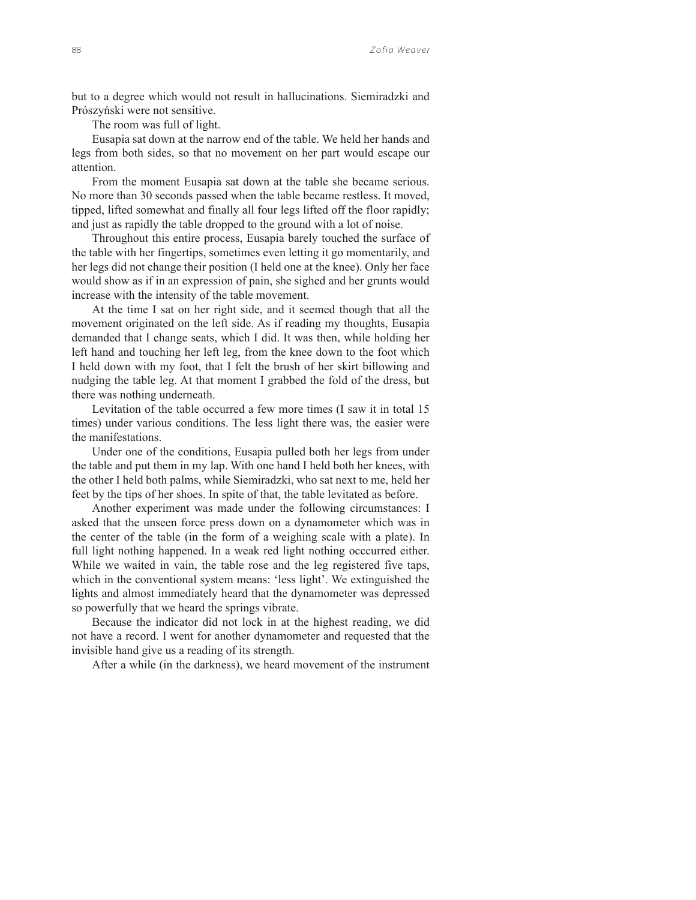but to a degree which would not result in hallucinations. Siemiradzki and Prószyński were not sensitive.

The room was full of light.

Eusapia sat down at the narrow end of the table. We held her hands and legs from both sides, so that no movement on her part would escape our attention.

From the moment Eusapia sat down at the table she became serious. No more than 30 seconds passed when the table became restless. It moved, tipped, lifted somewhat and finally all four legs lifted off the floor rapidly; and just as rapidly the table dropped to the ground with a lot of noise.

Throughout this entire process, Eusapia barely touched the surface of the table with her fingertips, sometimes even letting it go momentarily, and her legs did not change their position (I held one at the knee). Only her face would show as if in an expression of pain, she sighed and her grunts would increase with the intensity of the table movement.

At the time I sat on her right side, and it seemed though that all the movement originated on the left side. As if reading my thoughts, Eusapia demanded that I change seats, which I did. It was then, while holding her left hand and touching her left leg, from the knee down to the foot which I held down with my foot, that I felt the brush of her skirt billowing and nudging the table leg. At that moment I grabbed the fold of the dress, but there was nothing underneath.

Levitation of the table occurred a few more times (I saw it in total 15 times) under various conditions. The less light there was, the easier were the manifestations.

Under one of the conditions, Eusapia pulled both her legs from under the table and put them in my lap. With one hand I held both her knees, with the other I held both palms, while Siemiradzki, who sat next to me, held her feet by the tips of her shoes. In spite of that, the table levitated as before.

Another experiment was made under the following circumstances: I asked that the unseen force press down on a dynamometer which was in the center of the table (in the form of a weighing scale with a plate). In full light nothing happened. In a weak red light nothing occcurred either. While we waited in vain, the table rose and the leg registered five taps, which in the conventional system means: 'less light'. We extinguished the lights and almost immediately heard that the dynamometer was depressed so powerfully that we heard the springs vibrate.

Because the indicator did not lock in at the highest reading, we did not have a record. I went for another dynamometer and requested that the invisible hand give us a reading of its strength.

After a while (in the darkness), we heard movement of the instrument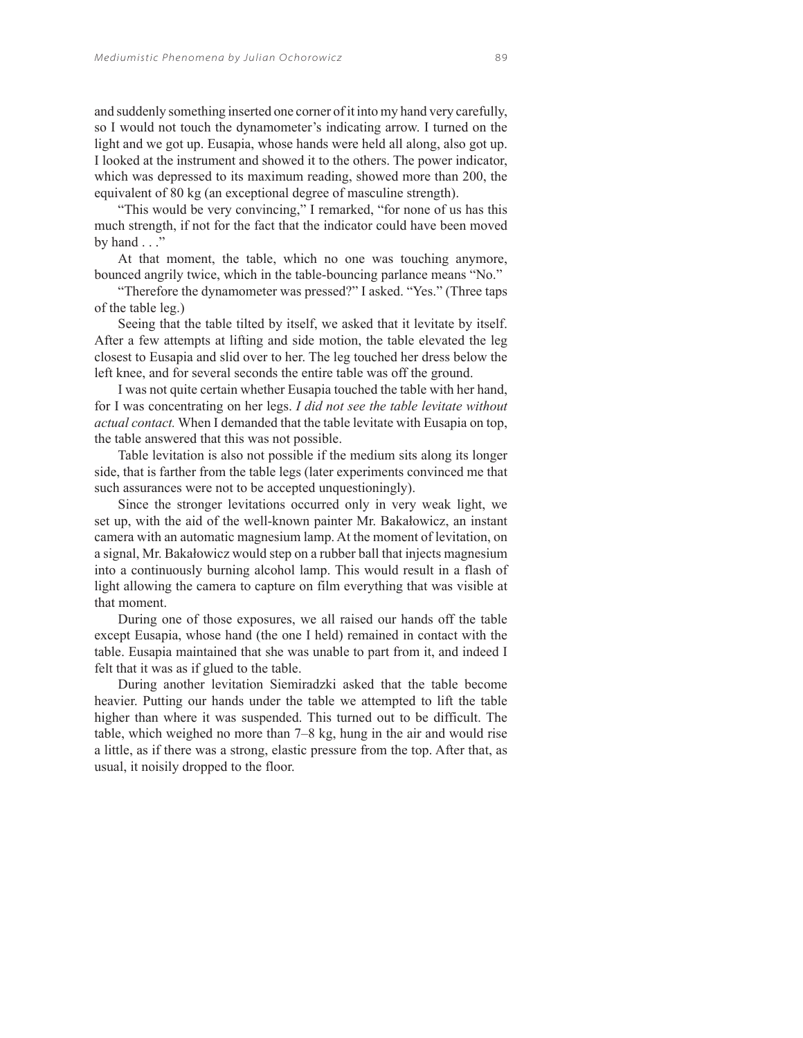and suddenly something inserted one corner of it into my hand very carefully, so I would not touch the dynamometer's indicating arrow. I turned on the light and we got up. Eusapia, whose hands were held all along, also got up. I looked at the instrument and showed it to the others. The power indicator, which was depressed to its maximum reading, showed more than 200, the equivalent of 80 kg (an exceptional degree of masculine strength).

"This would be very convincing," I remarked, "for none of us has this much strength, if not for the fact that the indicator could have been moved by hand . . ."

At that moment, the table, which no one was touching anymore, bounced angrily twice, which in the table-bouncing parlance means "No."

"Therefore the dynamometer was pressed?" I asked. "Yes." (Three taps of the table leg.)

Seeing that the table tilted by itself, we asked that it levitate by itself. After a few attempts at lifting and side motion, the table elevated the leg closest to Eusapia and slid over to her. The leg touched her dress below the left knee, and for several seconds the entire table was off the ground.

I was not quite certain whether Eusapia touched the table with her hand, for I was concentrating on her legs. *I did not see the table levitate without actual contact.* When I demanded that the table levitate with Eusapia on top, the table answered that this was not possible.

Table levitation is also not possible if the medium sits along its longer side, that is farther from the table legs (later experiments convinced me that such assurances were not to be accepted unquestioningly).

Since the stronger levitations occurred only in very weak light, we set up, with the aid of the well-known painter Mr. Bakałowicz, an instant camera with an automatic magnesium lamp. At the moment of levitation, on a signal, Mr. Bakałowicz would step on a rubber ball that injects magnesium into a continuously burning alcohol lamp. This would result in a flash of light allowing the camera to capture on film everything that was visible at that moment.

During one of those exposures, we all raised our hands off the table except Eusapia, whose hand (the one I held) remained in contact with the table. Eusapia maintained that she was unable to part from it, and indeed I felt that it was as if glued to the table.

During another levitation Siemiradzki asked that the table become heavier. Putting our hands under the table we attempted to lift the table higher than where it was suspended. This turned out to be difficult. The table, which weighed no more than 7–8 kg, hung in the air and would rise a little, as if there was a strong, elastic pressure from the top. After that, as usual, it noisily dropped to the floor.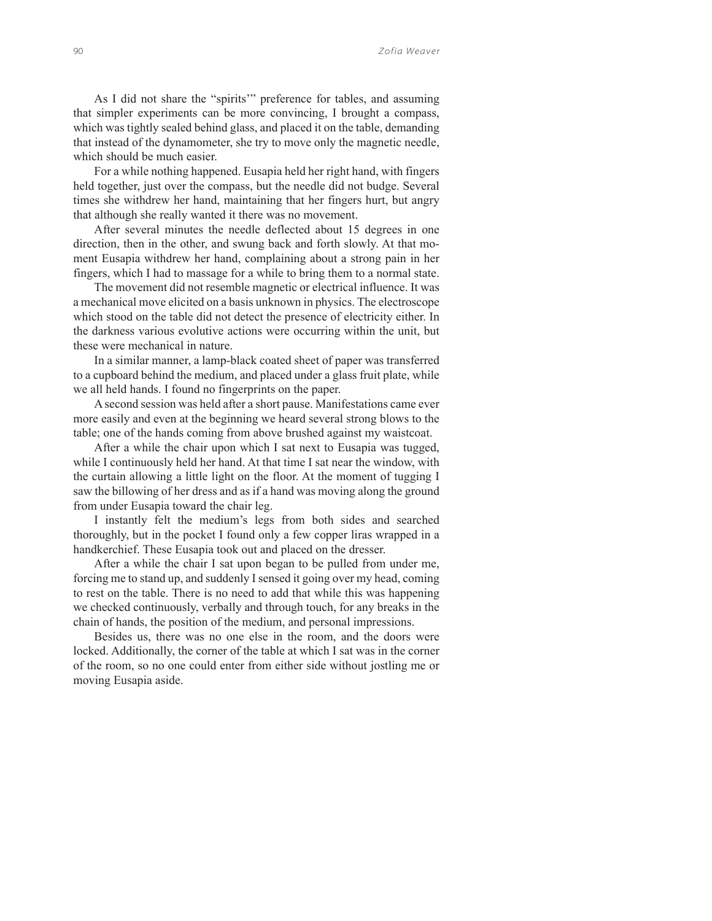As I did not share the "spirits'" preference for tables, and assuming that simpler experiments can be more convincing, I brought a compass, which was tightly sealed behind glass, and placed it on the table, demanding that instead of the dynamometer, she try to move only the magnetic needle, which should be much easier.

For a while nothing happened. Eusapia held her right hand, with fingers held together, just over the compass, but the needle did not budge. Several times she withdrew her hand, maintaining that her fingers hurt, but angry that although she really wanted it there was no movement.

After several minutes the needle deflected about 15 degrees in one direction, then in the other, and swung back and forth slowly. At that moment Eusapia withdrew her hand, complaining about a strong pain in her fingers, which I had to massage for a while to bring them to a normal state.

The movement did not resemble magnetic or electrical influence. It was a mechanical move elicited on a basis unknown in physics. The electroscope which stood on the table did not detect the presence of electricity either. In the darkness various evolutive actions were occurring within the unit, but these were mechanical in nature.

In a similar manner, a lamp-black coated sheet of paper was transferred to a cupboard behind the medium, and placed under a glass fruit plate, while we all held hands. I found no fingerprints on the paper.

A second session was held after a short pause. Manifestations came ever more easily and even at the beginning we heard several strong blows to the table; one of the hands coming from above brushed against my waistcoat.

After a while the chair upon which I sat next to Eusapia was tugged, while I continuously held her hand. At that time I sat near the window, with the curtain allowing a little light on the floor. At the moment of tugging I saw the billowing of her dress and as if a hand was moving along the ground from under Eusapia toward the chair leg.

I instantly felt the medium's legs from both sides and searched thoroughly, but in the pocket I found only a few copper liras wrapped in a handkerchief. These Eusapia took out and placed on the dresser.

After a while the chair I sat upon began to be pulled from under me, forcing me to stand up, and suddenly I sensed it going over my head, coming to rest on the table. There is no need to add that while this was happening we checked continuously, verbally and through touch, for any breaks in the chain of hands, the position of the medium, and personal impressions.

Besides us, there was no one else in the room, and the doors were locked. Additionally, the corner of the table at which I sat was in the corner of the room, so no one could enter from either side without jostling me or moving Eusapia aside.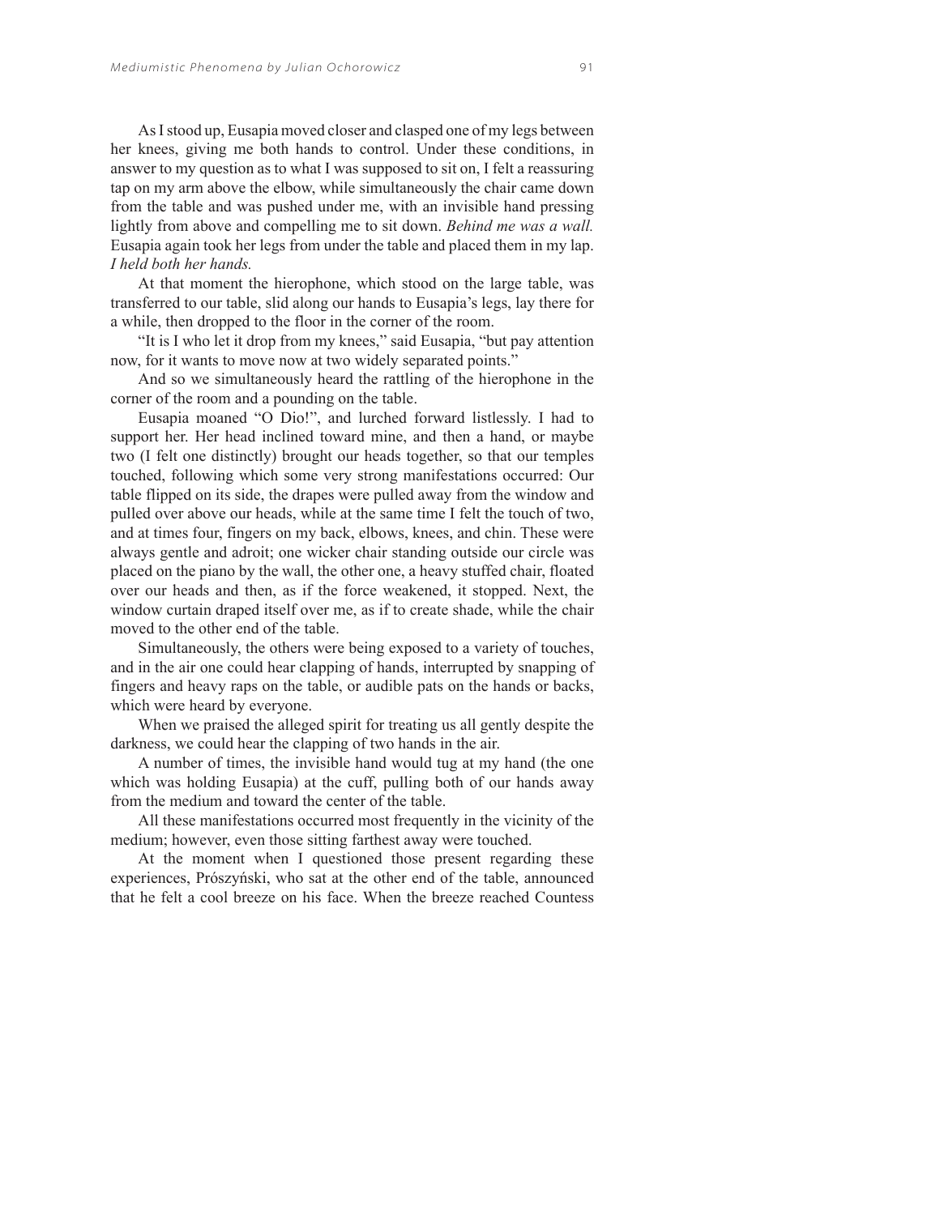As I stood up, Eusapia moved closer and clasped one of my legs between her knees, giving me both hands to control. Under these conditions, in answer to my question as to what I was supposed to sit on, I felt a reassuring tap on my arm above the elbow, while simultaneously the chair came down from the table and was pushed under me, with an invisible hand pressing lightly from above and compelling me to sit down. *Behind me was a wall.* Eusapia again took her legs from under the table and placed them in my lap. *I held both her hands.*

At that moment the hierophone, which stood on the large table, was transferred to our table, slid along our hands to Eusapia's legs, lay there for a while, then dropped to the floor in the corner of the room.

"It is I who let it drop from my knees," said Eusapia, "but pay attention now, for it wants to move now at two widely separated points."

And so we simultaneously heard the rattling of the hierophone in the corner of the room and a pounding on the table.

Eusapia moaned "O Dio!", and lurched forward listlessly. I had to support her. Her head inclined toward mine, and then a hand, or maybe two (I felt one distinctly) brought our heads together, so that our temples touched, following which some very strong manifestations occurred: Our table flipped on its side, the drapes were pulled away from the window and pulled over above our heads, while at the same time I felt the touch of two, and at times four, fingers on my back, elbows, knees, and chin. These were always gentle and adroit; one wicker chair standing outside our circle was placed on the piano by the wall, the other one, a heavy stuffed chair, floated over our heads and then, as if the force weakened, it stopped. Next, the window curtain draped itself over me, as if to create shade, while the chair moved to the other end of the table.

Simultaneously, the others were being exposed to a variety of touches, and in the air one could hear clapping of hands, interrupted by snapping of fingers and heavy raps on the table, or audible pats on the hands or backs, which were heard by everyone.

When we praised the alleged spirit for treating us all gently despite the darkness, we could hear the clapping of two hands in the air.

A number of times, the invisible hand would tug at my hand (the one which was holding Eusapia) at the cuff, pulling both of our hands away from the medium and toward the center of the table.

All these manifestations occurred most frequently in the vicinity of the medium; however, even those sitting farthest away were touched.

At the moment when I questioned those present regarding these experiences, Prószyński, who sat at the other end of the table, announced that he felt a cool breeze on his face. When the breeze reached Countess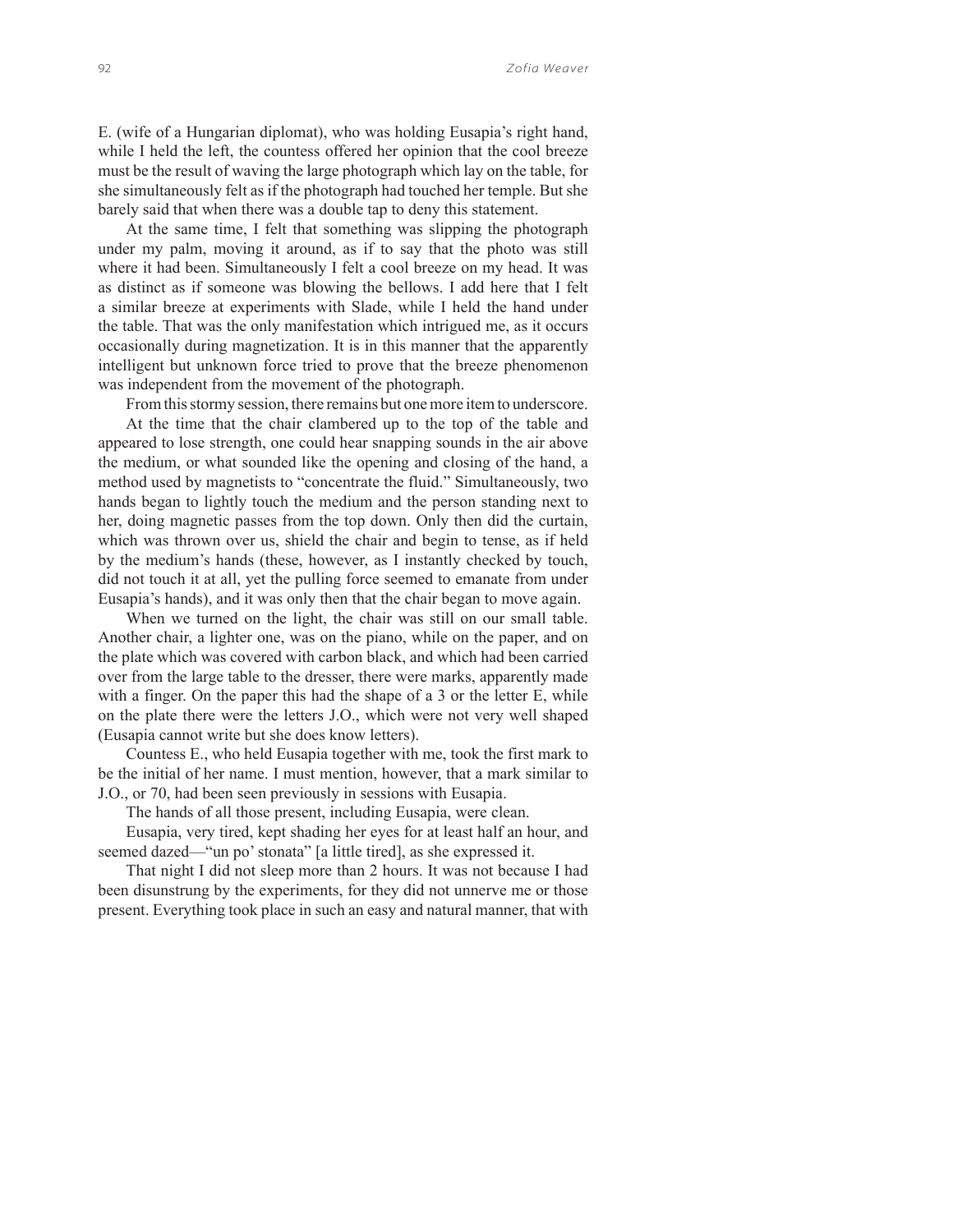E. (wife of a Hungarian diplomat), who was holding Eusapia's right hand, while I held the left, the countess offered her opinion that the cool breeze must be the result of waving the large photograph which lay on the table, for she simultaneously felt as if the photograph had touched her temple. But she barely said that when there was a double tap to deny this statement.

At the same time, I felt that something was slipping the photograph under my palm, moving it around, as if to say that the photo was still where it had been. Simultaneously I felt a cool breeze on my head. It was as distinct as if someone was blowing the bellows. I add here that I felt a similar breeze at experiments with Slade, while I held the hand under the table. That was the only manifestation which intrigued me, as it occurs occasionally during magnetization. It is in this manner that the apparently intelligent but unknown force tried to prove that the breeze phenomenon was independent from the movement of the photograph.

From this stormy session, there remains but one more item to underscore.

At the time that the chair clambered up to the top of the table and appeared to lose strength, one could hear snapping sounds in the air above the medium, or what sounded like the opening and closing of the hand, a method used by magnetists to "concentrate the fluid." Simultaneously, two hands began to lightly touch the medium and the person standing next to her, doing magnetic passes from the top down. Only then did the curtain, which was thrown over us, shield the chair and begin to tense, as if held by the medium's hands (these, however, as I instantly checked by touch, did not touch it at all, yet the pulling force seemed to emanate from under Eusapia's hands), and it was only then that the chair began to move again.

When we turned on the light, the chair was still on our small table. Another chair, a lighter one, was on the piano, while on the paper, and on the plate which was covered with carbon black, and which had been carried over from the large table to the dresser, there were marks, apparently made with a finger. On the paper this had the shape of a 3 or the letter E, while on the plate there were the letters J.O., which were not very well shaped (Eusapia cannot write but she does know letters).

Countess E., who held Eusapia together with me, took the first mark to be the initial of her name. I must mention, however, that a mark similar to J.O., or 70, had been seen previously in sessions with Eusapia.

The hands of all those present, including Eusapia, were clean.

Eusapia, very tired, kept shading her eyes for at least half an hour, and seemed dazed—"un po' stonata" [a little tired], as she expressed it.

That night I did not sleep more than 2 hours. It was not because I had been disunstrung by the experiments, for they did not unnerve me or those present. Everything took place in such an easy and natural manner, that with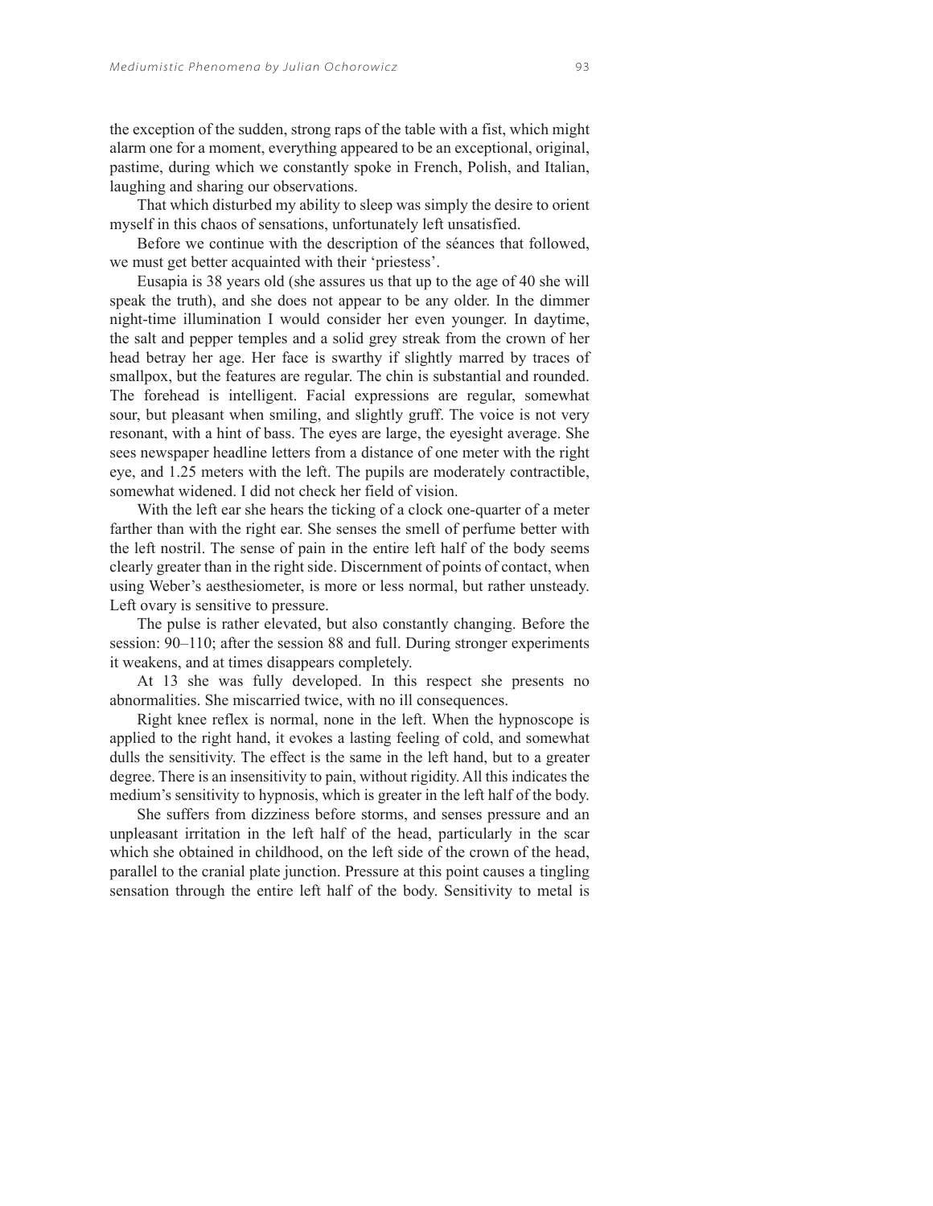the exception of the sudden, strong raps of the table with a fist, which might alarm one for a moment, everything appeared to be an exceptional, original, pastime, during which we constantly spoke in French, Polish, and Italian, laughing and sharing our observations.

That which disturbed my ability to sleep was simply the desire to orient myself in this chaos of sensations, unfortunately left unsatisfied.

Before we continue with the description of the séances that followed, we must get better acquainted with their 'priestess'.

Eusapia is 38 years old (she assures us that up to the age of 40 she will speak the truth), and she does not appear to be any older. In the dimmer night-time illumination I would consider her even younger. In daytime, the salt and pepper temples and a solid grey streak from the crown of her head betray her age. Her face is swarthy if slightly marred by traces of smallpox, but the features are regular. The chin is substantial and rounded. The forehead is intelligent. Facial expressions are regular, somewhat sour, but pleasant when smiling, and slightly gruff. The voice is not very resonant, with a hint of bass. The eyes are large, the eyesight average. She sees newspaper headline letters from a distance of one meter with the right eye, and 1.25 meters with the left. The pupils are moderately contractible, somewhat widened. I did not check her field of vision.

With the left ear she hears the ticking of a clock one-quarter of a meter farther than with the right ear. She senses the smell of perfume better with the left nostril. The sense of pain in the entire left half of the body seems clearly greater than in the right side. Discernment of points of contact, when using Weber's aesthesiometer, is more or less normal, but rather unsteady. Left ovary is sensitive to pressure.

The pulse is rather elevated, but also constantly changing. Before the session: 90–110; after the session 88 and full. During stronger experiments it weakens, and at times disappears completely.

At 13 she was fully developed. In this respect she presents no abnormalities. She miscarried twice, with no ill consequences.

Right knee reflex is normal, none in the left. When the hypnoscope is applied to the right hand, it evokes a lasting feeling of cold, and somewhat dulls the sensitivity. The effect is the same in the left hand, but to a greater degree. There is an insensitivity to pain, without rigidity. All this indicates the medium's sensitivity to hypnosis, which is greater in the left half of the body.

She suffers from dizziness before storms, and senses pressure and an unpleasant irritation in the left half of the head, particularly in the scar which she obtained in childhood, on the left side of the crown of the head, parallel to the cranial plate junction. Pressure at this point causes a tingling sensation through the entire left half of the body. Sensitivity to metal is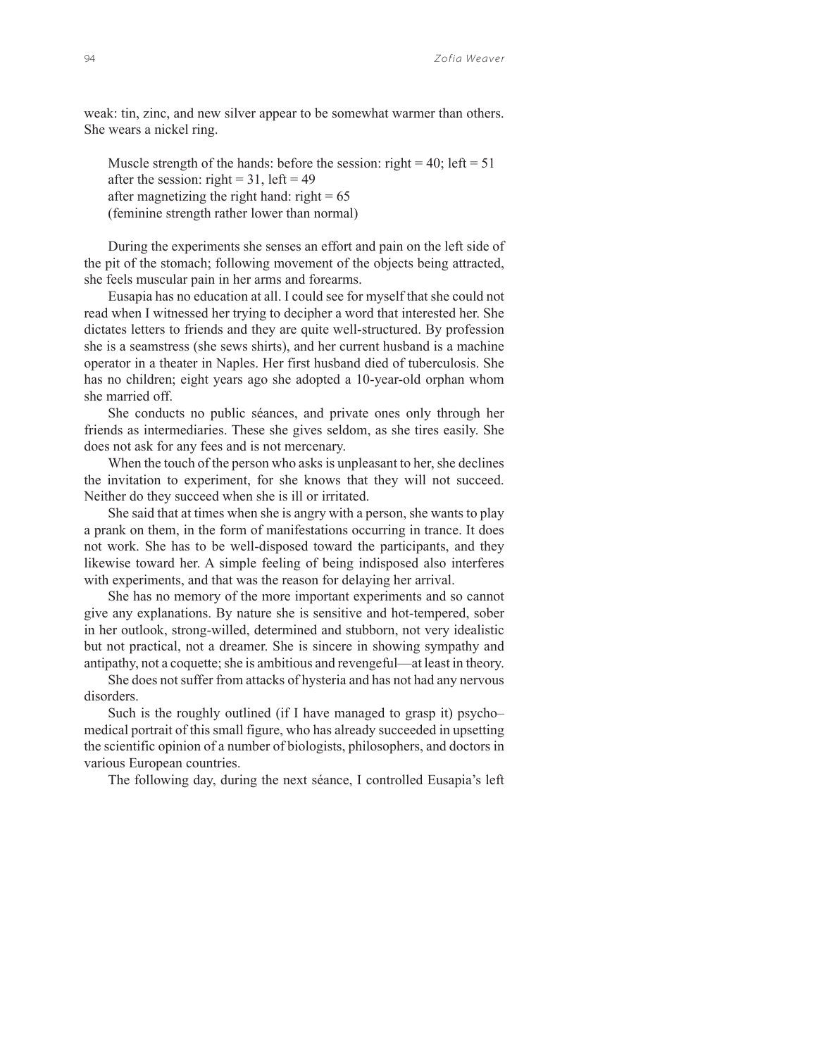weak: tin, zinc, and new silver appear to be somewhat warmer than others. She wears a nickel ring.

> Muscle strength of the hands: before the session: right = 40; left = 51
> after the session: right = 31, left = 49
> after magnetizing the right hand: right = 65
> (feminine strength rather lower than normal)

During the experiments she senses an effort and pain on the left side of the pit of the stomach; following movement of the objects being attracted, she feels muscular pain in her arms and forearms.

Eusapia has no education at all. I could see for myself that she could not read when I witnessed her trying to decipher a word that interested her. She dictates letters to friends and they are quite well-structured. By profession she is a seamstress (she sews shirts), and her current husband is a machine operator in a theater in Naples. Her first husband died of tuberculosis. She has no children; eight years ago she adopted a 10-year-old orphan whom she married off.

She conducts no public séances, and private ones only through her friends as intermediaries. These she gives seldom, as she tires easily. She does not ask for any fees and is not mercenary.

When the touch of the person who asks is unpleasant to her, she declines the invitation to experiment, for she knows that they will not succeed. Neither do they succeed when she is ill or irritated.

She said that at times when she is angry with a person, she wants to play a prank on them, in the form of manifestations occurring in trance. It does not work. She has to be well-disposed toward the participants, and they likewise toward her. A simple feeling of being indisposed also interferes with experiments, and that was the reason for delaying her arrival.

She has no memory of the more important experiments and so cannot give any explanations. By nature she is sensitive and hot-tempered, sober in her outlook, strong-willed, determined and stubborn, not very idealistic but not practical, not a dreamer. She is sincere in showing sympathy and antipathy, not a coquette; she is ambitious and revengeful—at least in theory.

She does not suffer from attacks of hysteria and has not had any nervous disorders.

Such is the roughly outlined (if I have managed to grasp it) psycho–medical portrait of this small figure, who has already succeeded in upsetting the scientific opinion of a number of biologists, philosophers, and doctors in various European countries.

The following day, during the next séance, I controlled Eusapia's left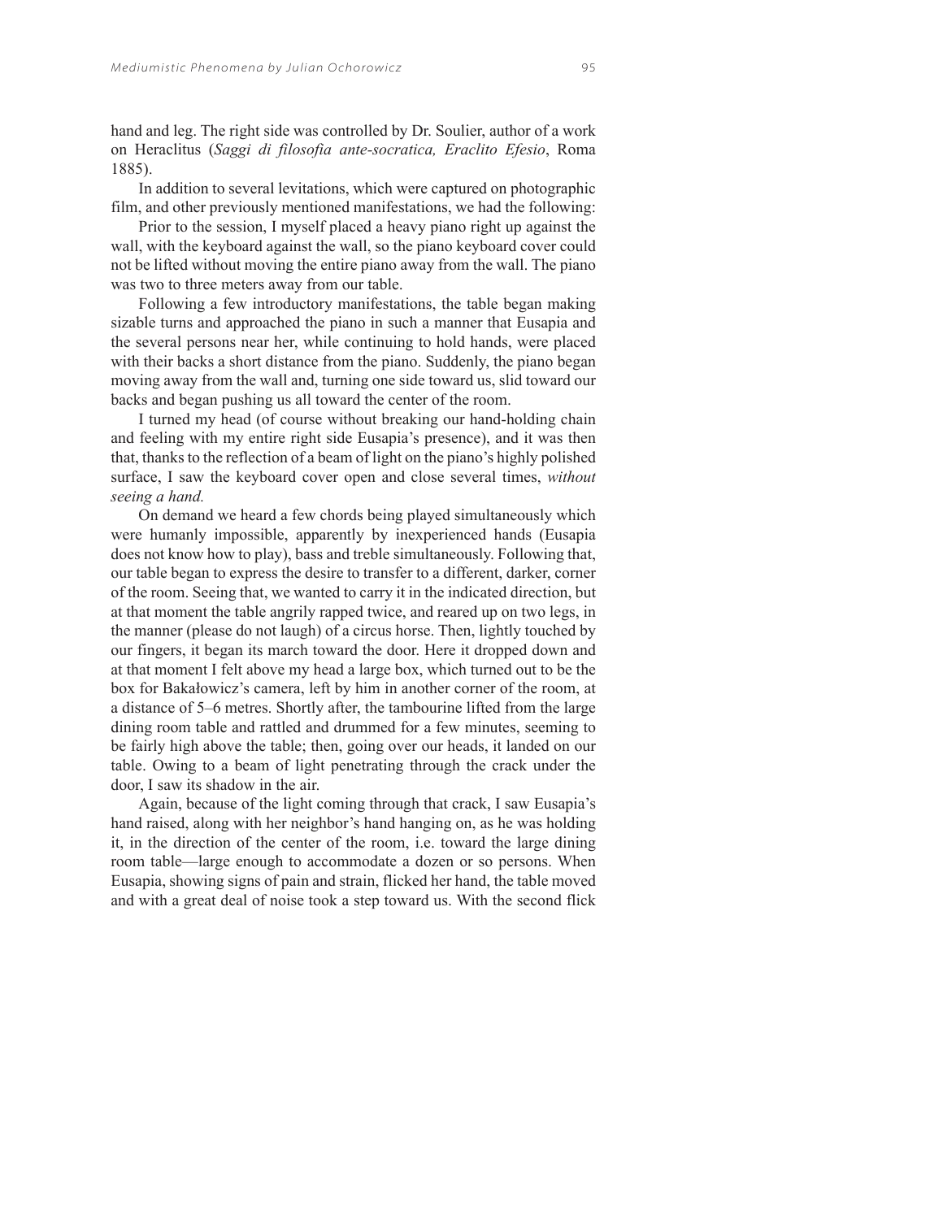hand and leg. The right side was controlled by Dr. Soulier, author of a work on Heraclitus (*Saggi di filosofia ante-socratica, Eraclito Efesio*, Roma 1885).

In addition to several levitations, which were captured on photographic film, and other previously mentioned manifestations, we had the following:

Prior to the session, I myself placed a heavy piano right up against the wall, with the keyboard against the wall, so the piano keyboard cover could not be lifted without moving the entire piano away from the wall. The piano was two to three meters away from our table.

Following a few introductory manifestations, the table began making sizable turns and approached the piano in such a manner that Eusapia and the several persons near her, while continuing to hold hands, were placed with their backs a short distance from the piano. Suddenly, the piano began moving away from the wall and, turning one side toward us, slid toward our backs and began pushing us all toward the center of the room.

I turned my head (of course without breaking our hand-holding chain and feeling with my entire right side Eusapia's presence), and it was then that, thanks to the reflection of a beam of light on the piano's highly polished surface, I saw the keyboard cover open and close several times, *without seeing a hand.*

On demand we heard a few chords being played simultaneously which were humanly impossible, apparently by inexperienced hands (Eusapia does not know how to play), bass and treble simultaneously. Following that, our table began to express the desire to transfer to a different, darker, corner of the room. Seeing that, we wanted to carry it in the indicated direction, but at that moment the table angrily rapped twice, and reared up on two legs, in the manner (please do not laugh) of a circus horse. Then, lightly touched by our fingers, it began its march toward the door. Here it dropped down and at that moment I felt above my head a large box, which turned out to be the box for Bakałowicz's camera, left by him in another corner of the room, at a distance of 5–6 metres. Shortly after, the tambourine lifted from the large dining room table and rattled and drummed for a few minutes, seeming to be fairly high above the table; then, going over our heads, it landed on our table. Owing to a beam of light penetrating through the crack under the door, I saw its shadow in the air.

Again, because of the light coming through that crack, I saw Eusapia's hand raised, along with her neighbor's hand hanging on, as he was holding it, in the direction of the center of the room, i.e. toward the large dining room table—large enough to accommodate a dozen or so persons. When Eusapia, showing signs of pain and strain, flicked her hand, the table moved and with a great deal of noise took a step toward us. With the second flick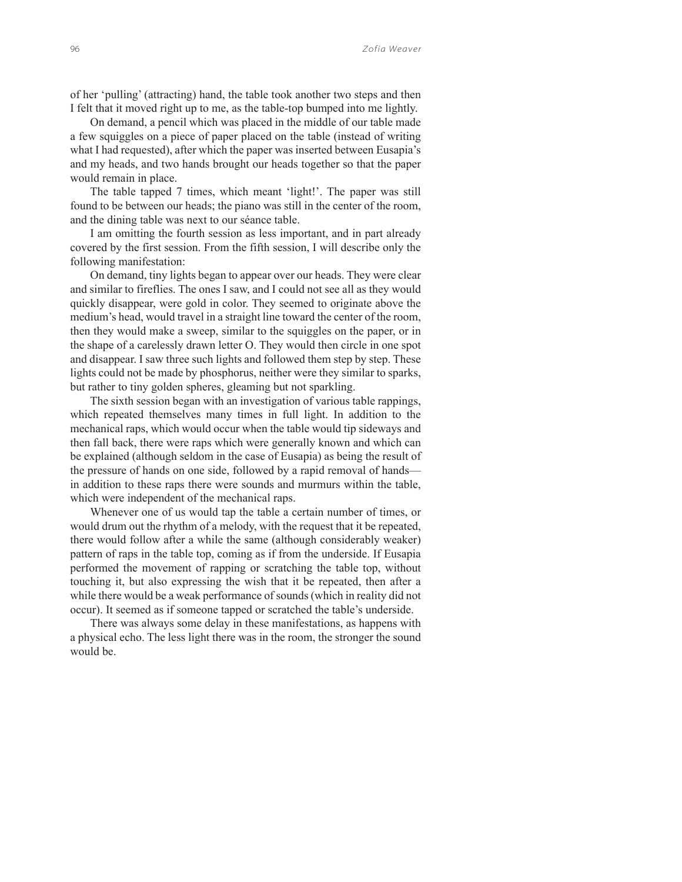of her 'pulling' (attracting) hand, the table took another two steps and then I felt that it moved right up to me, as the table-top bumped into me lightly.

On demand, a pencil which was placed in the middle of our table made a few squiggles on a piece of paper placed on the table (instead of writing what I had requested), after which the paper was inserted between Eusapia's and my heads, and two hands brought our heads together so that the paper would remain in place.

The table tapped 7 times, which meant 'light!'. The paper was still found to be between our heads; the piano was still in the center of the room, and the dining table was next to our séance table.

I am omitting the fourth session as less important, and in part already covered by the first session. From the fifth session, I will describe only the following manifestation:

On demand, tiny lights began to appear over our heads. They were clear and similar to fireflies. The ones I saw, and I could not see all as they would quickly disappear, were gold in color. They seemed to originate above the medium's head, would travel in a straight line toward the center of the room, then they would make a sweep, similar to the squiggles on the paper, or in the shape of a carelessly drawn letter O. They would then circle in one spot and disappear. I saw three such lights and followed them step by step. These lights could not be made by phosphorus, neither were they similar to sparks, but rather to tiny golden spheres, gleaming but not sparkling.

The sixth session began with an investigation of various table rappings, which repeated themselves many times in full light. In addition to the mechanical raps, which would occur when the table would tip sideways and then fall back, there were raps which were generally known and which can be explained (although seldom in the case of Eusapia) as being the result of the pressure of hands on one side, followed by a rapid removal of hands—in addition to these raps there were sounds and murmurs within the table, which were independent of the mechanical raps.

Whenever one of us would tap the table a certain number of times, or would drum out the rhythm of a melody, with the request that it be repeated, there would follow after a while the same (although considerably weaker) pattern of raps in the table top, coming as if from the underside. If Eusapia performed the movement of rapping or scratching the table top, without touching it, but also expressing the wish that it be repeated, then after a while there would be a weak performance of sounds (which in reality did not occur). It seemed as if someone tapped or scratched the table's underside.

There was always some delay in these manifestations, as happens with a physical echo. The less light there was in the room, the stronger the sound would be.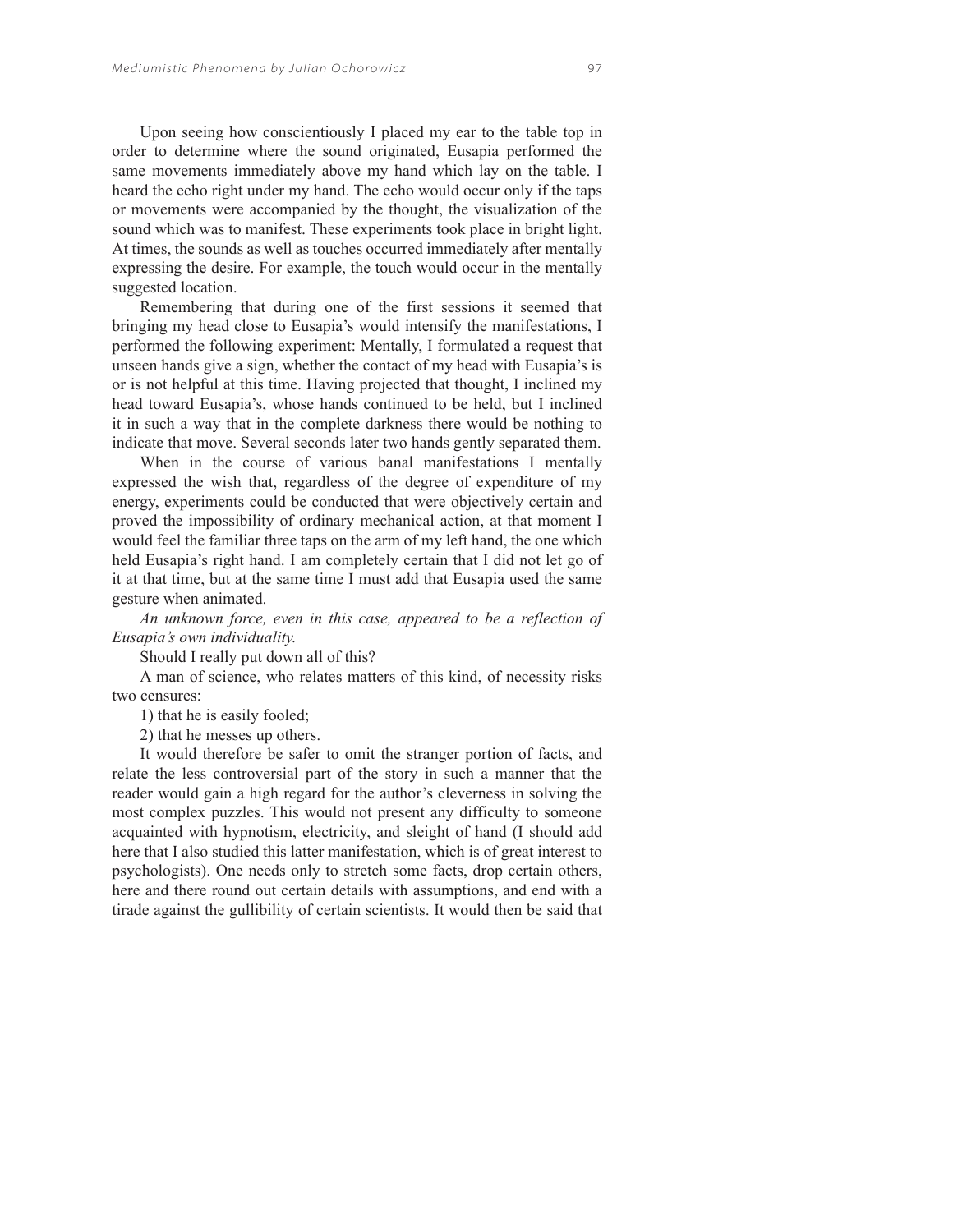Upon seeing how conscientiously I placed my ear to the table top in order to determine where the sound originated, Eusapia performed the same movements immediately above my hand which lay on the table. I heard the echo right under my hand. The echo would occur only if the taps or movements were accompanied by the thought, the visualization of the sound which was to manifest. These experiments took place in bright light. At times, the sounds as well as touches occurred immediately after mentally expressing the desire. For example, the touch would occur in the mentally suggested location.

Remembering that during one of the first sessions it seemed that bringing my head close to Eusapia's would intensify the manifestations, I performed the following experiment: Mentally, I formulated a request that unseen hands give a sign, whether the contact of my head with Eusapia's is or is not helpful at this time. Having projected that thought, I inclined my head toward Eusapia's, whose hands continued to be held, but I inclined it in such a way that in the complete darkness there would be nothing to indicate that move. Several seconds later two hands gently separated them.

When in the course of various banal manifestations I mentally expressed the wish that, regardless of the degree of expenditure of my energy, experiments could be conducted that were objectively certain and proved the impossibility of ordinary mechanical action, at that moment I would feel the familiar three taps on the arm of my left hand, the one which held Eusapia's right hand. I am completely certain that I did not let go of it at that time, but at the same time I must add that Eusapia used the same gesture when animated.

*An unknown force, even in this case, appeared to be a reflection of Eusapia's own individuality.*

Should I really put down all of this?

A man of science, who relates matters of this kind, of necessity risks two censures:

1) that he is easily fooled;

2) that he messes up others.

It would therefore be safer to omit the stranger portion of facts, and relate the less controversial part of the story in such a manner that the reader would gain a high regard for the author's cleverness in solving the most complex puzzles. This would not present any difficulty to someone acquainted with hypnotism, electricity, and sleight of hand (I should add here that I also studied this latter manifestation, which is of great interest to psychologists). One needs only to stretch some facts, drop certain others, here and there round out certain details with assumptions, and end with a tirade against the gullibility of certain scientists. It would then be said that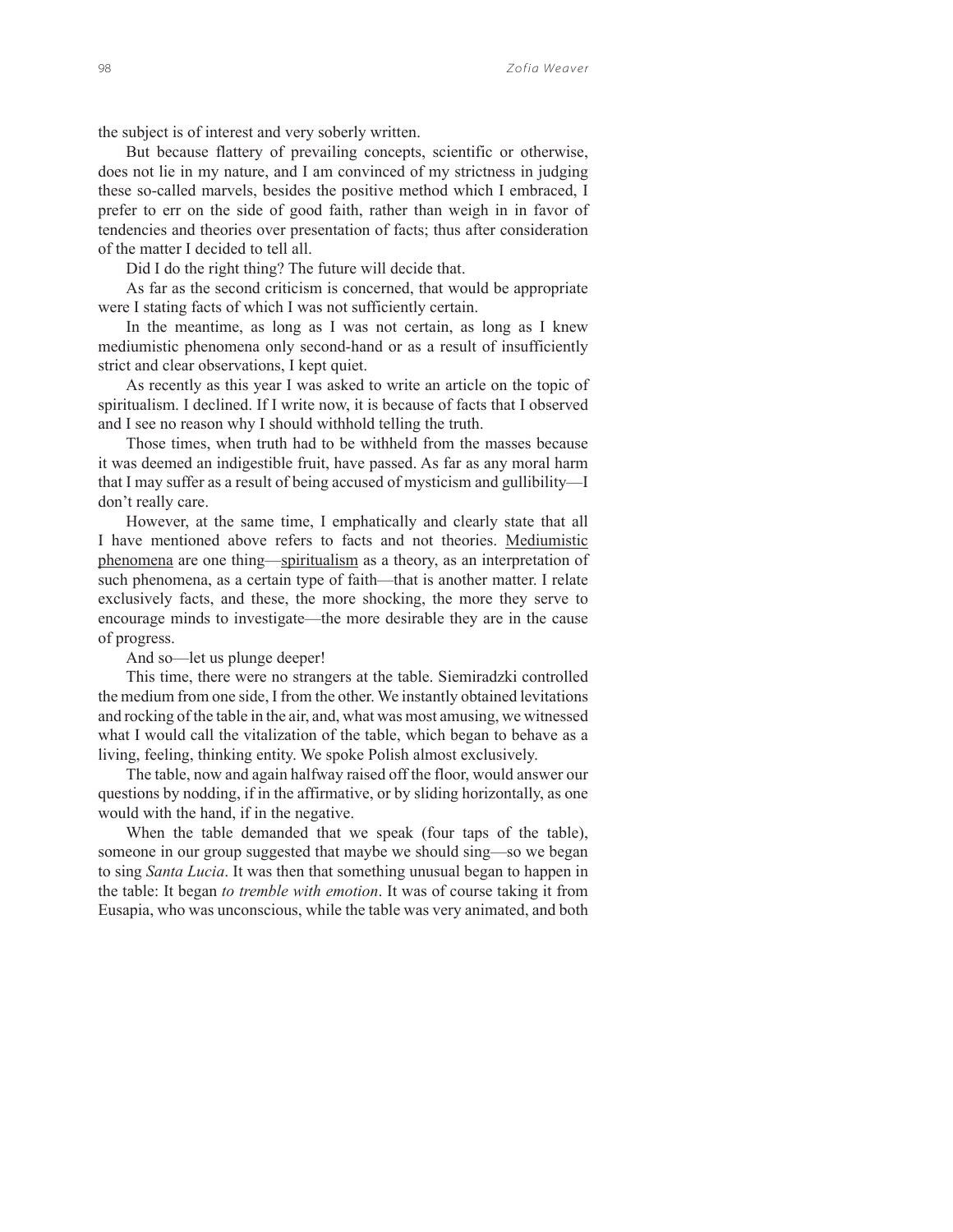the subject is of interest and very soberly written.

But because flattery of prevailing concepts, scientific or otherwise, does not lie in my nature, and I am convinced of my strictness in judging these so-called marvels, besides the positive method which I embraced, I prefer to err on the side of good faith, rather than weigh in in favor of tendencies and theories over presentation of facts; thus after consideration of the matter I decided to tell all.

Did I do the right thing? The future will decide that.

As far as the second criticism is concerned, that would be appropriate were I stating facts of which I was not sufficiently certain.

In the meantime, as long as I was not certain, as long as I knew mediumistic phenomena only second-hand or as a result of insufficiently strict and clear observations, I kept quiet.

As recently as this year I was asked to write an article on the topic of spiritualism. I declined. If I write now, it is because of facts that I observed and I see no reason why I should withhold telling the truth.

Those times, when truth had to be withheld from the masses because it was deemed an indigestible fruit, have passed. As far as any moral harm that I may suffer as a result of being accused of mysticism and gullibility—I don't really care.

However, at the same time, I emphatically and clearly state that all I have mentioned above refers to facts and not theories. <u>Mediumistic phenomena</u> are one thing—<u>spiritualism</u> as a theory, as an interpretation of such phenomena, as a certain type of faith—that is another matter. I relate exclusively facts, and these, the more shocking, the more they serve to encourage minds to investigate—the more desirable they are in the cause of progress.

And so—let us plunge deeper!

This time, there were no strangers at the table. Siemiradzki controlled the medium from one side, I from the other. We instantly obtained levitations and rocking of the table in the air, and, what was most amusing, we witnessed what I would call the vitalization of the table, which began to behave as a living, feeling, thinking entity. We spoke Polish almost exclusively.

The table, now and again halfway raised off the floor, would answer our questions by nodding, if in the affirmative, or by sliding horizontally, as one would with the hand, if in the negative.

When the table demanded that we speak (four taps of the table), someone in our group suggested that maybe we should sing—so we began to sing *Santa Lucia*. It was then that something unusual began to happen in the table: It began *to tremble with emotion*. It was of course taking it from Eusapia, who was unconscious, while the table was very animated, and both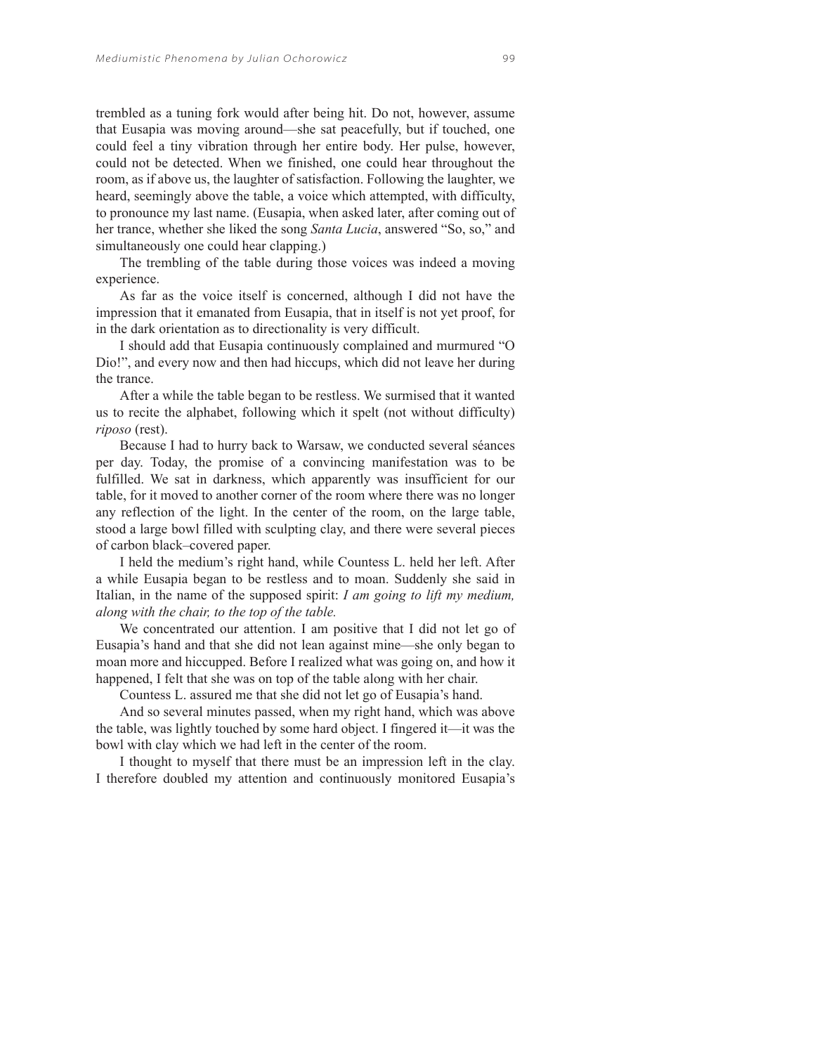trembled as a tuning fork would after being hit. Do not, however, assume that Eusapia was moving around—she sat peacefully, but if touched, one could feel a tiny vibration through her entire body. Her pulse, however, could not be detected. When we finished, one could hear throughout the room, as if above us, the laughter of satisfaction. Following the laughter, we heard, seemingly above the table, a voice which attempted, with difficulty, to pronounce my last name. (Eusapia, when asked later, after coming out of her trance, whether she liked the song *Santa Lucia*, answered "So, so," and simultaneously one could hear clapping.)

The trembling of the table during those voices was indeed a moving experience.

As far as the voice itself is concerned, although I did not have the impression that it emanated from Eusapia, that in itself is not yet proof, for in the dark orientation as to directionality is very difficult.

I should add that Eusapia continuously complained and murmured "O Dio!", and every now and then had hiccups, which did not leave her during the trance.

After a while the table began to be restless. We surmised that it wanted us to recite the alphabet, following which it spelt (not without difficulty) *riposo* (rest).

Because I had to hurry back to Warsaw, we conducted several séances per day. Today, the promise of a convincing manifestation was to be fulfilled. We sat in darkness, which apparently was insufficient for our table, for it moved to another corner of the room where there was no longer any reflection of the light. In the center of the room, on the large table, stood a large bowl filled with sculpting clay, and there were several pieces of carbon black–covered paper.

I held the medium's right hand, while Countess L. held her left. After a while Eusapia began to be restless and to moan. Suddenly she said in Italian, in the name of the supposed spirit: *I am going to lift my medium, along with the chair, to the top of the table.*

We concentrated our attention. I am positive that I did not let go of Eusapia's hand and that she did not lean against mine—she only began to moan more and hiccupped. Before I realized what was going on, and how it happened, I felt that she was on top of the table along with her chair.

Countess L. assured me that she did not let go of Eusapia's hand.

And so several minutes passed, when my right hand, which was above the table, was lightly touched by some hard object. I fingered it—it was the bowl with clay which we had left in the center of the room.

I thought to myself that there must be an impression left in the clay. I therefore doubled my attention and continuously monitored Eusapia's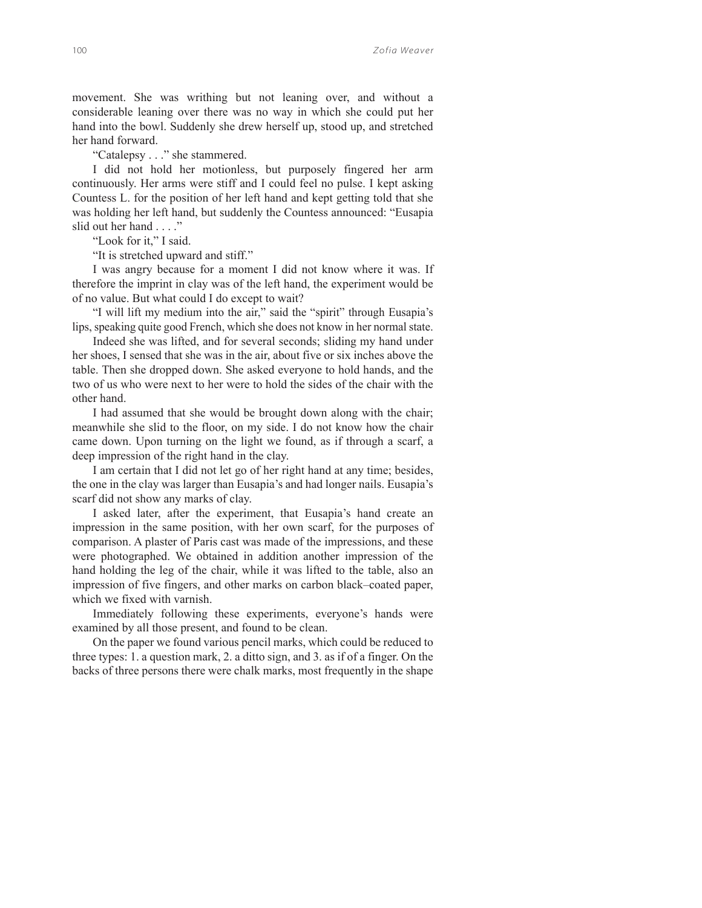movement. She was writhing but not leaning over, and without a considerable leaning over there was no way in which she could put her hand into the bowl. Suddenly she drew herself up, stood up, and stretched her hand forward.

"Catalepsy . . ." she stammered.

I did not hold her motionless, but purposely fingered her arm continuously. Her arms were stiff and I could feel no pulse. I kept asking Countess L. for the position of her left hand and kept getting told that she was holding her left hand, but suddenly the Countess announced: "Eusapia slid out her hand . . . ."

"Look for it," I said.

"It is stretched upward and stiff."

I was angry because for a moment I did not know where it was. If therefore the imprint in clay was of the left hand, the experiment would be of no value. But what could I do except to wait?

"I will lift my medium into the air," said the "spirit" through Eusapia's lips, speaking quite good French, which she does not know in her normal state.

Indeed she was lifted, and for several seconds; sliding my hand under her shoes, I sensed that she was in the air, about five or six inches above the table. Then she dropped down. She asked everyone to hold hands, and the two of us who were next to her were to hold the sides of the chair with the other hand.

I had assumed that she would be brought down along with the chair; meanwhile she slid to the floor, on my side. I do not know how the chair came down. Upon turning on the light we found, as if through a scarf, a deep impression of the right hand in the clay.

I am certain that I did not let go of her right hand at any time; besides, the one in the clay was larger than Eusapia's and had longer nails. Eusapia's scarf did not show any marks of clay.

I asked later, after the experiment, that Eusapia's hand create an impression in the same position, with her own scarf, for the purposes of comparison. A plaster of Paris cast was made of the impressions, and these were photographed. We obtained in addition another impression of the hand holding the leg of the chair, while it was lifted to the table, also an impression of five fingers, and other marks on carbon black–coated paper, which we fixed with varnish.

Immediately following these experiments, everyone's hands were examined by all those present, and found to be clean.

On the paper we found various pencil marks, which could be reduced to three types: 1. a question mark, 2. a ditto sign, and 3. as if of a finger. On the backs of three persons there were chalk marks, most frequently in the shape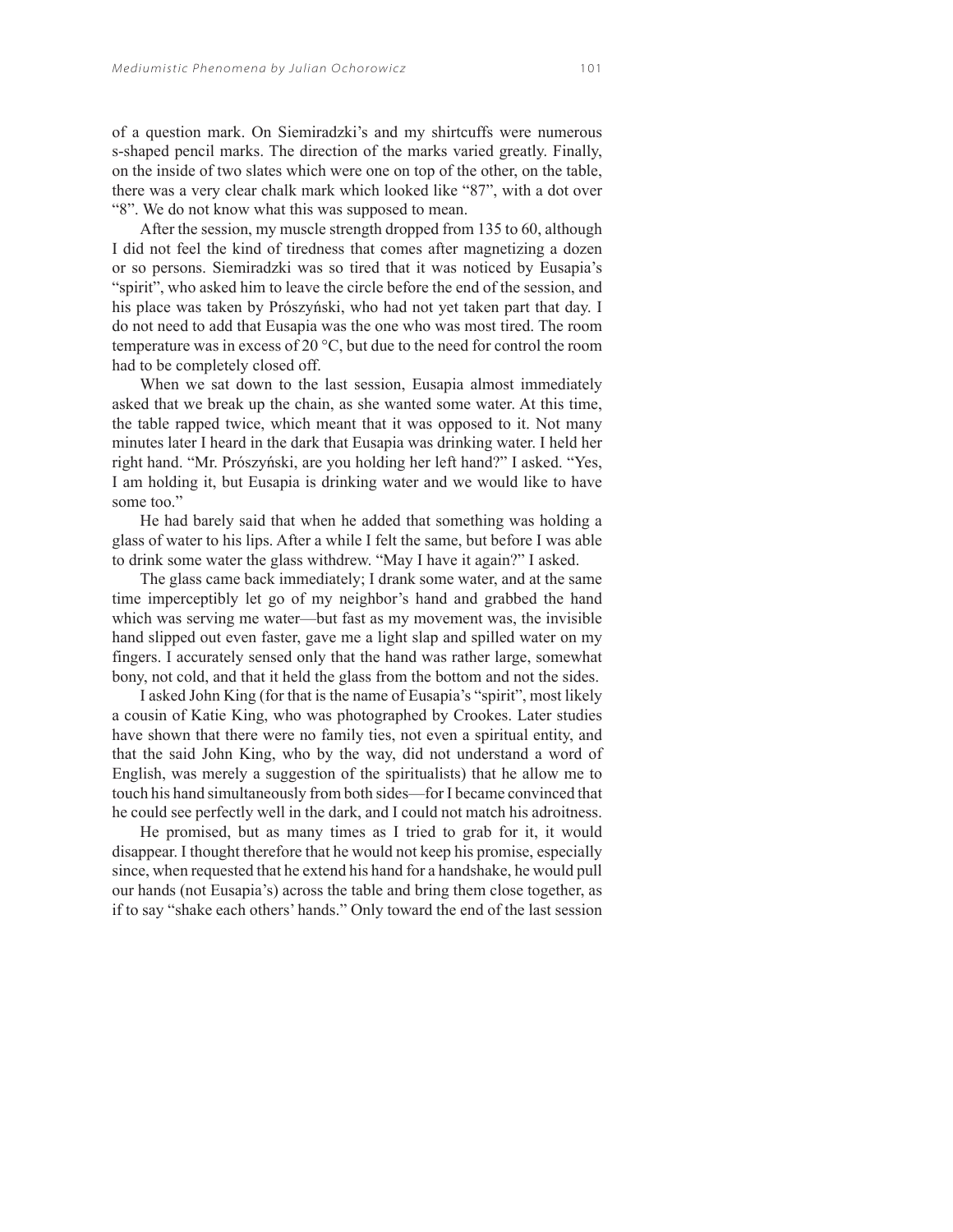of a question mark. On Siemiradzki's and my shirtcuffs were numerous s-shaped pencil marks. The direction of the marks varied greatly. Finally, on the inside of two slates which were one on top of the other, on the table, there was a very clear chalk mark which looked like "87", with a dot over "8". We do not know what this was supposed to mean.

After the session, my muscle strength dropped from 135 to 60, although I did not feel the kind of tiredness that comes after magnetizing a dozen or so persons. Siemiradzki was so tired that it was noticed by Eusapia's "spirit", who asked him to leave the circle before the end of the session, and his place was taken by Prószyński, who had not yet taken part that day. I do not need to add that Eusapia was the one who was most tired. The room temperature was in excess of 20 °C, but due to the need for control the room had to be completely closed off.

When we sat down to the last session, Eusapia almost immediately asked that we break up the chain, as she wanted some water. At this time, the table rapped twice, which meant that it was opposed to it. Not many minutes later I heard in the dark that Eusapia was drinking water. I held her right hand. "Mr. Prószyński, are you holding her left hand?" I asked. "Yes, I am holding it, but Eusapia is drinking water and we would like to have some too."

He had barely said that when he added that something was holding a glass of water to his lips. After a while I felt the same, but before I was able to drink some water the glass withdrew. "May I have it again?" I asked.

The glass came back immediately; I drank some water, and at the same time imperceptibly let go of my neighbor's hand and grabbed the hand which was serving me water—but fast as my movement was, the invisible hand slipped out even faster, gave me a light slap and spilled water on my fingers. I accurately sensed only that the hand was rather large, somewhat bony, not cold, and that it held the glass from the bottom and not the sides.

I asked John King (for that is the name of Eusapia's "spirit", most likely a cousin of Katie King, who was photographed by Crookes. Later studies have shown that there were no family ties, not even a spiritual entity, and that the said John King, who by the way, did not understand a word of English, was merely a suggestion of the spiritualists) that he allow me to touch his hand simultaneously from both sides—for I became convinced that he could see perfectly well in the dark, and I could not match his adroitness.

He promised, but as many times as I tried to grab for it, it would disappear. I thought therefore that he would not keep his promise, especially since, when requested that he extend his hand for a handshake, he would pull our hands (not Eusapia's) across the table and bring them close together, as if to say "shake each others' hands." Only toward the end of the last session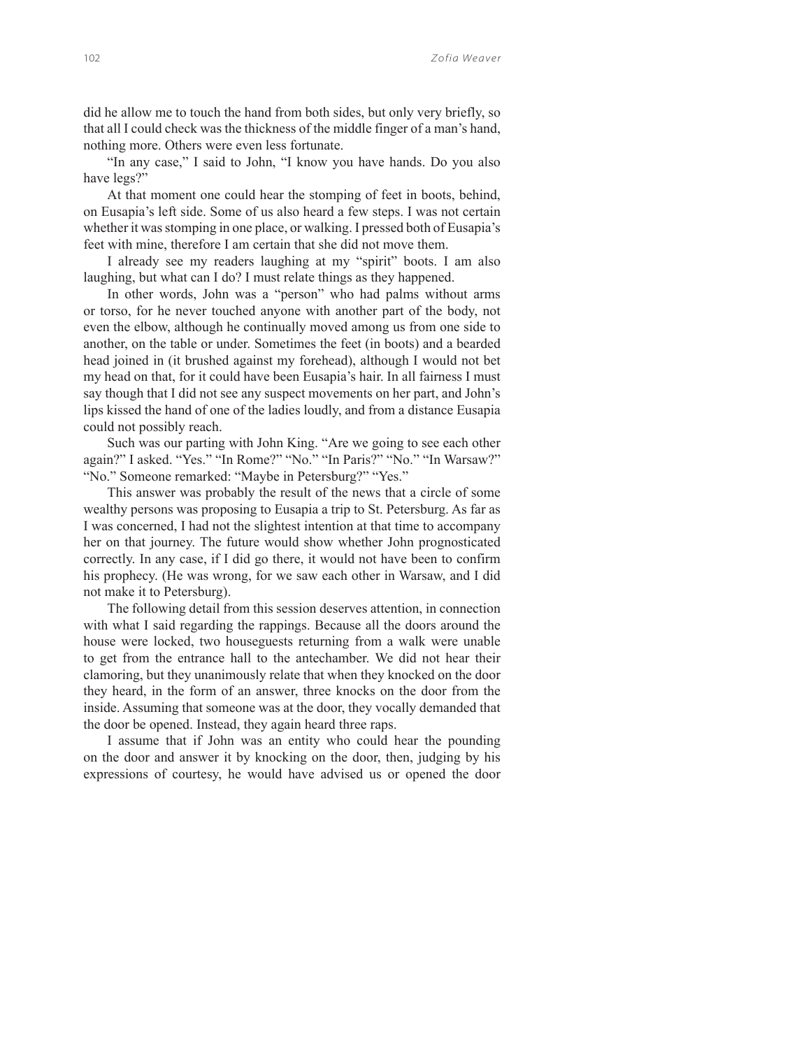did he allow me to touch the hand from both sides, but only very briefly, so that all I could check was the thickness of the middle finger of a man's hand, nothing more. Others were even less fortunate.

"In any case," I said to John, "I know you have hands. Do you also have legs?"

At that moment one could hear the stomping of feet in boots, behind, on Eusapia's left side. Some of us also heard a few steps. I was not certain whether it was stomping in one place, or walking. I pressed both of Eusapia's feet with mine, therefore I am certain that she did not move them.

I already see my readers laughing at my "spirit" boots. I am also laughing, but what can I do? I must relate things as they happened.

In other words, John was a "person" who had palms without arms or torso, for he never touched anyone with another part of the body, not even the elbow, although he continually moved among us from one side to another, on the table or under. Sometimes the feet (in boots) and a bearded head joined in (it brushed against my forehead), although I would not bet my head on that, for it could have been Eusapia's hair. In all fairness I must say though that I did not see any suspect movements on her part, and John's lips kissed the hand of one of the ladies loudly, and from a distance Eusapia could not possibly reach.

Such was our parting with John King. "Are we going to see each other again?" I asked. "Yes." "In Rome?" "No." "In Paris?" "No." "In Warsaw?" "No." Someone remarked: "Maybe in Petersburg?" "Yes."

This answer was probably the result of the news that a circle of some wealthy persons was proposing to Eusapia a trip to St. Petersburg. As far as I was concerned, I had not the slightest intention at that time to accompany her on that journey. The future would show whether John prognosticated correctly. In any case, if I did go there, it would not have been to confirm his prophecy. (He was wrong, for we saw each other in Warsaw, and I did not make it to Petersburg).

The following detail from this session deserves attention, in connection with what I said regarding the rappings. Because all the doors around the house were locked, two houseguests returning from a walk were unable to get from the entrance hall to the antechamber. We did not hear their clamoring, but they unanimously relate that when they knocked on the door they heard, in the form of an answer, three knocks on the door from the inside. Assuming that someone was at the door, they vocally demanded that the door be opened. Instead, they again heard three raps.

I assume that if John was an entity who could hear the pounding on the door and answer it by knocking on the door, then, judging by his expressions of courtesy, he would have advised us or opened the door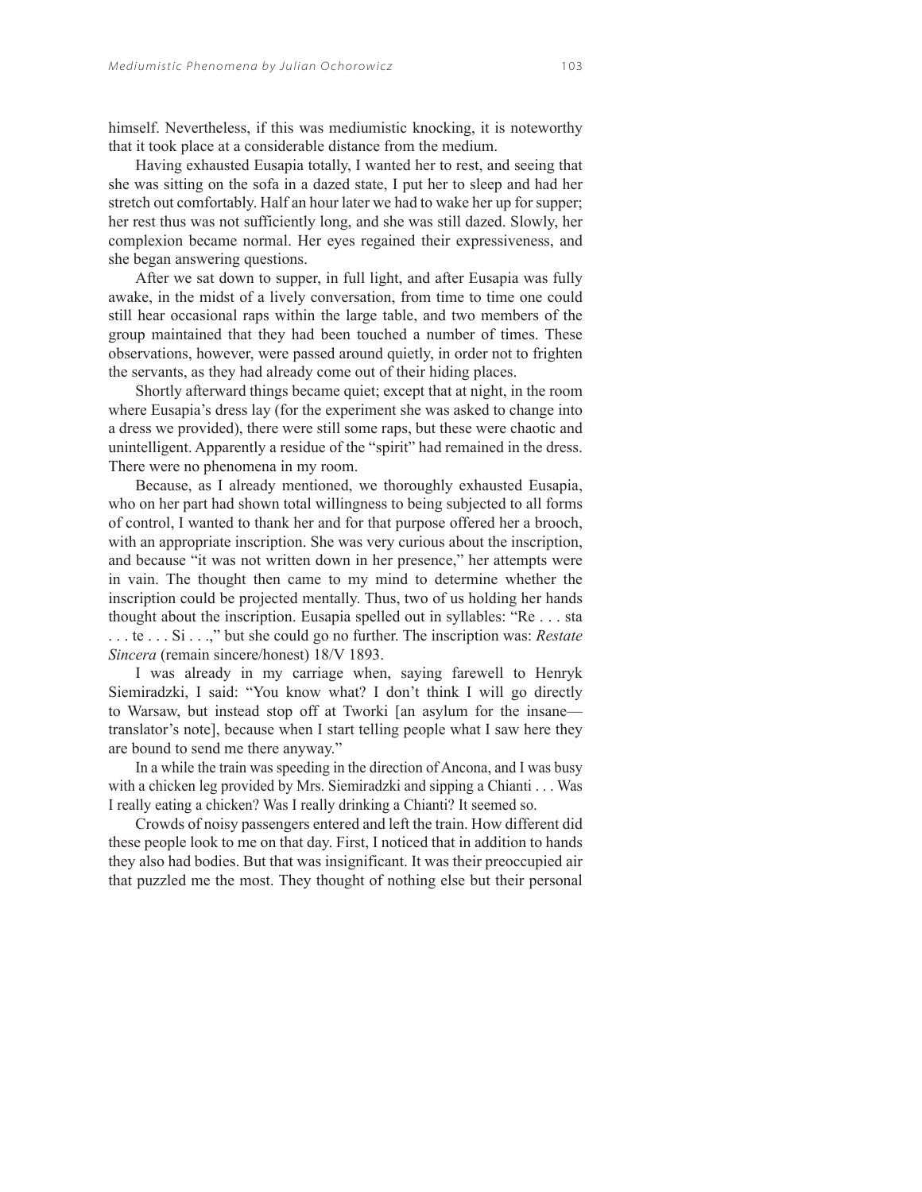himself. Nevertheless, if this was mediumistic knocking, it is noteworthy that it took place at a considerable distance from the medium.

Having exhausted Eusapia totally, I wanted her to rest, and seeing that she was sitting on the sofa in a dazed state, I put her to sleep and had her stretch out comfortably. Half an hour later we had to wake her up for supper; her rest thus was not sufficiently long, and she was still dazed. Slowly, her complexion became normal. Her eyes regained their expressiveness, and she began answering questions.

After we sat down to supper, in full light, and after Eusapia was fully awake, in the midst of a lively conversation, from time to time one could still hear occasional raps within the large table, and two members of the group maintained that they had been touched a number of times. These observations, however, were passed around quietly, in order not to frighten the servants, as they had already come out of their hiding places.

Shortly afterward things became quiet; except that at night, in the room where Eusapia's dress lay (for the experiment she was asked to change into a dress we provided), there were still some raps, but these were chaotic and unintelligent. Apparently a residue of the "spirit" had remained in the dress. There were no phenomena in my room.

Because, as I already mentioned, we thoroughly exhausted Eusapia, who on her part had shown total willingness to being subjected to all forms of control, I wanted to thank her and for that purpose offered her a brooch, with an appropriate inscription. She was very curious about the inscription, and because "it was not written down in her presence," her attempts were in vain. The thought then came to my mind to determine whether the inscription could be projected mentally. Thus, two of us holding her hands thought about the inscription. Eusapia spelled out in syllables: "Re . . . sta . . . te . . . Si . . .," but she could go no further. The inscription was: *Restate Sincera* (remain sincere/honest) 18/V 1893.

I was already in my carriage when, saying farewell to Henryk Siemiradzki, I said: "You know what? I don't think I will go directly to Warsaw, but instead stop off at Tworki [an asylum for the insane—translator's note], because when I start telling people what I saw here they are bound to send me there anyway."

In a while the train was speeding in the direction of Ancona, and I was busy with a chicken leg provided by Mrs. Siemiradzki and sipping a Chianti . . . Was I really eating a chicken? Was I really drinking a Chianti? It seemed so.

Crowds of noisy passengers entered and left the train. How different did these people look to me on that day. First, I noticed that in addition to hands they also had bodies. But that was insignificant. It was their preoccupied air that puzzled me the most. They thought of nothing else but their personal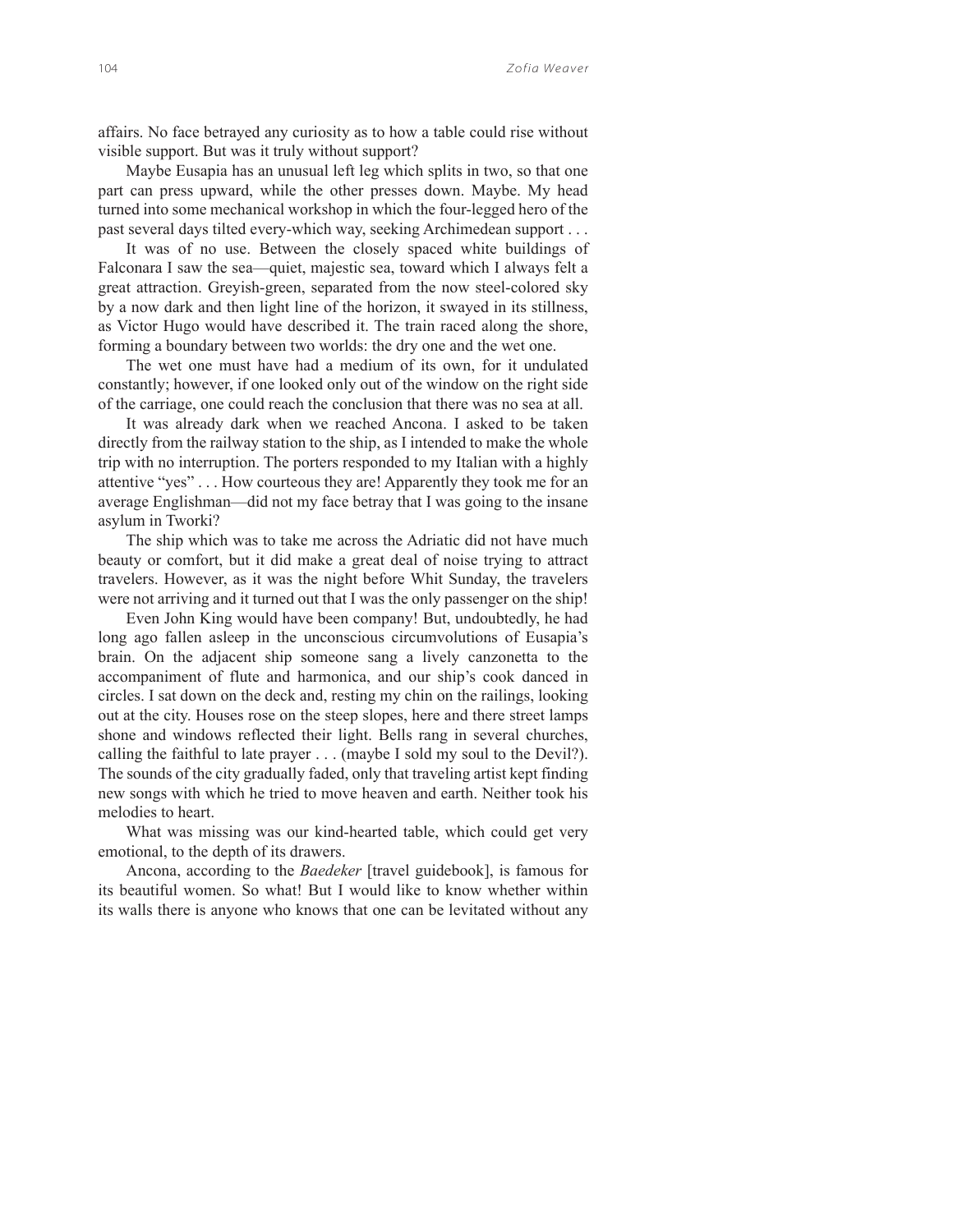affairs. No face betrayed any curiosity as to how a table could rise without visible support. But was it truly without support?

Maybe Eusapia has an unusual left leg which splits in two, so that one part can press upward, while the other presses down. Maybe. My head turned into some mechanical workshop in which the four-legged hero of the past several days tilted every-which way, seeking Archimedean support . . .

It was of no use. Between the closely spaced white buildings of Falconara I saw the sea—quiet, majestic sea, toward which I always felt a great attraction. Greyish-green, separated from the now steel-colored sky by a now dark and then light line of the horizon, it swayed in its stillness, as Victor Hugo would have described it. The train raced along the shore, forming a boundary between two worlds: the dry one and the wet one.

The wet one must have had a medium of its own, for it undulated constantly; however, if one looked only out of the window on the right side of the carriage, one could reach the conclusion that there was no sea at all.

It was already dark when we reached Ancona. I asked to be taken directly from the railway station to the ship, as I intended to make the whole trip with no interruption. The porters responded to my Italian with a highly attentive "yes" . . . How courteous they are! Apparently they took me for an average Englishman—did not my face betray that I was going to the insane asylum in Tworki?

The ship which was to take me across the Adriatic did not have much beauty or comfort, but it did make a great deal of noise trying to attract travelers. However, as it was the night before Whit Sunday, the travelers were not arriving and it turned out that I was the only passenger on the ship!

Even John King would have been company! But, undoubtedly, he had long ago fallen asleep in the unconscious circumvolutions of Eusapia's brain. On the adjacent ship someone sang a lively canzonetta to the accompaniment of flute and harmonica, and our ship's cook danced in circles. I sat down on the deck and, resting my chin on the railings, looking out at the city. Houses rose on the steep slopes, here and there street lamps shone and windows reflected their light. Bells rang in several churches, calling the faithful to late prayer . . . (maybe I sold my soul to the Devil?). The sounds of the city gradually faded, only that traveling artist kept finding new songs with which he tried to move heaven and earth. Neither took his melodies to heart.

What was missing was our kind-hearted table, which could get very emotional, to the depth of its drawers.

Ancona, according to the *Baedeker* [travel guidebook], is famous for its beautiful women. So what! But I would like to know whether within its walls there is anyone who knows that one can be levitated without any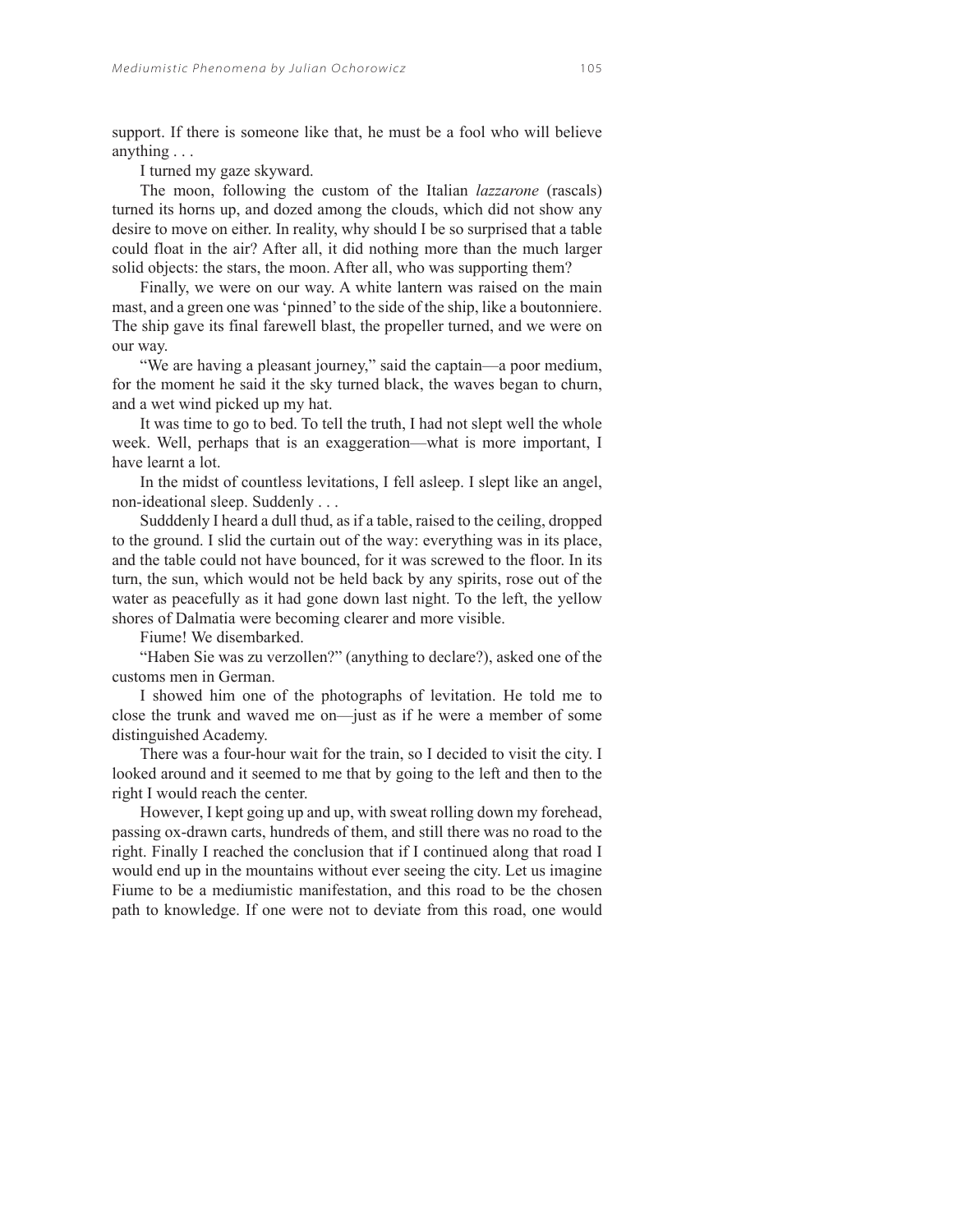support. If there is someone like that, he must be a fool who will believe anything . . .

I turned my gaze skyward.

The moon, following the custom of the Italian *lazzarone* (rascals) turned its horns up, and dozed among the clouds, which did not show any desire to move on either. In reality, why should I be so surprised that a table could float in the air? After all, it did nothing more than the much larger solid objects: the stars, the moon. After all, who was supporting them?

Finally, we were on our way. A white lantern was raised on the main mast, and a green one was 'pinned' to the side of the ship, like a boutonniere. The ship gave its final farewell blast, the propeller turned, and we were on our way.

"We are having a pleasant journey," said the captain—a poor medium, for the moment he said it the sky turned black, the waves began to churn, and a wet wind picked up my hat.

It was time to go to bed. To tell the truth, I had not slept well the whole week. Well, perhaps that is an exaggeration—what is more important, I have learnt a lot.

In the midst of countless levitations, I fell asleep. I slept like an angel, non-ideational sleep. Suddenly . . .

Sudddenly I heard a dull thud, as if a table, raised to the ceiling, dropped to the ground. I slid the curtain out of the way: everything was in its place, and the table could not have bounced, for it was screwed to the floor. In its turn, the sun, which would not be held back by any spirits, rose out of the water as peacefully as it had gone down last night. To the left, the yellow shores of Dalmatia were becoming clearer and more visible.

Fiume! We disembarked.

"Haben Sie was zu verzollen?" (anything to declare?), asked one of the customs men in German.

I showed him one of the photographs of levitation. He told me to close the trunk and waved me on—just as if he were a member of some distinguished Academy.

There was a four-hour wait for the train, so I decided to visit the city. I looked around and it seemed to me that by going to the left and then to the right I would reach the center.

However, I kept going up and up, with sweat rolling down my forehead, passing ox-drawn carts, hundreds of them, and still there was no road to the right. Finally I reached the conclusion that if I continued along that road I would end up in the mountains without ever seeing the city. Let us imagine Fiume to be a mediumistic manifestation, and this road to be the chosen path to knowledge. If one were not to deviate from this road, one would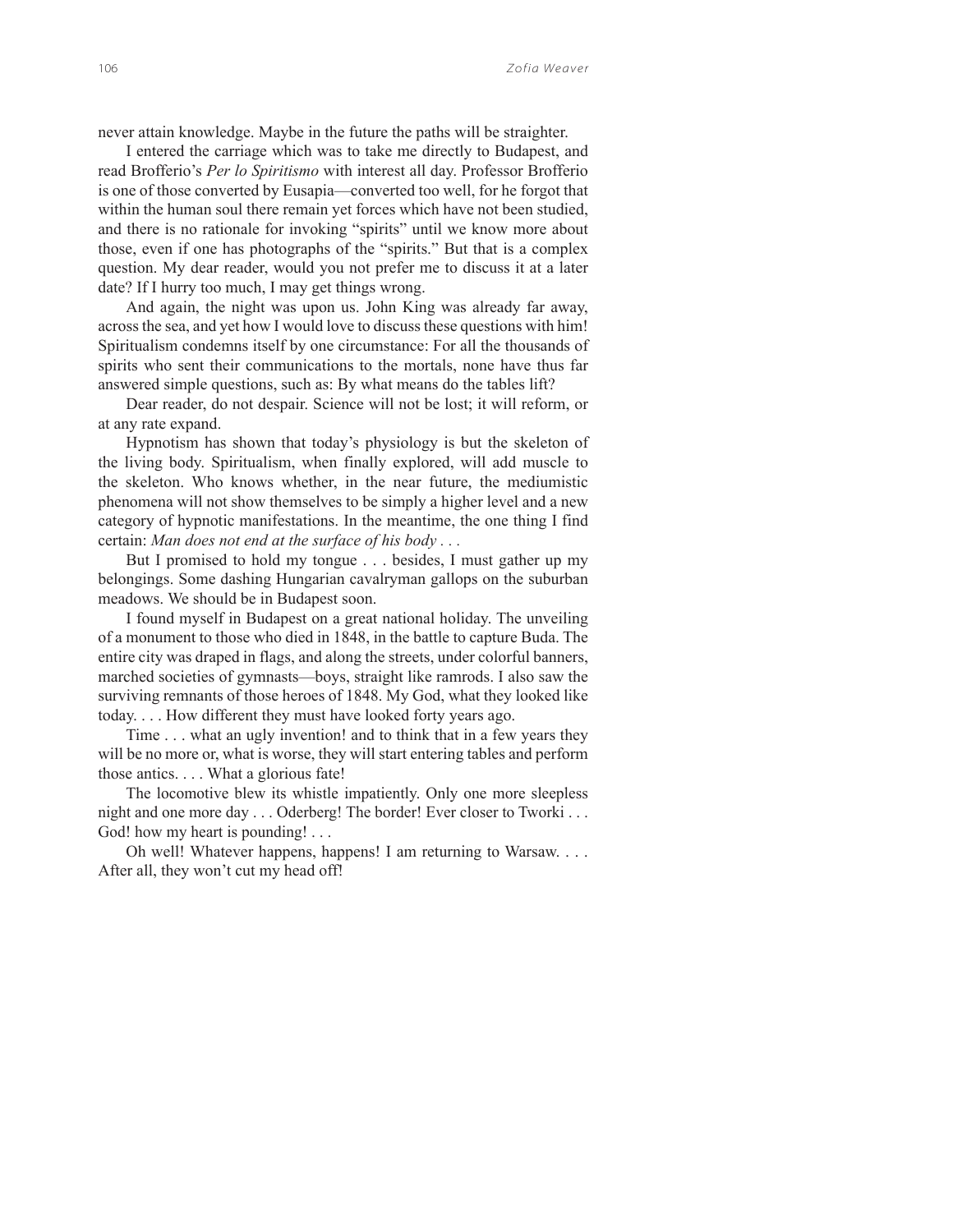never attain knowledge. Maybe in the future the paths will be straighter.

I entered the carriage which was to take me directly to Budapest, and read Brofferio's *Per lo Spiritismo* with interest all day. Professor Brofferio is one of those converted by Eusapia—converted too well, for he forgot that within the human soul there remain yet forces which have not been studied, and there is no rationale for invoking "spirits" until we know more about those, even if one has photographs of the "spirits." But that is a complex question. My dear reader, would you not prefer me to discuss it at a later date? If I hurry too much, I may get things wrong.

And again, the night was upon us. John King was already far away, across the sea, and yet how I would love to discuss these questions with him! Spiritualism condemns itself by one circumstance: For all the thousands of spirits who sent their communications to the mortals, none have thus far answered simple questions, such as: By what means do the tables lift?

Dear reader, do not despair. Science will not be lost; it will reform, or at any rate expand.

Hypnotism has shown that today's physiology is but the skeleton of the living body. Spiritualism, when finally explored, will add muscle to the skeleton. Who knows whether, in the near future, the mediumistic phenomena will not show themselves to be simply a higher level and a new category of hypnotic manifestations. In the meantime, the one thing I find certain: *Man does not end at the surface of his body . . .*

But I promised to hold my tongue . . . besides, I must gather up my belongings. Some dashing Hungarian cavalryman gallops on the suburban meadows. We should be in Budapest soon.

I found myself in Budapest on a great national holiday. The unveiling of a monument to those who died in 1848, in the battle to capture Buda. The entire city was draped in flags, and along the streets, under colorful banners, marched societies of gymnasts—boys, straight like ramrods. I also saw the surviving remnants of those heroes of 1848. My God, what they looked like today. . . . How different they must have looked forty years ago.

Time . . . what an ugly invention! and to think that in a few years they will be no more or, what is worse, they will start entering tables and perform those antics. . . . What a glorious fate!

The locomotive blew its whistle impatiently. Only one more sleepless night and one more day . . . Oderberg! The border! Ever closer to Tworki . . . God! how my heart is pounding! . . .

Oh well! Whatever happens, happens! I am returning to Warsaw. . . . After all, they won't cut my head off!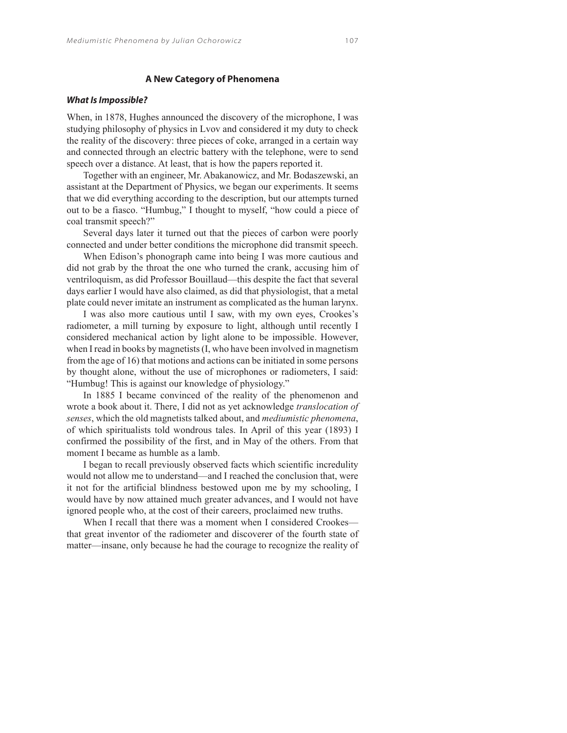## A New Category of Phenomena

### *What Is Impossible?*

When, in 1878, Hughes announced the discovery of the microphone, I was studying philosophy of physics in Lvov and considered it my duty to check the reality of the discovery: three pieces of coke, arranged in a certain way and connected through an electric battery with the telephone, were to send speech over a distance. At least, that is how the papers reported it.

Together with an engineer, Mr. Abakanowicz, and Mr. Bodaszewski, an assistant at the Department of Physics, we began our experiments. It seems that we did everything according to the description, but our attempts turned out to be a fiasco. "Humbug," I thought to myself, "how could a piece of coal transmit speech?"

Several days later it turned out that the pieces of carbon were poorly connected and under better conditions the microphone did transmit speech.

When Edison's phonograph came into being I was more cautious and did not grab by the throat the one who turned the crank, accusing him of ventriloquism, as did Professor Bouillaud—this despite the fact that several days earlier I would have also claimed, as did that physiologist, that a metal plate could never imitate an instrument as complicated as the human larynx.

I was also more cautious until I saw, with my own eyes, Crookes's radiometer, a mill turning by exposure to light, although until recently I considered mechanical action by light alone to be impossible. However, when I read in books by magnetists (I, who have been involved in magnetism from the age of 16) that motions and actions can be initiated in some persons by thought alone, without the use of microphones or radiometers, I said: "Humbug! This is against our knowledge of physiology."

In 1885 I became convinced of the reality of the phenomenon and wrote a book about it. There, I did not as yet acknowledge *translocation of senses*, which the old magnetists talked about, and *mediumistic phenomena*, of which spiritualists told wondrous tales. In April of this year (1893) I confirmed the possibility of the first, and in May of the others. From that moment I became as humble as a lamb.

I began to recall previously observed facts which scientific incredulity would not allow me to understand—and I reached the conclusion that, were it not for the artificial blindness bestowed upon me by my schooling, I would have by now attained much greater advances, and I would not have ignored people who, at the cost of their careers, proclaimed new truths.

When I recall that there was a moment when I considered Crookes—that great inventor of the radiometer and discoverer of the fourth state of matter—insane, only because he had the courage to recognize the reality of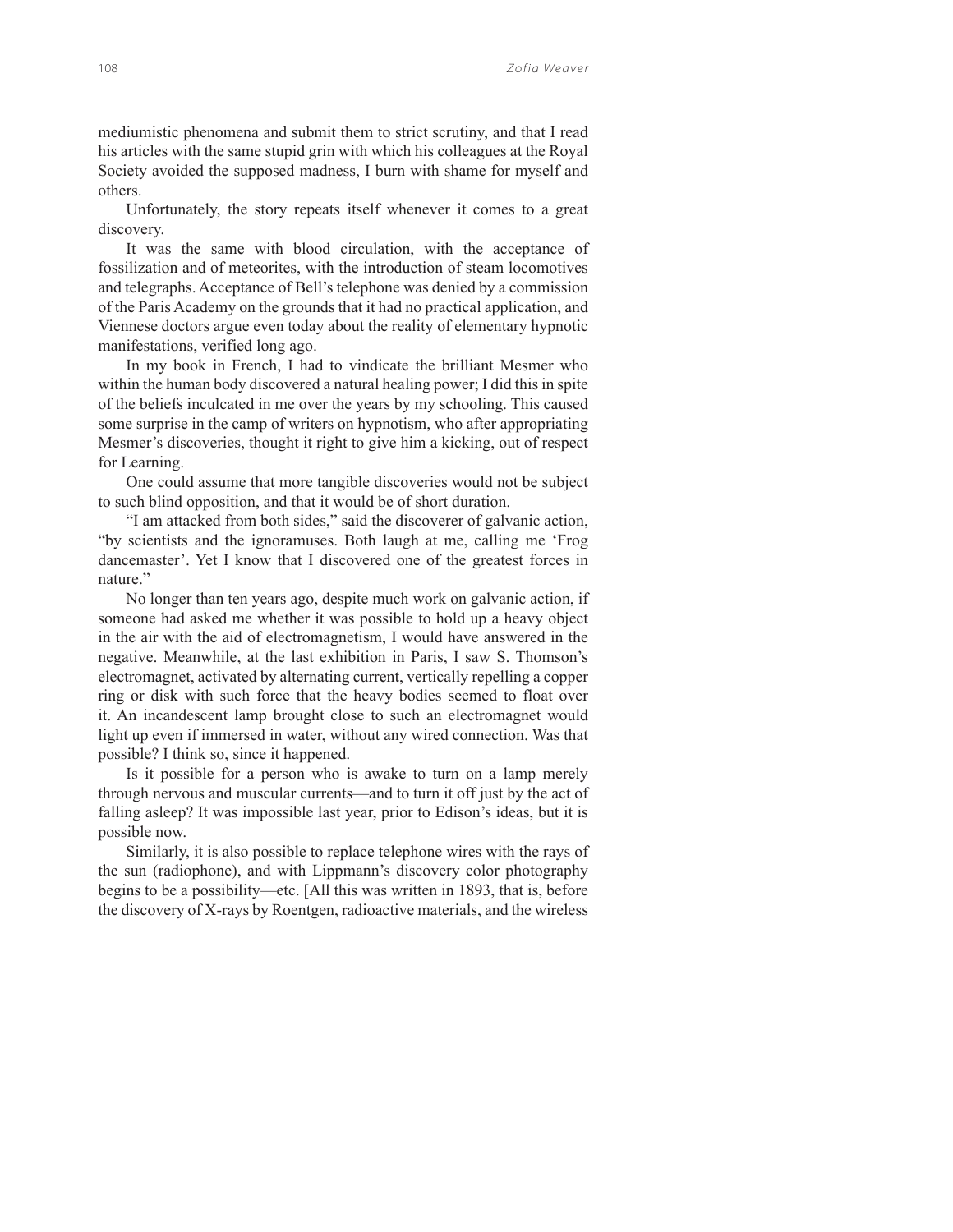mediumistic phenomena and submit them to strict scrutiny, and that I read his articles with the same stupid grin with which his colleagues at the Royal Society avoided the supposed madness, I burn with shame for myself and others.

Unfortunately, the story repeats itself whenever it comes to a great discovery.

It was the same with blood circulation, with the acceptance of fossilization and of meteorites, with the introduction of steam locomotives and telegraphs. Acceptance of Bell's telephone was denied by a commission of the Paris Academy on the grounds that it had no practical application, and Viennese doctors argue even today about the reality of elementary hypnotic manifestations, verified long ago.

In my book in French, I had to vindicate the brilliant Mesmer who within the human body discovered a natural healing power; I did this in spite of the beliefs inculcated in me over the years by my schooling. This caused some surprise in the camp of writers on hypnotism, who after appropriating Mesmer's discoveries, thought it right to give him a kicking, out of respect for Learning.

One could assume that more tangible discoveries would not be subject to such blind opposition, and that it would be of short duration.

"I am attacked from both sides," said the discoverer of galvanic action, "by scientists and the ignoramuses. Both laugh at me, calling me 'Frog dancemaster'. Yet I know that I discovered one of the greatest forces in nature."

No longer than ten years ago, despite much work on galvanic action, if someone had asked me whether it was possible to hold up a heavy object in the air with the aid of electromagnetism, I would have answered in the negative. Meanwhile, at the last exhibition in Paris, I saw S. Thomson's electromagnet, activated by alternating current, vertically repelling a copper ring or disk with such force that the heavy bodies seemed to float over it. An incandescent lamp brought close to such an electromagnet would light up even if immersed in water, without any wired connection. Was that possible? I think so, since it happened.

Is it possible for a person who is awake to turn on a lamp merely through nervous and muscular currents—and to turn it off just by the act of falling asleep? It was impossible last year, prior to Edison's ideas, but it is possible now.

Similarly, it is also possible to replace telephone wires with the rays of the sun (radiophone), and with Lippmann's discovery color photography begins to be a possibility—etc. [All this was written in 1893, that is, before the discovery of X-rays by Roentgen, radioactive materials, and the wireless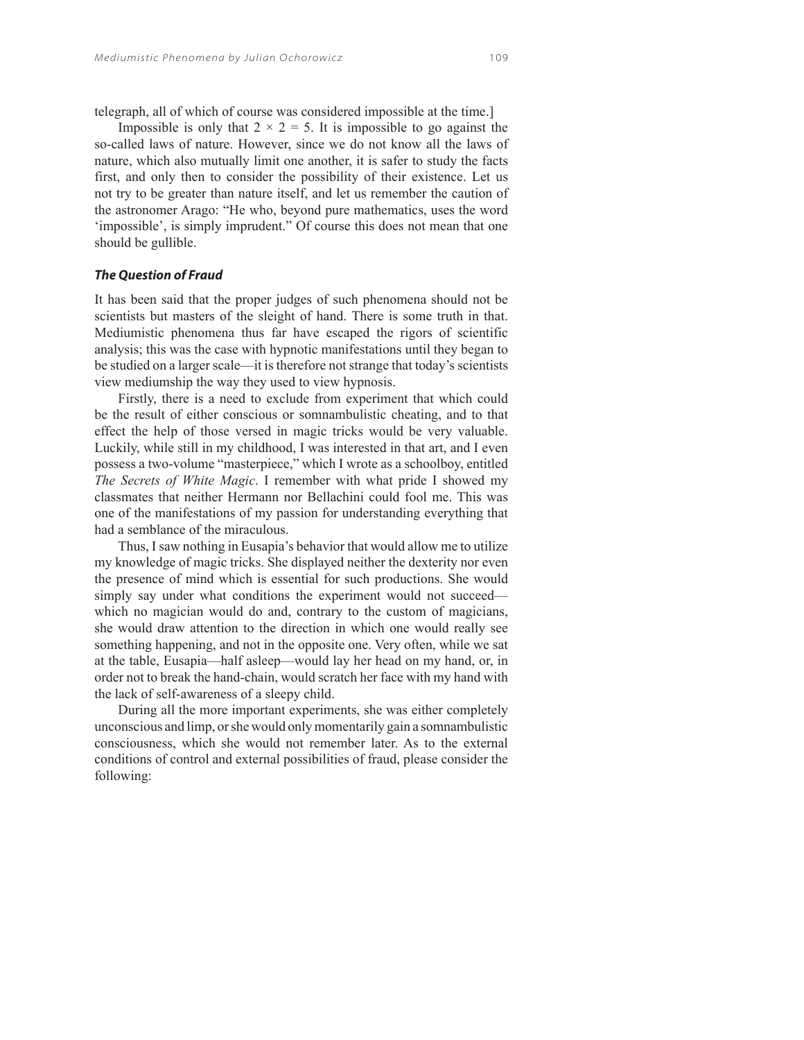telegraph, all of which of course was considered impossible at the time.]

Impossible is only that $2 \times 2 = 5$. It is impossible to go against the so-called laws of nature. However, since we do not know all the laws of nature, which also mutually limit one another, it is safer to study the facts first, and only then to consider the possibility of their existence. Let us not try to be greater than nature itself, and let us remember the caution of the astronomer Arago: "He who, beyond pure mathematics, uses the word 'impossible', is simply imprudent." Of course this does not mean that one should be gullible.

### *The Question of Fraud*

It has been said that the proper judges of such phenomena should not be scientists but masters of the sleight of hand. There is some truth in that. Mediumistic phenomena thus far have escaped the rigors of scientific analysis; this was the case with hypnotic manifestations until they began to be studied on a larger scale—it is therefore not strange that today's scientists view mediumship the way they used to view hypnosis.

Firstly, there is a need to exclude from experiment that which could be the result of either conscious or somnambulistic cheating, and to that effect the help of those versed in magic tricks would be very valuable. Luckily, while still in my childhood, I was interested in that art, and I even possess a two-volume "masterpiece," which I wrote as a schoolboy, entitled *The Secrets of White Magic*. I remember with what pride I showed my classmates that neither Hermann nor Bellachini could fool me. This was one of the manifestations of my passion for understanding everything that had a semblance of the miraculous.

Thus, I saw nothing in Eusapia's behavior that would allow me to utilize my knowledge of magic tricks. She displayed neither the dexterity nor even the presence of mind which is essential for such productions. She would simply say under what conditions the experiment would not succeed—which no magician would do and, contrary to the custom of magicians, she would draw attention to the direction in which one would really see something happening, and not in the opposite one. Very often, while we sat at the table, Eusapia—half asleep—would lay her head on my hand, or, in order not to break the hand-chain, would scratch her face with my hand with the lack of self-awareness of a sleepy child.

During all the more important experiments, she was either completely unconscious and limp, or she would only momentarily gain a somnambulistic consciousness, which she would not remember later. As to the external conditions of control and external possibilities of fraud, please consider the following: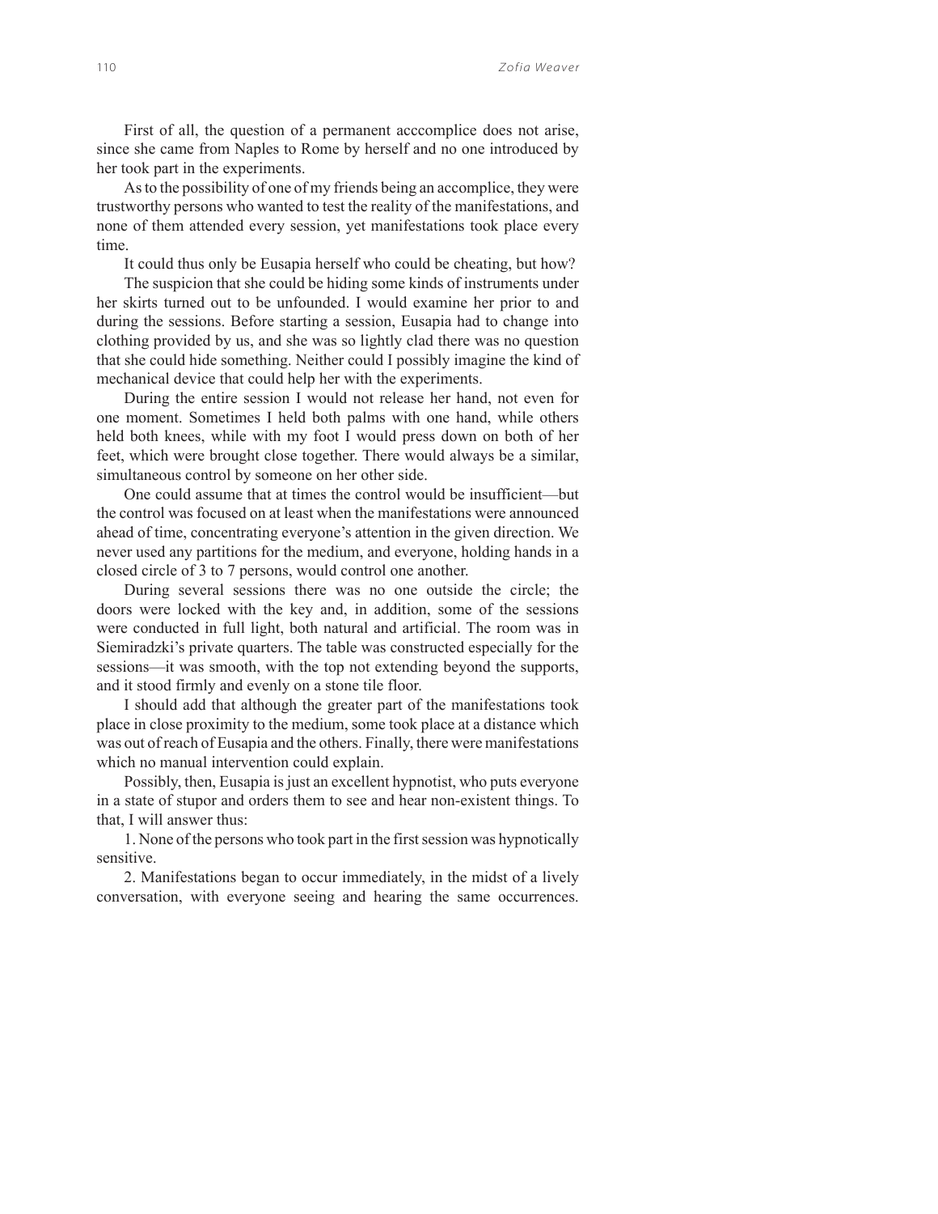First of all, the question of a permanent acccomplice does not arise, since she came from Naples to Rome by herself and no one introduced by her took part in the experiments.

As to the possibility of one of my friends being an accomplice, they were trustworthy persons who wanted to test the reality of the manifestations, and none of them attended every session, yet manifestations took place every time.

It could thus only be Eusapia herself who could be cheating, but how?

The suspicion that she could be hiding some kinds of instruments under her skirts turned out to be unfounded. I would examine her prior to and during the sessions. Before starting a session, Eusapia had to change into clothing provided by us, and she was so lightly clad there was no question that she could hide something. Neither could I possibly imagine the kind of mechanical device that could help her with the experiments.

During the entire session I would not release her hand, not even for one moment. Sometimes I held both palms with one hand, while others held both knees, while with my foot I would press down on both of her feet, which were brought close together. There would always be a similar, simultaneous control by someone on her other side.

One could assume that at times the control would be insufficient—but the control was focused on at least when the manifestations were announced ahead of time, concentrating everyone's attention in the given direction. We never used any partitions for the medium, and everyone, holding hands in a closed circle of 3 to 7 persons, would control one another.

During several sessions there was no one outside the circle; the doors were locked with the key and, in addition, some of the sessions were conducted in full light, both natural and artificial. The room was in Siemiradzki's private quarters. The table was constructed especially for the sessions—it was smooth, with the top not extending beyond the supports, and it stood firmly and evenly on a stone tile floor.

I should add that although the greater part of the manifestations took place in close proximity to the medium, some took place at a distance which was out of reach of Eusapia and the others. Finally, there were manifestations which no manual intervention could explain.

Possibly, then, Eusapia is just an excellent hypnotist, who puts everyone in a state of stupor and orders them to see and hear non-existent things. To that, I will answer thus:

1. None of the persons who took part in the first session was hypnotically sensitive.

2. Manifestations began to occur immediately, in the midst of a lively conversation, with everyone seeing and hearing the same occurrences.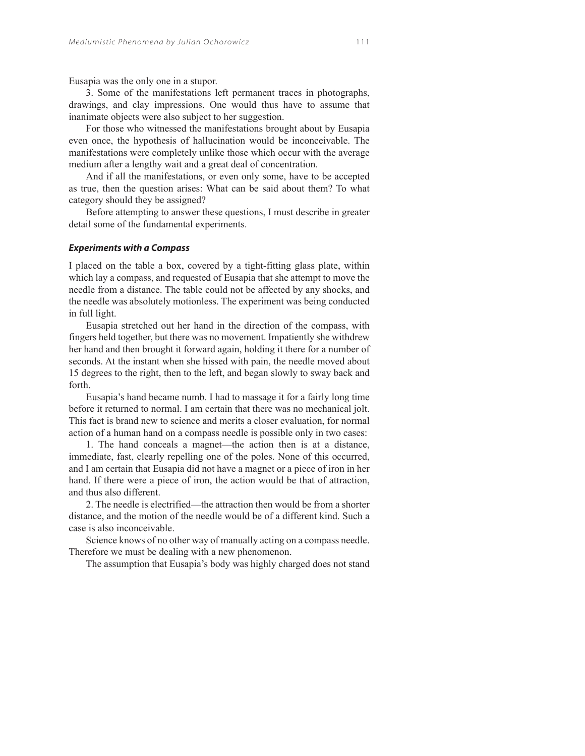Eusapia was the only one in a stupor.

3. Some of the manifestations left permanent traces in photographs, drawings, and clay impressions. One would thus have to assume that inanimate objects were also subject to her suggestion.

For those who witnessed the manifestations brought about by Eusapia even once, the hypothesis of hallucination would be inconceivable. The manifestations were completely unlike those which occur with the average medium after a lengthy wait and a great deal of concentration.

And if all the manifestations, or even only some, have to be accepted as true, then the question arises: What can be said about them? To what category should they be assigned?

Before attempting to answer these questions, I must describe in greater detail some of the fundamental experiments.

### ***Experiments with a Compass***

I placed on the table a box, covered by a tight-fitting glass plate, within which lay a compass, and requested of Eusapia that she attempt to move the needle from a distance. The table could not be affected by any shocks, and the needle was absolutely motionless. The experiment was being conducted in full light.

Eusapia stretched out her hand in the direction of the compass, with fingers held together, but there was no movement. Impatiently she withdrew her hand and then brought it forward again, holding it there for a number of seconds. At the instant when she hissed with pain, the needle moved about 15 degrees to the right, then to the left, and began slowly to sway back and forth.

Eusapia's hand became numb. I had to massage it for a fairly long time before it returned to normal. I am certain that there was no mechanical jolt. This fact is brand new to science and merits a closer evaluation, for normal action of a human hand on a compass needle is possible only in two cases:

1. The hand conceals a magnet—the action then is at a distance, immediate, fast, clearly repelling one of the poles. None of this occurred, and I am certain that Eusapia did not have a magnet or a piece of iron in her hand. If there were a piece of iron, the action would be that of attraction, and thus also different.

2. The needle is electrified—the attraction then would be from a shorter distance, and the motion of the needle would be of a different kind. Such a case is also inconceivable.

Science knows of no other way of manually acting on a compass needle. Therefore we must be dealing with a new phenomenon.

The assumption that Eusapia's body was highly charged does not stand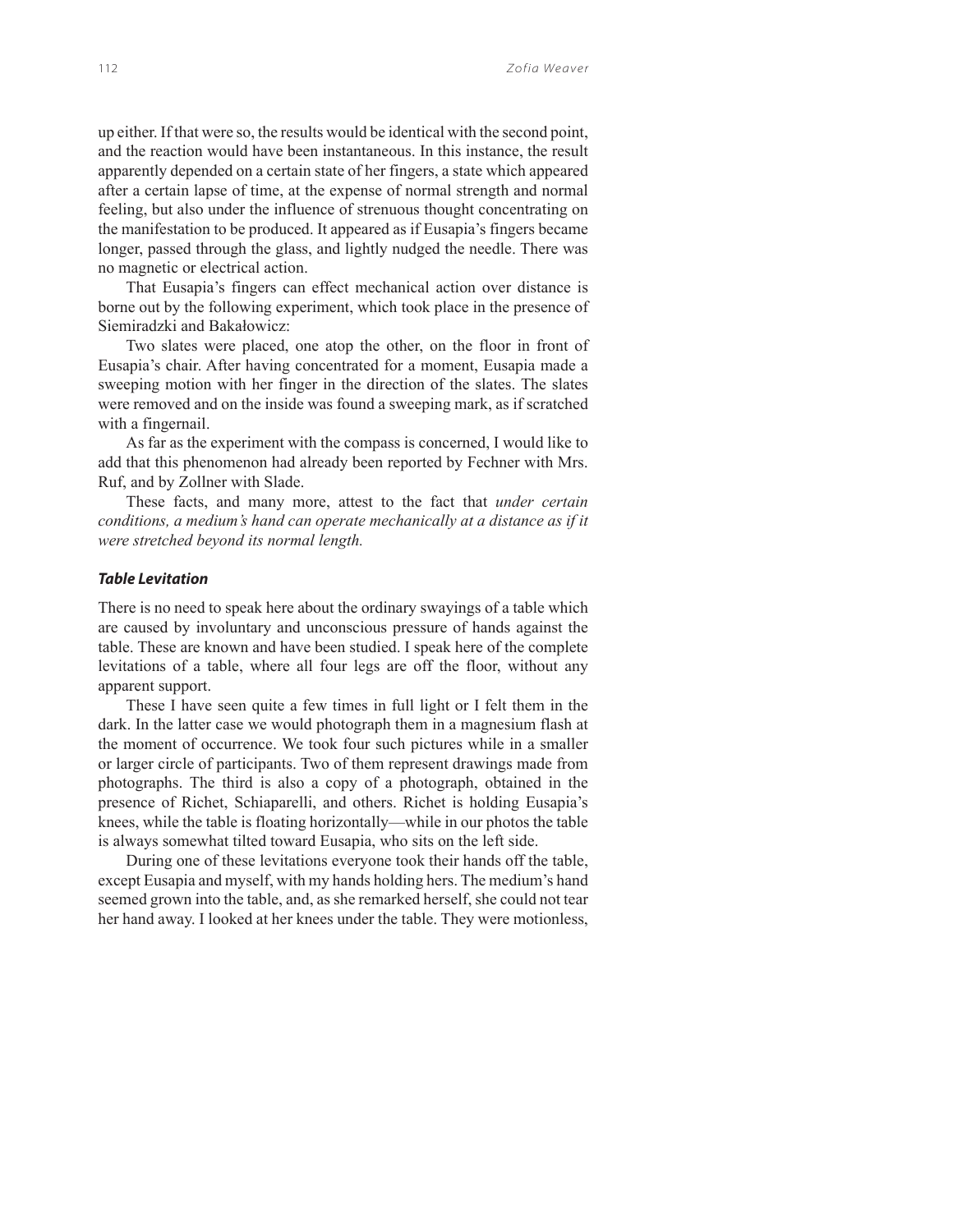up either. If that were so, the results would be identical with the second point, and the reaction would have been instantaneous. In this instance, the result apparently depended on a certain state of her fingers, a state which appeared after a certain lapse of time, at the expense of normal strength and normal feeling, but also under the influence of strenuous thought concentrating on the manifestation to be produced. It appeared as if Eusapia's fingers became longer, passed through the glass, and lightly nudged the needle. There was no magnetic or electrical action.

That Eusapia's fingers can effect mechanical action over distance is borne out by the following experiment, which took place in the presence of Siemiradzki and Bakałowicz:

Two slates were placed, one atop the other, on the floor in front of Eusapia's chair. After having concentrated for a moment, Eusapia made a sweeping motion with her finger in the direction of the slates. The slates were removed and on the inside was found a sweeping mark, as if scratched with a fingernail.

As far as the experiment with the compass is concerned, I would like to add that this phenomenon had already been reported by Fechner with Mrs. Ruf, and by Zollner with Slade.

These facts, and many more, attest to the fact that *under certain conditions, a medium's hand can operate mechanically at a distance as if it were stretched beyond its normal length.*

### *Table Levitation*

There is no need to speak here about the ordinary swayings of a table which are caused by involuntary and unconscious pressure of hands against the table. These are known and have been studied. I speak here of the complete levitations of a table, where all four legs are off the floor, without any apparent support.

These I have seen quite a few times in full light or I felt them in the dark. In the latter case we would photograph them in a magnesium flash at the moment of occurrence. We took four such pictures while in a smaller or larger circle of participants. Two of them represent drawings made from photographs. The third is also a copy of a photograph, obtained in the presence of Richet, Schiaparelli, and others. Richet is holding Eusapia's knees, while the table is floating horizontally—while in our photos the table is always somewhat tilted toward Eusapia, who sits on the left side.

During one of these levitations everyone took their hands off the table, except Eusapia and myself, with my hands holding hers. The medium's hand seemed grown into the table, and, as she remarked herself, she could not tear her hand away. I looked at her knees under the table. They were motionless,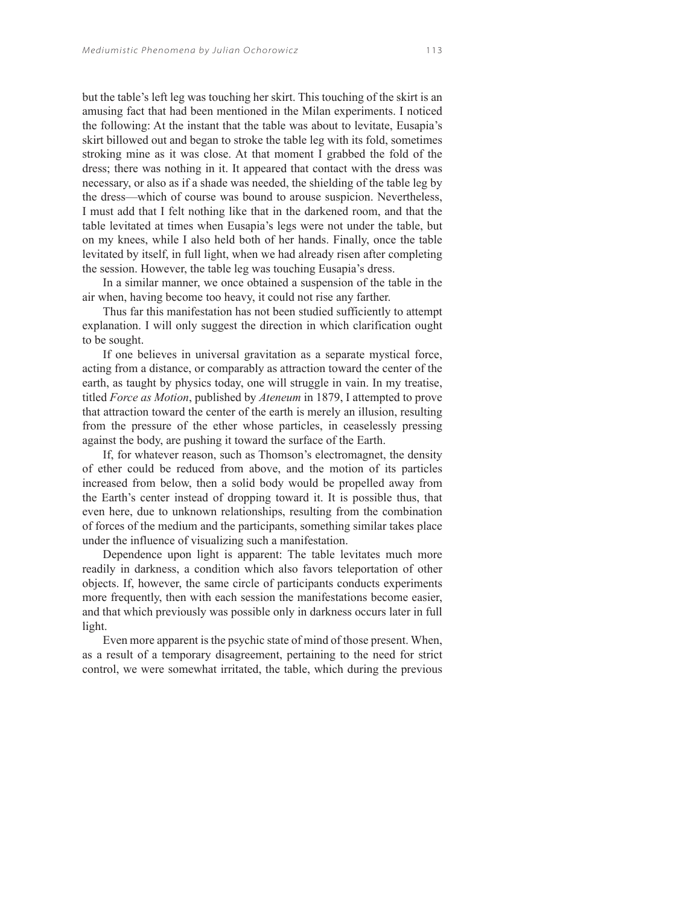but the table's left leg was touching her skirt. This touching of the skirt is an amusing fact that had been mentioned in the Milan experiments. I noticed the following: At the instant that the table was about to levitate, Eusapia's skirt billowed out and began to stroke the table leg with its fold, sometimes stroking mine as it was close. At that moment I grabbed the fold of the dress; there was nothing in it. It appeared that contact with the dress was necessary, or also as if a shade was needed, the shielding of the table leg by the dress—which of course was bound to arouse suspicion. Nevertheless, I must add that I felt nothing like that in the darkened room, and that the table levitated at times when Eusapia's legs were not under the table, but on my knees, while I also held both of her hands. Finally, once the table levitated by itself, in full light, when we had already risen after completing the session. However, the table leg was touching Eusapia's dress.

In a similar manner, we once obtained a suspension of the table in the air when, having become too heavy, it could not rise any farther.

Thus far this manifestation has not been studied sufficiently to attempt explanation. I will only suggest the direction in which clarification ought to be sought.

If one believes in universal gravitation as a separate mystical force, acting from a distance, or comparably as attraction toward the center of the earth, as taught by physics today, one will struggle in vain. In my treatise, titled *Force as Motion*, published by *Ateneum* in 1879, I attempted to prove that attraction toward the center of the earth is merely an illusion, resulting from the pressure of the ether whose particles, in ceaselessly pressing against the body, are pushing it toward the surface of the Earth.

If, for whatever reason, such as Thomson's electromagnet, the density of ether could be reduced from above, and the motion of its particles increased from below, then a solid body would be propelled away from the Earth's center instead of dropping toward it. It is possible thus, that even here, due to unknown relationships, resulting from the combination of forces of the medium and the participants, something similar takes place under the influence of visualizing such a manifestation.

Dependence upon light is apparent: The table levitates much more readily in darkness, a condition which also favors teleportation of other objects. If, however, the same circle of participants conducts experiments more frequently, then with each session the manifestations become easier, and that which previously was possible only in darkness occurs later in full light.

Even more apparent is the psychic state of mind of those present. When, as a result of a temporary disagreement, pertaining to the need for strict control, we were somewhat irritated, the table, which during the previous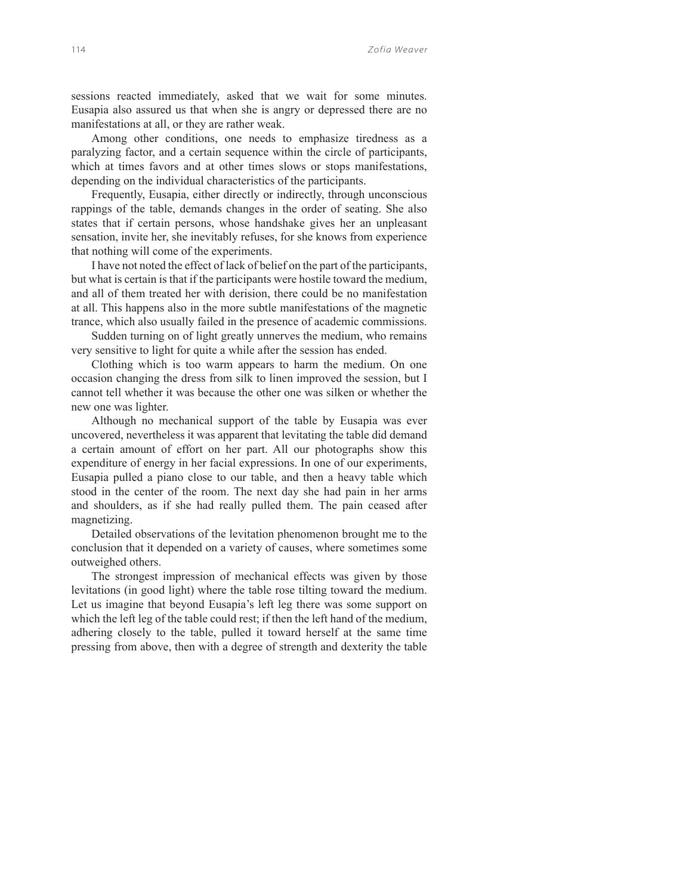sessions reacted immediately, asked that we wait for some minutes. Eusapia also assured us that when she is angry or depressed there are no manifestations at all, or they are rather weak.

Among other conditions, one needs to emphasize tiredness as a paralyzing factor, and a certain sequence within the circle of participants, which at times favors and at other times slows or stops manifestations, depending on the individual characteristics of the participants.

Frequently, Eusapia, either directly or indirectly, through unconscious rappings of the table, demands changes in the order of seating. She also states that if certain persons, whose handshake gives her an unpleasant sensation, invite her, she inevitably refuses, for she knows from experience that nothing will come of the experiments.

I have not noted the effect of lack of belief on the part of the participants, but what is certain is that if the participants were hostile toward the medium, and all of them treated her with derision, there could be no manifestation at all. This happens also in the more subtle manifestations of the magnetic trance, which also usually failed in the presence of academic commissions.

Sudden turning on of light greatly unnerves the medium, who remains very sensitive to light for quite a while after the session has ended.

Clothing which is too warm appears to harm the medium. On one occasion changing the dress from silk to linen improved the session, but I cannot tell whether it was because the other one was silken or whether the new one was lighter.

Although no mechanical support of the table by Eusapia was ever uncovered, nevertheless it was apparent that levitating the table did demand a certain amount of effort on her part. All our photographs show this expenditure of energy in her facial expressions. In one of our experiments, Eusapia pulled a piano close to our table, and then a heavy table which stood in the center of the room. The next day she had pain in her arms and shoulders, as if she had really pulled them. The pain ceased after magnetizing.

Detailed observations of the levitation phenomenon brought me to the conclusion that it depended on a variety of causes, where sometimes some outweighed others.

The strongest impression of mechanical effects was given by those levitations (in good light) where the table rose tilting toward the medium. Let us imagine that beyond Eusapia's left leg there was some support on which the left leg of the table could rest; if then the left hand of the medium, adhering closely to the table, pulled it toward herself at the same time pressing from above, then with a degree of strength and dexterity the table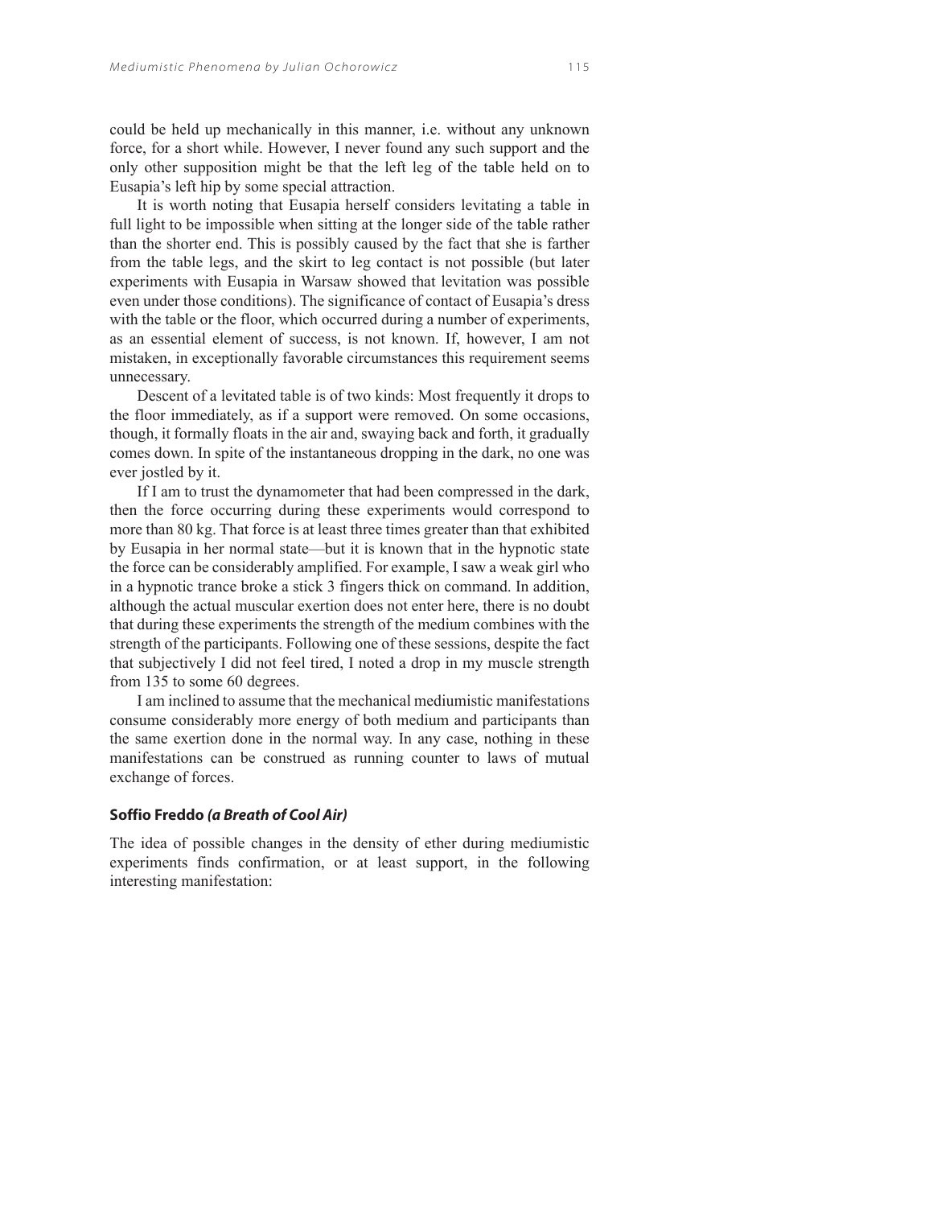could be held up mechanically in this manner, i.e. without any unknown force, for a short while. However, I never found any such support and the only other supposition might be that the left leg of the table held on to Eusapia's left hip by some special attraction.

It is worth noting that Eusapia herself considers levitating a table in full light to be impossible when sitting at the longer side of the table rather than the shorter end. This is possibly caused by the fact that she is farther from the table legs, and the skirt to leg contact is not possible (but later experiments with Eusapia in Warsaw showed that levitation was possible even under those conditions). The significance of contact of Eusapia's dress with the table or the floor, which occurred during a number of experiments, as an essential element of success, is not known. If, however, I am not mistaken, in exceptionally favorable circumstances this requirement seems unnecessary.

Descent of a levitated table is of two kinds: Most frequently it drops to the floor immediately, as if a support were removed. On some occasions, though, it formally floats in the air and, swaying back and forth, it gradually comes down. In spite of the instantaneous dropping in the dark, no one was ever jostled by it.

If I am to trust the dynamometer that had been compressed in the dark, then the force occurring during these experiments would correspond to more than 80 kg. That force is at least three times greater than that exhibited by Eusapia in her normal state—but it is known that in the hypnotic state the force can be considerably amplified. For example, I saw a weak girl who in a hypnotic trance broke a stick 3 fingers thick on command. In addition, although the actual muscular exertion does not enter here, there is no doubt that during these experiments the strength of the medium combines with the strength of the participants. Following one of these sessions, despite the fact that subjectively I did not feel tired, I noted a drop in my muscle strength from 135 to some 60 degrees.

I am inclined to assume that the mechanical mediumistic manifestations consume considerably more energy of both medium and participants than the same exertion done in the normal way. In any case, nothing in these manifestations can be construed as running counter to laws of mutual exchange of forces.

### Soffio Freddo *(a Breath of Cool Air)*

The idea of possible changes in the density of ether during mediumistic experiments finds confirmation, or at least support, in the following interesting manifestation: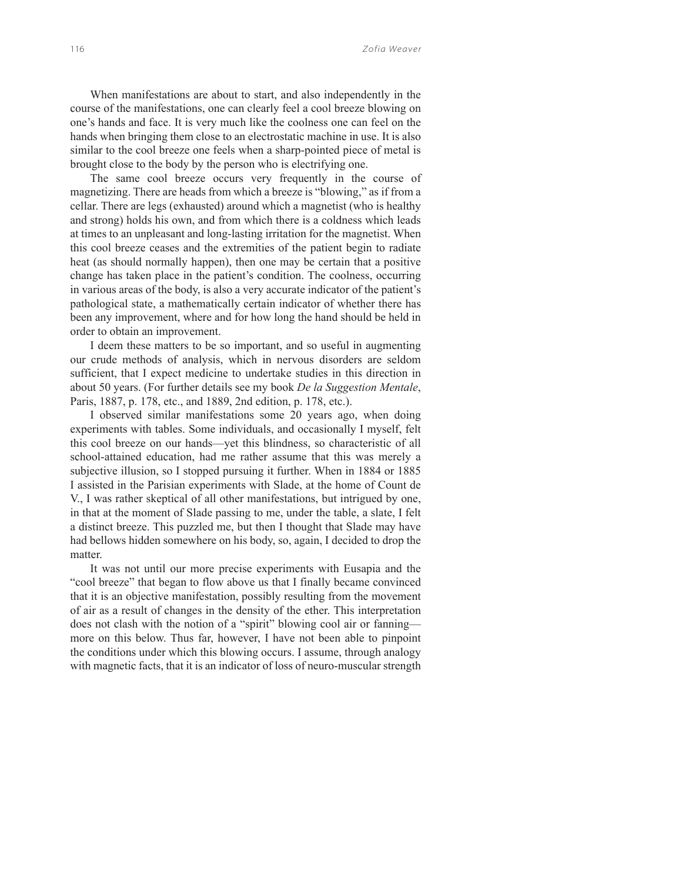When manifestations are about to start, and also independently in the course of the manifestations, one can clearly feel a cool breeze blowing on one's hands and face. It is very much like the coolness one can feel on the hands when bringing them close to an electrostatic machine in use. It is also similar to the cool breeze one feels when a sharp-pointed piece of metal is brought close to the body by the person who is electrifying one.

The same cool breeze occurs very frequently in the course of magnetizing. There are heads from which a breeze is "blowing," as if from a cellar. There are legs (exhausted) around which a magnetist (who is healthy and strong) holds his own, and from which there is a coldness which leads at times to an unpleasant and long-lasting irritation for the magnetist. When this cool breeze ceases and the extremities of the patient begin to radiate heat (as should normally happen), then one may be certain that a positive change has taken place in the patient's condition. The coolness, occurring in various areas of the body, is also a very accurate indicator of the patient's pathological state, a mathematically certain indicator of whether there has been any improvement, where and for how long the hand should be held in order to obtain an improvement.

I deem these matters to be so important, and so useful in augmenting our crude methods of analysis, which in nervous disorders are seldom sufficient, that I expect medicine to undertake studies in this direction in about 50 years. (For further details see my book *De la Suggestion Mentale*, Paris, 1887, p. 178, etc., and 1889, 2nd edition, p. 178, etc.).

I observed similar manifestations some 20 years ago, when doing experiments with tables. Some individuals, and occasionally I myself, felt this cool breeze on our hands—yet this blindness, so characteristic of all school-attained education, had me rather assume that this was merely a subjective illusion, so I stopped pursuing it further. When in 1884 or 1885 I assisted in the Parisian experiments with Slade, at the home of Count de V., I was rather skeptical of all other manifestations, but intrigued by one, in that at the moment of Slade passing to me, under the table, a slate, I felt a distinct breeze. This puzzled me, but then I thought that Slade may have had bellows hidden somewhere on his body, so, again, I decided to drop the matter.

It was not until our more precise experiments with Eusapia and the "cool breeze" that began to flow above us that I finally became convinced that it is an objective manifestation, possibly resulting from the movement of air as a result of changes in the density of the ether. This interpretation does not clash with the notion of a "spirit" blowing cool air or fanning—more on this below. Thus far, however, I have not been able to pinpoint the conditions under which this blowing occurs. I assume, through analogy with magnetic facts, that it is an indicator of loss of neuro-muscular strength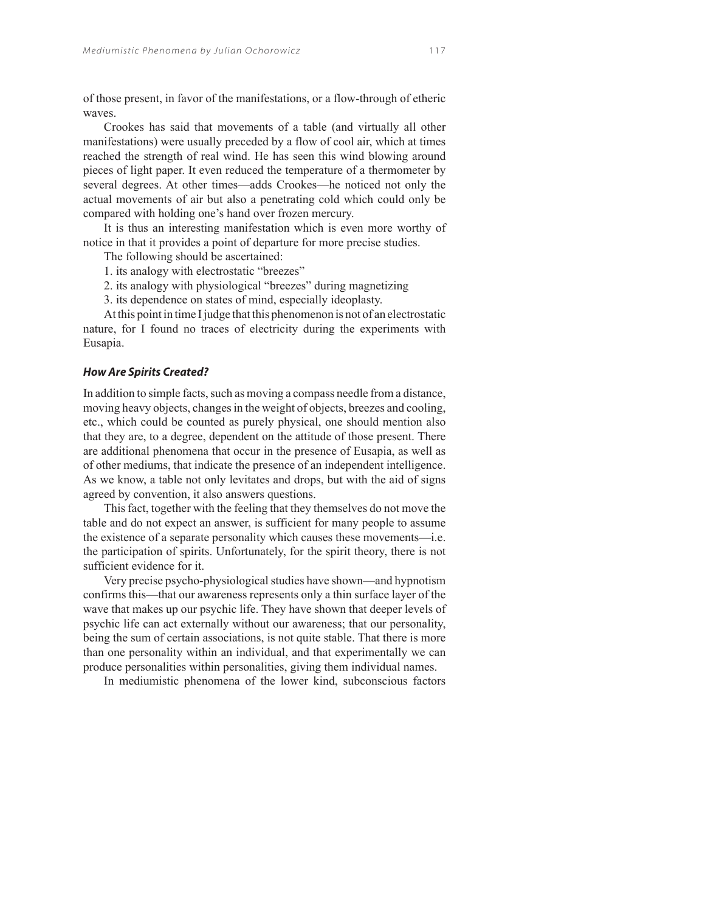of those present, in favor of the manifestations, or a flow-through of etheric waves.

Crookes has said that movements of a table (and virtually all other manifestations) were usually preceded by a flow of cool air, which at times reached the strength of real wind. He has seen this wind blowing around pieces of light paper. It even reduced the temperature of a thermometer by several degrees. At other times—adds Crookes—he noticed not only the actual movements of air but also a penetrating cold which could only be compared with holding one's hand over frozen mercury.

It is thus an interesting manifestation which is even more worthy of notice in that it provides a point of departure for more precise studies.

The following should be ascertained:

1. its analogy with electrostatic "breezes"
2. its analogy with physiological "breezes" during magnetizing
3. its dependence on states of mind, especially ideoplasty.

At this point in time I judge that this phenomenon is not of an electrostatic nature, for I found no traces of electricity during the experiments with Eusapia.

### *How Are Spirits Created?*

In addition to simple facts, such as moving a compass needle from a distance, moving heavy objects, changes in the weight of objects, breezes and cooling, etc., which could be counted as purely physical, one should mention also that they are, to a degree, dependent on the attitude of those present. There are additional phenomena that occur in the presence of Eusapia, as well as of other mediums, that indicate the presence of an independent intelligence. As we know, a table not only levitates and drops, but with the aid of signs agreed by convention, it also answers questions.

This fact, together with the feeling that they themselves do not move the table and do not expect an answer, is sufficient for many people to assume the existence of a separate personality which causes these movements—i.e. the participation of spirits. Unfortunately, for the spirit theory, there is not sufficient evidence for it.

Very precise psycho-physiological studies have shown—and hypnotism confirms this—that our awareness represents only a thin surface layer of the wave that makes up our psychic life. They have shown that deeper levels of psychic life can act externally without our awareness; that our personality, being the sum of certain associations, is not quite stable. That there is more than one personality within an individual, and that experimentally we can produce personalities within personalities, giving them individual names.

In mediumistic phenomena of the lower kind, subconscious factors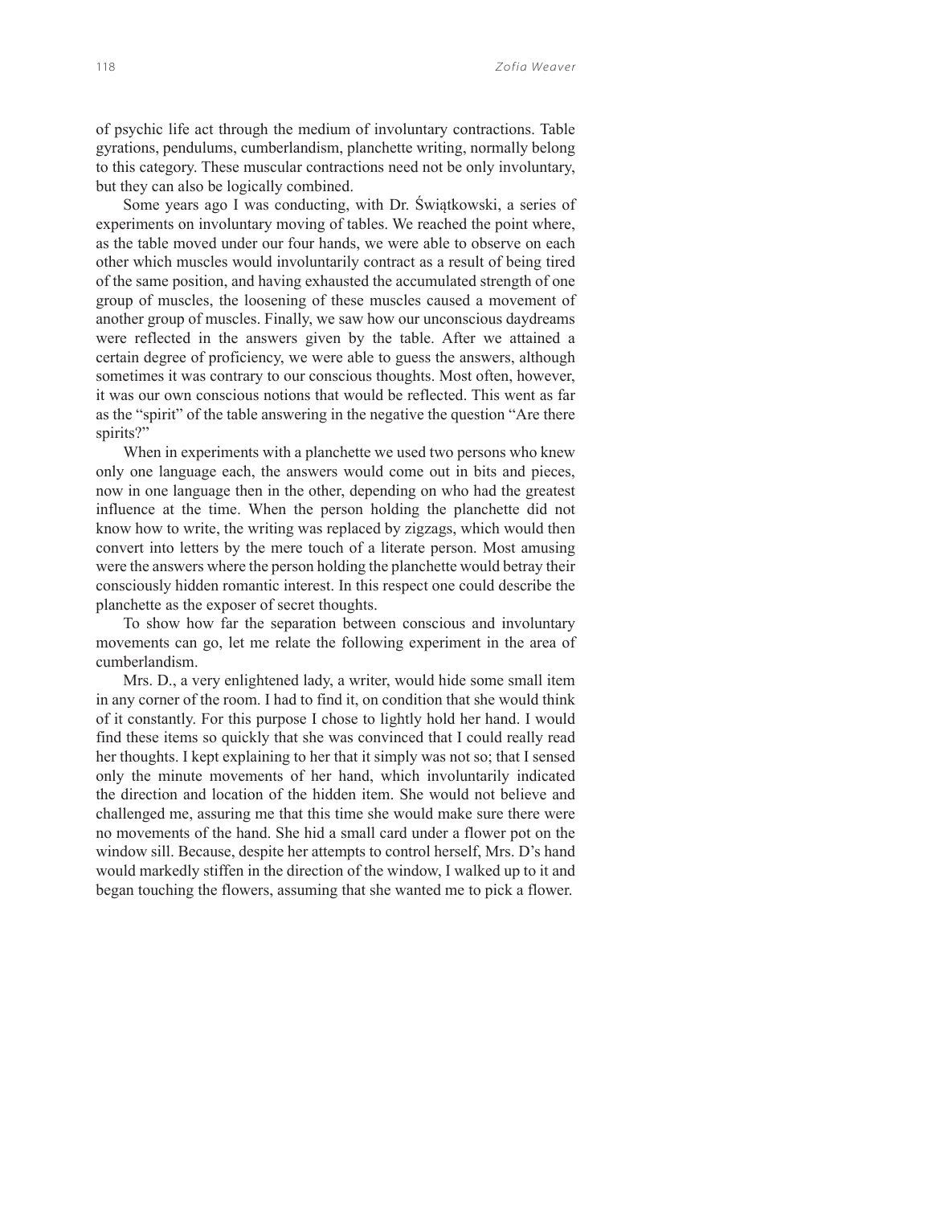of psychic life act through the medium of involuntary contractions. Table gyrations, pendulums, cumberlandism, planchette writing, normally belong to this category. These muscular contractions need not be only involuntary, but they can also be logically combined.

Some years ago I was conducting, with Dr. Świątkowski, a series of experiments on involuntary moving of tables. We reached the point where, as the table moved under our four hands, we were able to observe on each other which muscles would involuntarily contract as a result of being tired of the same position, and having exhausted the accumulated strength of one group of muscles, the loosening of these muscles caused a movement of another group of muscles. Finally, we saw how our unconscious daydreams were reflected in the answers given by the table. After we attained a certain degree of proficiency, we were able to guess the answers, although sometimes it was contrary to our conscious thoughts. Most often, however, it was our own conscious notions that would be reflected. This went as far as the "spirit" of the table answering in the negative the question "Are there spirits?"

When in experiments with a planchette we used two persons who knew only one language each, the answers would come out in bits and pieces, now in one language then in the other, depending on who had the greatest influence at the time. When the person holding the planchette did not know how to write, the writing was replaced by zigzags, which would then convert into letters by the mere touch of a literate person. Most amusing were the answers where the person holding the planchette would betray their consciously hidden romantic interest. In this respect one could describe the planchette as the exposer of secret thoughts.

To show how far the separation between conscious and involuntary movements can go, let me relate the following experiment in the area of cumberlandism.

Mrs. D., a very enlightened lady, a writer, would hide some small item in any corner of the room. I had to find it, on condition that she would think of it constantly. For this purpose I chose to lightly hold her hand. I would find these items so quickly that she was convinced that I could really read her thoughts. I kept explaining to her that it simply was not so; that I sensed only the minute movements of her hand, which involuntarily indicated the direction and location of the hidden item. She would not believe and challenged me, assuring me that this time she would make sure there were no movements of the hand. She hid a small card under a flower pot on the window sill. Because, despite her attempts to control herself, Mrs. D's hand would markedly stiffen in the direction of the window, I walked up to it and began touching the flowers, assuming that she wanted me to pick a flower.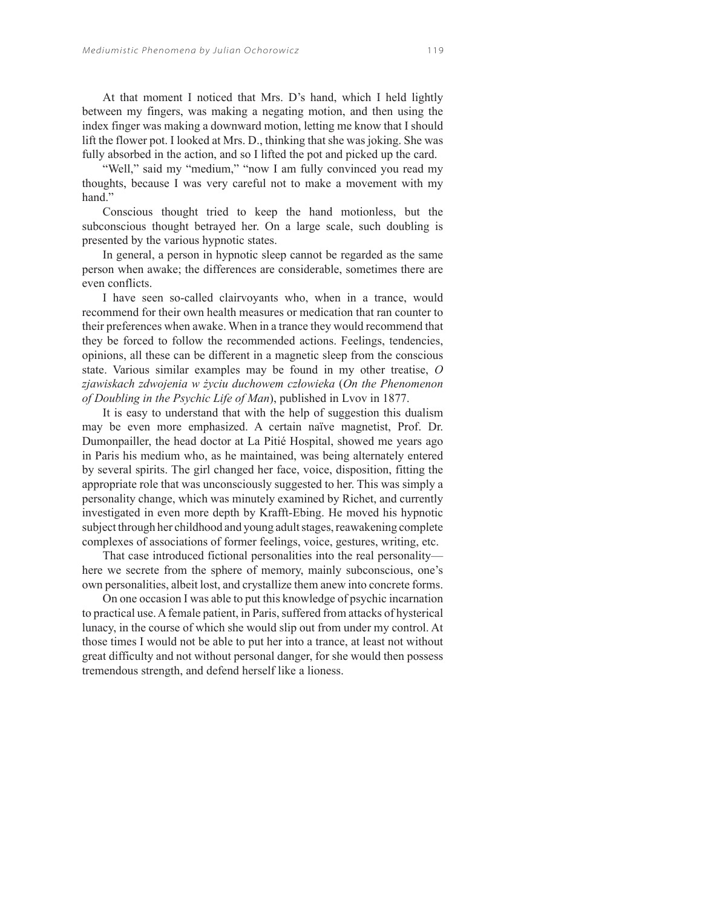At that moment I noticed that Mrs. D's hand, which I held lightly between my fingers, was making a negating motion, and then using the index finger was making a downward motion, letting me know that I should lift the flower pot. I looked at Mrs. D., thinking that she was joking. She was fully absorbed in the action, and so I lifted the pot and picked up the card.

"Well," said my "medium," "now I am fully convinced you read my thoughts, because I was very careful not to make a movement with my hand."

Conscious thought tried to keep the hand motionless, but the subconscious thought betrayed her. On a large scale, such doubling is presented by the various hypnotic states.

In general, a person in hypnotic sleep cannot be regarded as the same person when awake; the differences are considerable, sometimes there are even conflicts.

I have seen so-called clairvoyants who, when in a trance, would recommend for their own health measures or medication that ran counter to their preferences when awake. When in a trance they would recommend that they be forced to follow the recommended actions. Feelings, tendencies, opinions, all these can be different in a magnetic sleep from the conscious state. Various similar examples may be found in my other treatise, *O zjawiskach zdwojenia w życiu duchowem człowieka* (*On the Phenomenon of Doubling in the Psychic Life of Man*), published in Lvov in 1877.

It is easy to understand that with the help of suggestion this dualism may be even more emphasized. A certain naïve magnetist, Prof. Dr. Dumonpailler, the head doctor at La Pitié Hospital, showed me years ago in Paris his medium who, as he maintained, was being alternately entered by several spirits. The girl changed her face, voice, disposition, fitting the appropriate role that was unconsciously suggested to her. This was simply a personality change, which was minutely examined by Richet, and currently investigated in even more depth by Krafft-Ebing. He moved his hypnotic subject through her childhood and young adult stages, reawakening complete complexes of associations of former feelings, voice, gestures, writing, etc.

That case introduced fictional personalities into the real personality—here we secrete from the sphere of memory, mainly subconscious, one's own personalities, albeit lost, and crystallize them anew into concrete forms.

On one occasion I was able to put this knowledge of psychic incarnation to practical use. A female patient, in Paris, suffered from attacks of hysterical lunacy, in the course of which she would slip out from under my control. At those times I would not be able to put her into a trance, at least not without great difficulty and not without personal danger, for she would then possess tremendous strength, and defend herself like a lioness.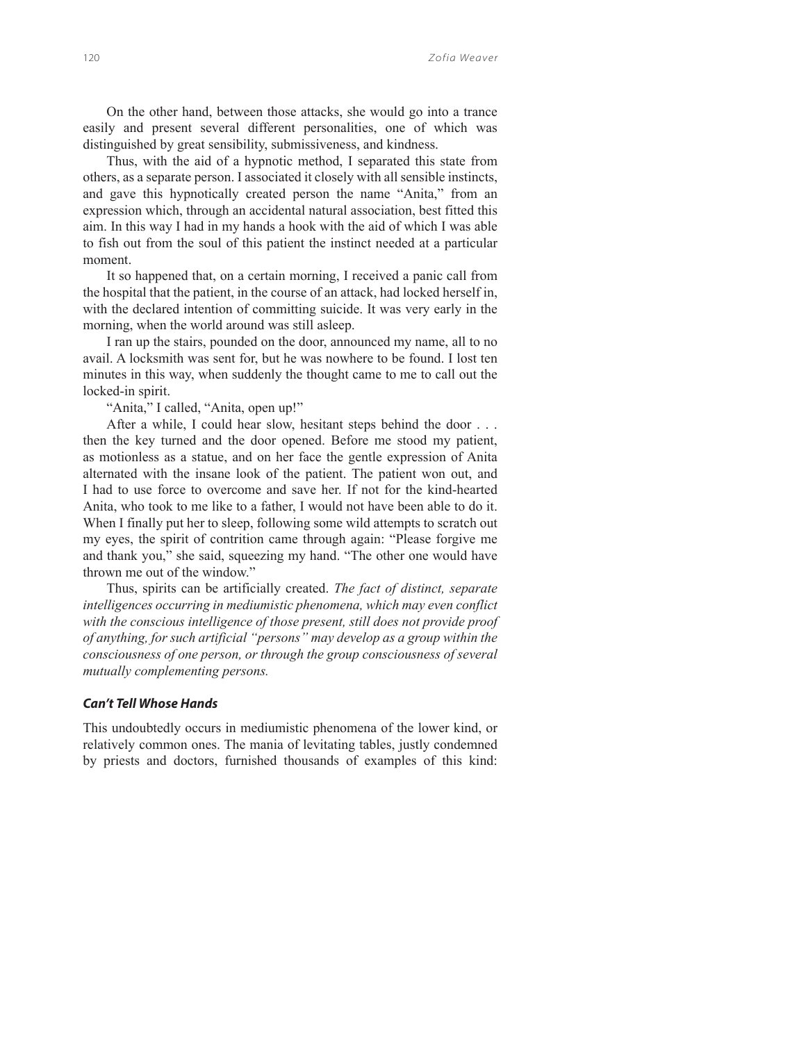On the other hand, between those attacks, she would go into a trance easily and present several different personalities, one of which was distinguished by great sensibility, submissiveness, and kindness.

Thus, with the aid of a hypnotic method, I separated this state from others, as a separate person. I associated it closely with all sensible instincts, and gave this hypnotically created person the name "Anita," from an expression which, through an accidental natural association, best fitted this aim. In this way I had in my hands a hook with the aid of which I was able to fish out from the soul of this patient the instinct needed at a particular moment.

It so happened that, on a certain morning, I received a panic call from the hospital that the patient, in the course of an attack, had locked herself in, with the declared intention of committing suicide. It was very early in the morning, when the world around was still asleep.

I ran up the stairs, pounded on the door, announced my name, all to no avail. A locksmith was sent for, but he was nowhere to be found. I lost ten minutes in this way, when suddenly the thought came to me to call out the locked-in spirit.

"Anita," I called, "Anita, open up!"

After a while, I could hear slow, hesitant steps behind the door . . . then the key turned and the door opened. Before me stood my patient, as motionless as a statue, and on her face the gentle expression of Anita alternated with the insane look of the patient. The patient won out, and I had to use force to overcome and save her. If not for the kind-hearted Anita, who took to me like to a father, I would not have been able to do it. When I finally put her to sleep, following some wild attempts to scratch out my eyes, the spirit of contrition came through again: "Please forgive me and thank you," she said, squeezing my hand. "The other one would have thrown me out of the window."

Thus, spirits can be artificially created. *The fact of distinct, separate intelligences occurring in mediumistic phenomena, which may even conflict with the conscious intelligence of those present, still does not provide proof of anything, for such artificial "persons" may develop as a group within the consciousness of one person, or through the group consciousness of several mutually complementing persons.*

### *Can't Tell Whose Hands*

This undoubtedly occurs in mediumistic phenomena of the lower kind, or relatively common ones. The mania of levitating tables, justly condemned by priests and doctors, furnished thousands of examples of this kind: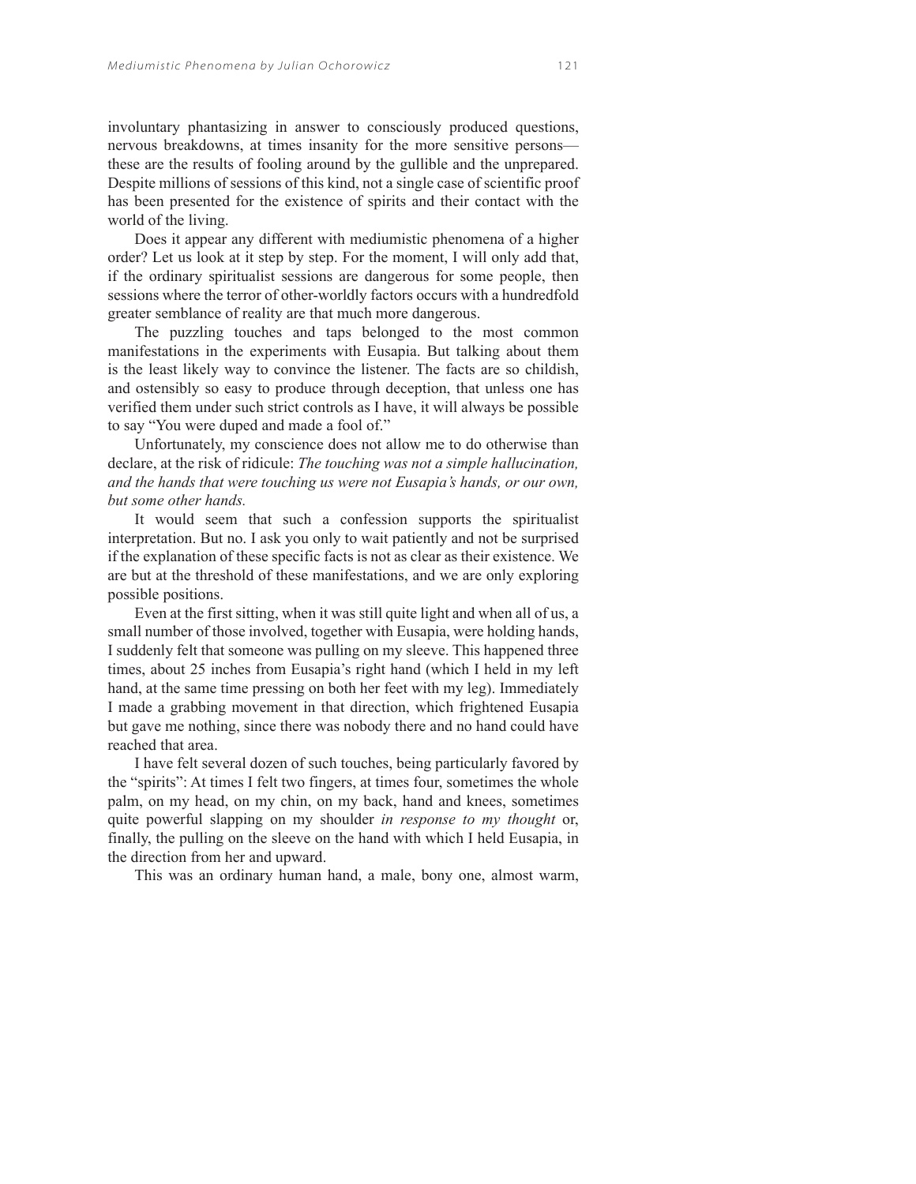involuntary phantasizing in answer to consciously produced questions, nervous breakdowns, at times insanity for the more sensitive persons—these are the results of fooling around by the gullible and the unprepared. Despite millions of sessions of this kind, not a single case of scientific proof has been presented for the existence of spirits and their contact with the world of the living.

Does it appear any different with mediumistic phenomena of a higher order? Let us look at it step by step. For the moment, I will only add that, if the ordinary spiritualist sessions are dangerous for some people, then sessions where the terror of other-worldly factors occurs with a hundredfold greater semblance of reality are that much more dangerous.

The puzzling touches and taps belonged to the most common manifestations in the experiments with Eusapia. But talking about them is the least likely way to convince the listener. The facts are so childish, and ostensibly so easy to produce through deception, that unless one has verified them under such strict controls as I have, it will always be possible to say "You were duped and made a fool of."

Unfortunately, my conscience does not allow me to do otherwise than declare, at the risk of ridicule: *The touching was not a simple hallucination, and the hands that were touching us were not Eusapia's hands, or our own, but some other hands.*

It would seem that such a confession supports the spiritualist interpretation. But no. I ask you only to wait patiently and not be surprised if the explanation of these specific facts is not as clear as their existence. We are but at the threshold of these manifestations, and we are only exploring possible positions.

Even at the first sitting, when it was still quite light and when all of us, a small number of those involved, together with Eusapia, were holding hands, I suddenly felt that someone was pulling on my sleeve. This happened three times, about 25 inches from Eusapia's right hand (which I held in my left hand, at the same time pressing on both her feet with my leg). Immediately I made a grabbing movement in that direction, which frightened Eusapia but gave me nothing, since there was nobody there and no hand could have reached that area.

I have felt several dozen of such touches, being particularly favored by the "spirits": At times I felt two fingers, at times four, sometimes the whole palm, on my head, on my chin, on my back, hand and knees, sometimes quite powerful slapping on my shoulder *in response to my thought* or, finally, the pulling on the sleeve on the hand with which I held Eusapia, in the direction from her and upward.

This was an ordinary human hand, a male, bony one, almost warm,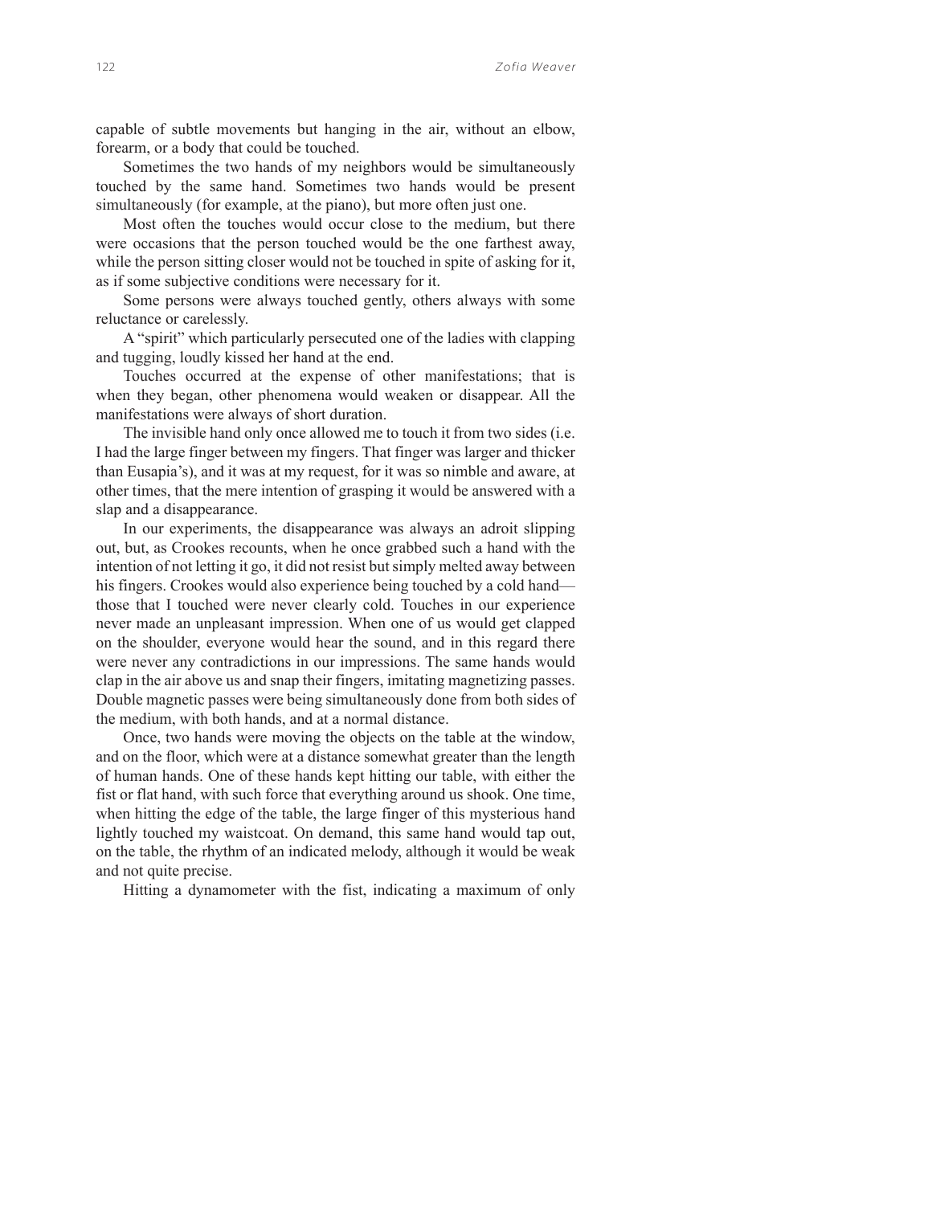capable of subtle movements but hanging in the air, without an elbow, forearm, or a body that could be touched.

Sometimes the two hands of my neighbors would be simultaneously touched by the same hand. Sometimes two hands would be present simultaneously (for example, at the piano), but more often just one.

Most often the touches would occur close to the medium, but there were occasions that the person touched would be the one farthest away, while the person sitting closer would not be touched in spite of asking for it, as if some subjective conditions were necessary for it.

Some persons were always touched gently, others always with some reluctance or carelessly.

A "spirit" which particularly persecuted one of the ladies with clapping and tugging, loudly kissed her hand at the end.

Touches occurred at the expense of other manifestations; that is when they began, other phenomena would weaken or disappear. All the manifestations were always of short duration.

The invisible hand only once allowed me to touch it from two sides (i.e. I had the large finger between my fingers. That finger was larger and thicker than Eusapia's), and it was at my request, for it was so nimble and aware, at other times, that the mere intention of grasping it would be answered with a slap and a disappearance.

In our experiments, the disappearance was always an adroit slipping out, but, as Crookes recounts, when he once grabbed such a hand with the intention of not letting it go, it did not resist but simply melted away between his fingers. Crookes would also experience being touched by a cold hand—those that I touched were never clearly cold. Touches in our experience never made an unpleasant impression. When one of us would get clapped on the shoulder, everyone would hear the sound, and in this regard there were never any contradictions in our impressions. The same hands would clap in the air above us and snap their fingers, imitating magnetizing passes. Double magnetic passes were being simultaneously done from both sides of the medium, with both hands, and at a normal distance.

Once, two hands were moving the objects on the table at the window, and on the floor, which were at a distance somewhat greater than the length of human hands. One of these hands kept hitting our table, with either the fist or flat hand, with such force that everything around us shook. One time, when hitting the edge of the table, the large finger of this mysterious hand lightly touched my waistcoat. On demand, this same hand would tap out, on the table, the rhythm of an indicated melody, although it would be weak and not quite precise.

Hitting a dynamometer with the fist, indicating a maximum of only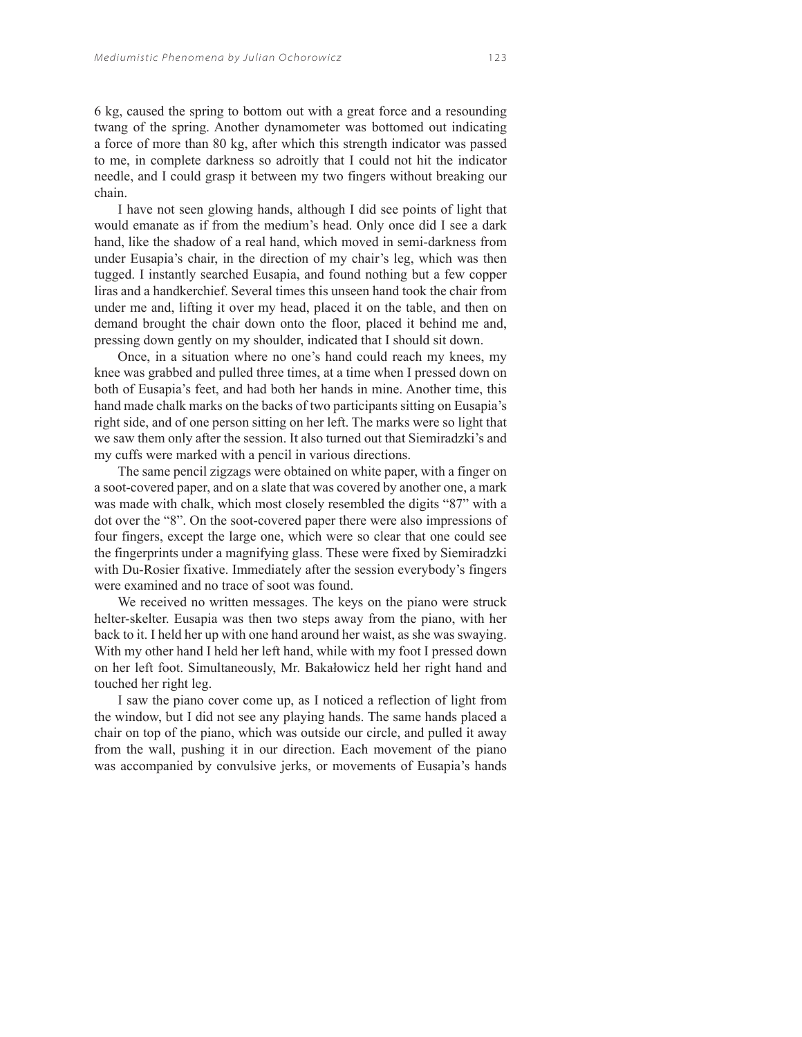6 kg, caused the spring to bottom out with a great force and a resounding twang of the spring. Another dynamometer was bottomed out indicating a force of more than 80 kg, after which this strength indicator was passed to me, in complete darkness so adroitly that I could not hit the indicator needle, and I could grasp it between my two fingers without breaking our chain.

I have not seen glowing hands, although I did see points of light that would emanate as if from the medium's head. Only once did I see a dark hand, like the shadow of a real hand, which moved in semi-darkness from under Eusapia's chair, in the direction of my chair's leg, which was then tugged. I instantly searched Eusapia, and found nothing but a few copper liras and a handkerchief. Several times this unseen hand took the chair from under me and, lifting it over my head, placed it on the table, and then on demand brought the chair down onto the floor, placed it behind me and, pressing down gently on my shoulder, indicated that I should sit down.

Once, in a situation where no one's hand could reach my knees, my knee was grabbed and pulled three times, at a time when I pressed down on both of Eusapia's feet, and had both her hands in mine. Another time, this hand made chalk marks on the backs of two participants sitting on Eusapia's right side, and of one person sitting on her left. The marks were so light that we saw them only after the session. It also turned out that Siemiradzki's and my cuffs were marked with a pencil in various directions.

The same pencil zigzags were obtained on white paper, with a finger on a soot-covered paper, and on a slate that was covered by another one, a mark was made with chalk, which most closely resembled the digits "87" with a dot over the "8". On the soot-covered paper there were also impressions of four fingers, except the large one, which were so clear that one could see the fingerprints under a magnifying glass. These were fixed by Siemiradzki with Du-Rosier fixative. Immediately after the session everybody's fingers were examined and no trace of soot was found.

We received no written messages. The keys on the piano were struck helter-skelter. Eusapia was then two steps away from the piano, with her back to it. I held her up with one hand around her waist, as she was swaying. With my other hand I held her left hand, while with my foot I pressed down on her left foot. Simultaneously, Mr. Bakałowicz held her right hand and touched her right leg.

I saw the piano cover come up, as I noticed a reflection of light from the window, but I did not see any playing hands. The same hands placed a chair on top of the piano, which was outside our circle, and pulled it away from the wall, pushing it in our direction. Each movement of the piano was accompanied by convulsive jerks, or movements of Eusapia's hands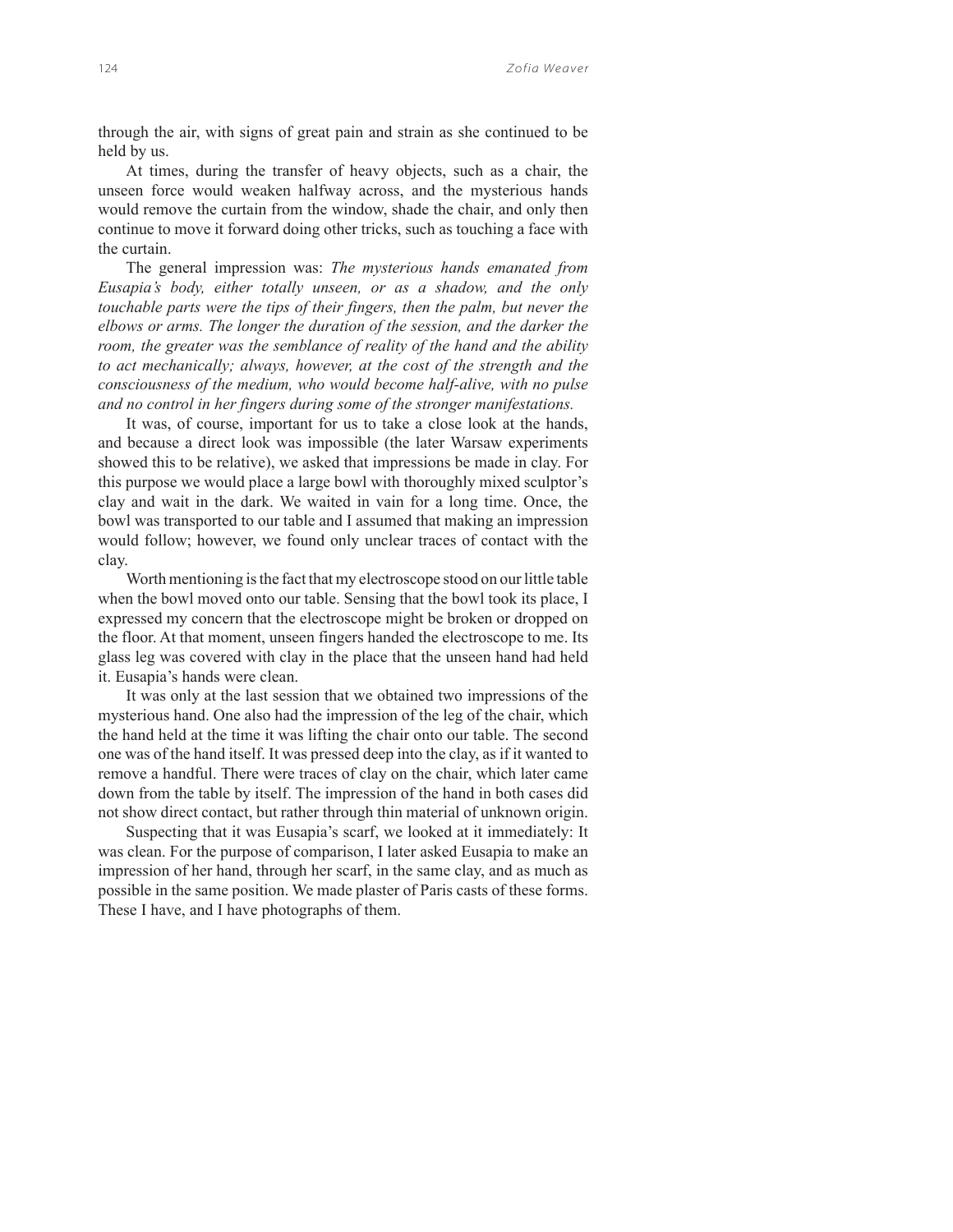through the air, with signs of great pain and strain as she continued to be held by us.

At times, during the transfer of heavy objects, such as a chair, the unseen force would weaken halfway across, and the mysterious hands would remove the curtain from the window, shade the chair, and only then continue to move it forward doing other tricks, such as touching a face with the curtain.

The general impression was: *The mysterious hands emanated from Eusapia's body, either totally unseen, or as a shadow, and the only touchable parts were the tips of their fingers, then the palm, but never the elbows or arms. The longer the duration of the session, and the darker the room, the greater was the semblance of reality of the hand and the ability to act mechanically; always, however, at the cost of the strength and the consciousness of the medium, who would become half-alive, with no pulse and no control in her fingers during some of the stronger manifestations.*

It was, of course, important for us to take a close look at the hands, and because a direct look was impossible (the later Warsaw experiments showed this to be relative), we asked that impressions be made in clay. For this purpose we would place a large bowl with thoroughly mixed sculptor's clay and wait in the dark. We waited in vain for a long time. Once, the bowl was transported to our table and I assumed that making an impression would follow; however, we found only unclear traces of contact with the clay.

Worth mentioning is the fact that my electroscope stood on our little table when the bowl moved onto our table. Sensing that the bowl took its place, I expressed my concern that the electroscope might be broken or dropped on the floor. At that moment, unseen fingers handed the electroscope to me. Its glass leg was covered with clay in the place that the unseen hand had held it. Eusapia's hands were clean.

It was only at the last session that we obtained two impressions of the mysterious hand. One also had the impression of the leg of the chair, which the hand held at the time it was lifting the chair onto our table. The second one was of the hand itself. It was pressed deep into the clay, as if it wanted to remove a handful. There were traces of clay on the chair, which later came down from the table by itself. The impression of the hand in both cases did not show direct contact, but rather through thin material of unknown origin.

Suspecting that it was Eusapia's scarf, we looked at it immediately: It was clean. For the purpose of comparison, I later asked Eusapia to make an impression of her hand, through her scarf, in the same clay, and as much as possible in the same position. We made plaster of Paris casts of these forms. These I have, and I have photographs of them.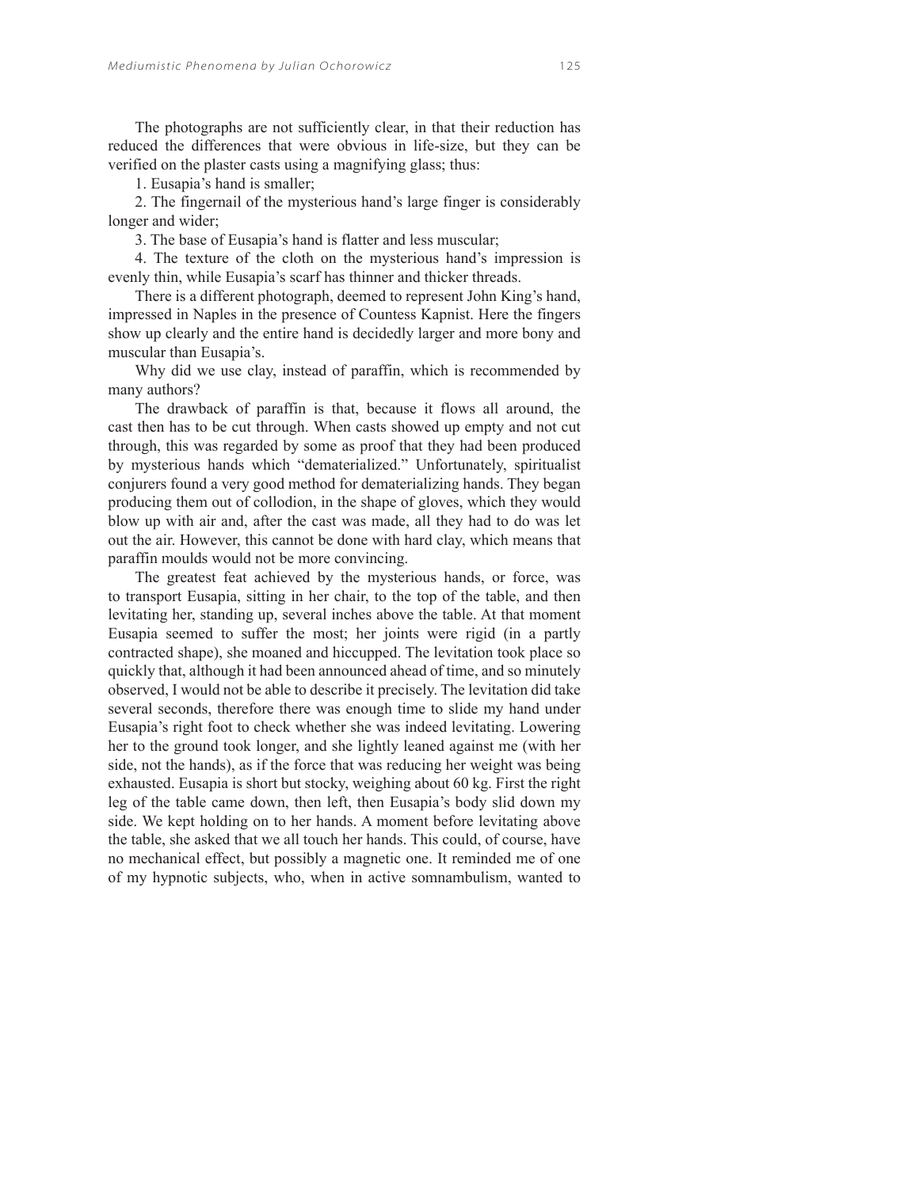The photographs are not sufficiently clear, in that their reduction has reduced the differences that were obvious in life-size, but they can be verified on the plaster casts using a magnifying glass; thus:

1. Eusapia's hand is smaller;

2. The fingernail of the mysterious hand's large finger is considerably longer and wider;

3. The base of Eusapia's hand is flatter and less muscular;

4. The texture of the cloth on the mysterious hand's impression is evenly thin, while Eusapia's scarf has thinner and thicker threads.

There is a different photograph, deemed to represent John King's hand, impressed in Naples in the presence of Countess Kapnist. Here the fingers show up clearly and the entire hand is decidedly larger and more bony and muscular than Eusapia's.

Why did we use clay, instead of paraffin, which is recommended by many authors?

The drawback of paraffin is that, because it flows all around, the cast then has to be cut through. When casts showed up empty and not cut through, this was regarded by some as proof that they had been produced by mysterious hands which "dematerialized." Unfortunately, spiritualist conjurers found a very good method for dematerializing hands. They began producing them out of collodion, in the shape of gloves, which they would blow up with air and, after the cast was made, all they had to do was let out the air. However, this cannot be done with hard clay, which means that paraffin moulds would not be more convincing.

The greatest feat achieved by the mysterious hands, or force, was to transport Eusapia, sitting in her chair, to the top of the table, and then levitating her, standing up, several inches above the table. At that moment Eusapia seemed to suffer the most; her joints were rigid (in a partly contracted shape), she moaned and hiccupped. The levitation took place so quickly that, although it had been announced ahead of time, and so minutely observed, I would not be able to describe it precisely. The levitation did take several seconds, therefore there was enough time to slide my hand under Eusapia's right foot to check whether she was indeed levitating. Lowering her to the ground took longer, and she lightly leaned against me (with her side, not the hands), as if the force that was reducing her weight was being exhausted. Eusapia is short but stocky, weighing about 60 kg. First the right leg of the table came down, then left, then Eusapia's body slid down my side. We kept holding on to her hands. A moment before levitating above the table, she asked that we all touch her hands. This could, of course, have no mechanical effect, but possibly a magnetic one. It reminded me of one of my hypnotic subjects, who, when in active somnambulism, wanted to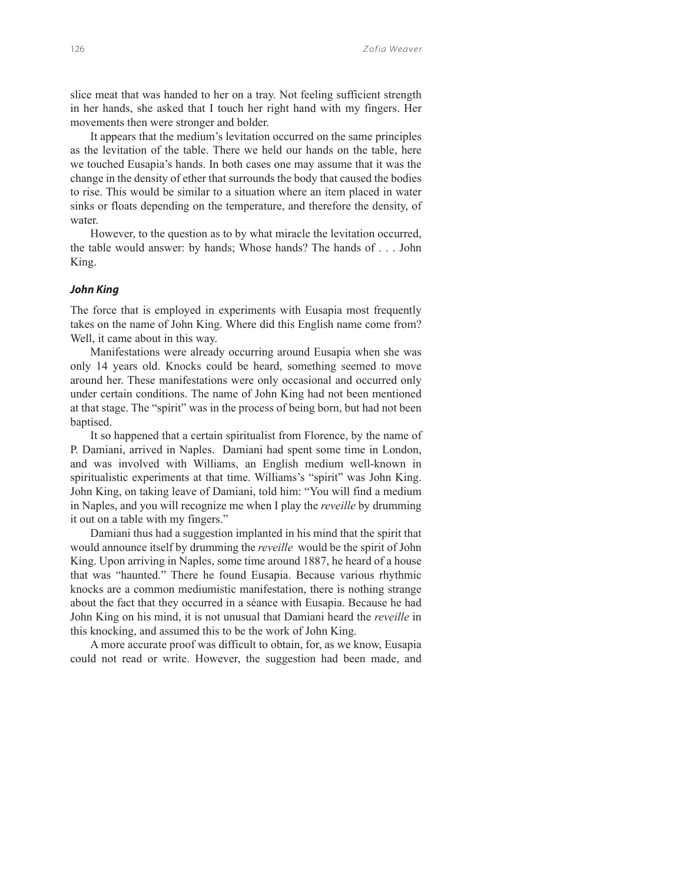slice meat that was handed to her on a tray. Not feeling sufficient strength in her hands, she asked that I touch her right hand with my fingers. Her movements then were stronger and bolder.

It appears that the medium's levitation occurred on the same principles as the levitation of the table. There we held our hands on the table, here we touched Eusapia's hands. In both cases one may assume that it was the change in the density of ether that surrounds the body that caused the bodies to rise. This would be similar to a situation where an item placed in water sinks or floats depending on the temperature, and therefore the density, of water.

However, to the question as to by what miracle the levitation occurred, the table would answer: by hands; Whose hands? The hands of . . . John King.

### *John King*

The force that is employed in experiments with Eusapia most frequently takes on the name of John King. Where did this English name come from? Well, it came about in this way.

Manifestations were already occurring around Eusapia when she was only 14 years old. Knocks could be heard, something seemed to move around her. These manifestations were only occasional and occurred only under certain conditions. The name of John King had not been mentioned at that stage. The "spirit" was in the process of being born, but had not been baptised.

It so happened that a certain spiritualist from Florence, by the name of P. Damiani, arrived in Naples. Damiani had spent some time in London, and was involved with Williams, an English medium well-known in spiritualistic experiments at that time. Williams's "spirit" was John King. John King, on taking leave of Damiani, told him: "You will find a medium in Naples, and you will recognize me when I play the *reveille* by drumming it out on a table with my fingers."

Damiani thus had a suggestion implanted in his mind that the spirit that would announce itself by drumming the *reveille* would be the spirit of John King. Upon arriving in Naples, some time around 1887, he heard of a house that was "haunted." There he found Eusapia. Because various rhythmic knocks are a common mediumistic manifestation, there is nothing strange about the fact that they occurred in a séance with Eusapia. Because he had John King on his mind, it is not unusual that Damiani heard the *reveille* in this knocking, and assumed this to be the work of John King.

A more accurate proof was difficult to obtain, for, as we know, Eusapia could not read or write. However, the suggestion had been made, and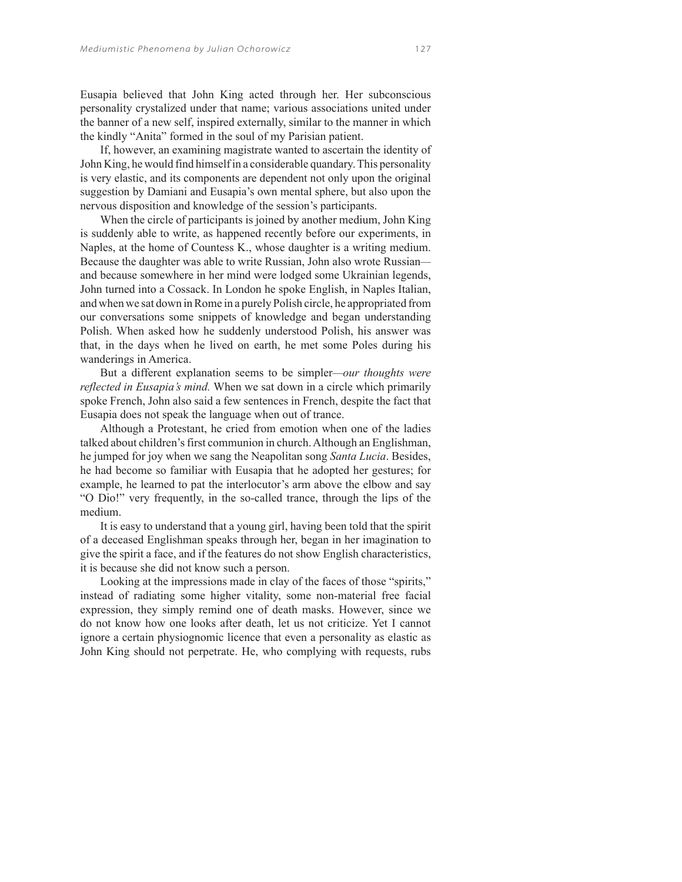Eusapia believed that John King acted through her. Her subconscious personality crystalized under that name; various associations united under the banner of a new self, inspired externally, similar to the manner in which the kindly "Anita" formed in the soul of my Parisian patient.

If, however, an examining magistrate wanted to ascertain the identity of John King, he would find himself in a considerable quandary. This personality is very elastic, and its components are dependent not only upon the original suggestion by Damiani and Eusapia's own mental sphere, but also upon the nervous disposition and knowledge of the session's participants.

When the circle of participants is joined by another medium, John King is suddenly able to write, as happened recently before our experiments, in Naples, at the home of Countess K., whose daughter is a writing medium. Because the daughter was able to write Russian, John also wrote Russian—and because somewhere in her mind were lodged some Ukrainian legends, John turned into a Cossack. In London he spoke English, in Naples Italian, and when we sat down in Rome in a purely Polish circle, he appropriated from our conversations some snippets of knowledge and began understanding Polish. When asked how he suddenly understood Polish, his answer was that, in the days when he lived on earth, he met some Poles during his wanderings in America.

But a different explanation seems to be simpler—*our thoughts were reflected in Eusapia's mind.* When we sat down in a circle which primarily spoke French, John also said a few sentences in French, despite the fact that Eusapia does not speak the language when out of trance.

Although a Protestant, he cried from emotion when one of the ladies talked about children's first communion in church. Although an Englishman, he jumped for joy when we sang the Neapolitan song *Santa Lucia*. Besides, he had become so familiar with Eusapia that he adopted her gestures; for example, he learned to pat the interlocutor's arm above the elbow and say "O Dio!" very frequently, in the so-called trance, through the lips of the medium.

It is easy to understand that a young girl, having been told that the spirit of a deceased Englishman speaks through her, began in her imagination to give the spirit a face, and if the features do not show English characteristics, it is because she did not know such a person.

Looking at the impressions made in clay of the faces of those "spirits," instead of radiating some higher vitality, some non-material free facial expression, they simply remind one of death masks. However, since we do not know how one looks after death, let us not criticize. Yet I cannot ignore a certain physiognomic licence that even a personality as elastic as John King should not perpetrate. He, who complying with requests, rubs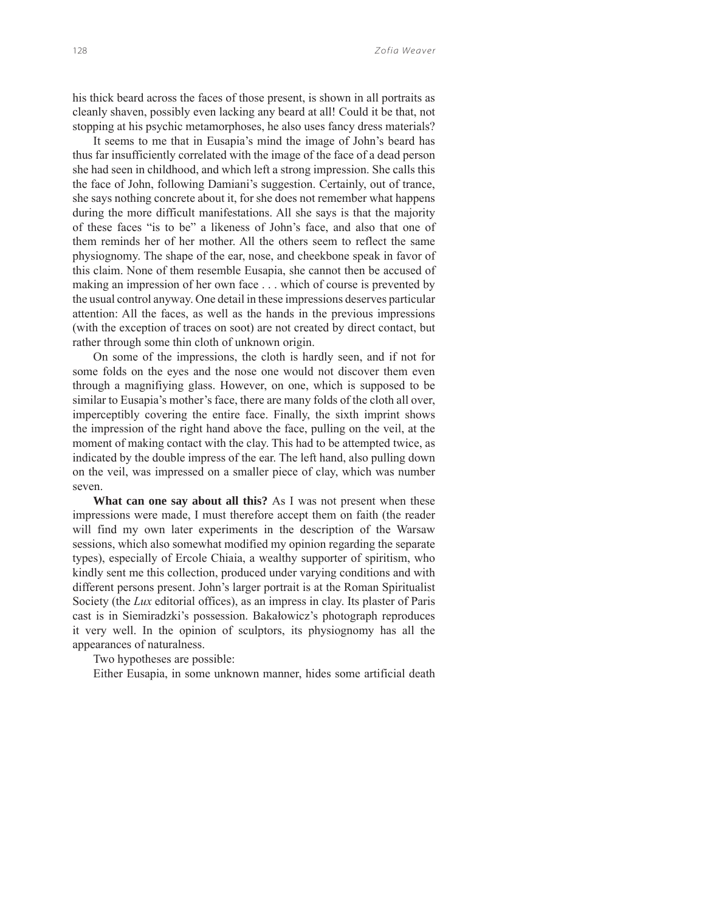his thick beard across the faces of those present, is shown in all portraits as cleanly shaven, possibly even lacking any beard at all! Could it be that, not stopping at his psychic metamorphoses, he also uses fancy dress materials?

It seems to me that in Eusapia's mind the image of John's beard has thus far insufficiently correlated with the image of the face of a dead person she had seen in childhood, and which left a strong impression. She calls this the face of John, following Damiani's suggestion. Certainly, out of trance, she says nothing concrete about it, for she does not remember what happens during the more difficult manifestations. All she says is that the majority of these faces "is to be" a likeness of John's face, and also that one of them reminds her of her mother. All the others seem to reflect the same physiognomy. The shape of the ear, nose, and cheekbone speak in favor of this claim. None of them resemble Eusapia, she cannot then be accused of making an impression of her own face . . . which of course is prevented by the usual control anyway. One detail in these impressions deserves particular attention: All the faces, as well as the hands in the previous impressions (with the exception of traces on soot) are not created by direct contact, but rather through some thin cloth of unknown origin.

On some of the impressions, the cloth is hardly seen, and if not for some folds on the eyes and the nose one would not discover them even through a magnifiying glass. However, on one, which is supposed to be similar to Eusapia's mother's face, there are many folds of the cloth all over, imperceptibly covering the entire face. Finally, the sixth imprint shows the impression of the right hand above the face, pulling on the veil, at the moment of making contact with the clay. This had to be attempted twice, as indicated by the double impress of the ear. The left hand, also pulling down on the veil, was impressed on a smaller piece of clay, which was number seven.

**What can one say about all this?** As I was not present when these impressions were made, I must therefore accept them on faith (the reader will find my own later experiments in the description of the Warsaw sessions, which also somewhat modified my opinion regarding the separate types), especially of Ercole Chiaia, a wealthy supporter of spiritism, who kindly sent me this collection, produced under varying conditions and with different persons present. John's larger portrait is at the Roman Spiritualist Society (the *Lux* editorial offices), as an impress in clay. Its plaster of Paris cast is in Siemiradzki's possession. Bakałowicz's photograph reproduces it very well. In the opinion of sculptors, its physiognomy has all the appearances of naturalness.

Two hypotheses are possible:

Either Eusapia, in some unknown manner, hides some artificial death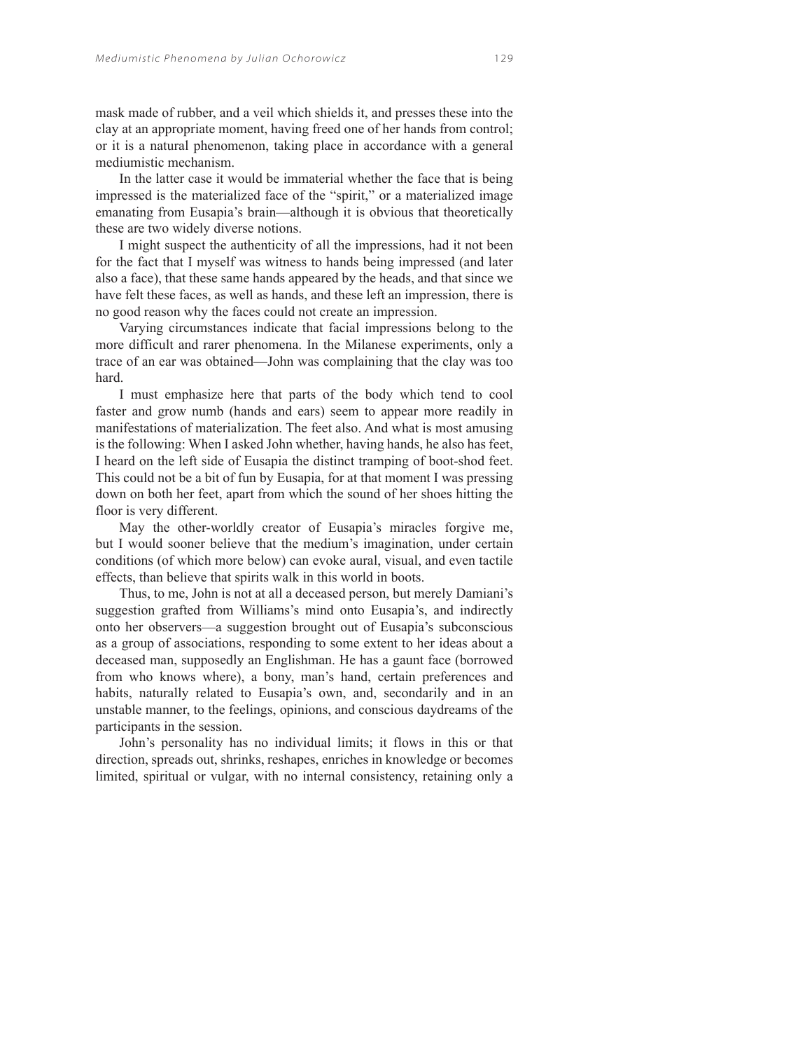mask made of rubber, and a veil which shields it, and presses these into the clay at an appropriate moment, having freed one of her hands from control; or it is a natural phenomenon, taking place in accordance with a general mediumistic mechanism.

In the latter case it would be immaterial whether the face that is being impressed is the materialized face of the "spirit," or a materialized image emanating from Eusapia's brain—although it is obvious that theoretically these are two widely diverse notions.

I might suspect the authenticity of all the impressions, had it not been for the fact that I myself was witness to hands being impressed (and later also a face), that these same hands appeared by the heads, and that since we have felt these faces, as well as hands, and these left an impression, there is no good reason why the faces could not create an impression.

Varying circumstances indicate that facial impressions belong to the more difficult and rarer phenomena. In the Milanese experiments, only a trace of an ear was obtained—John was complaining that the clay was too hard.

I must emphasize here that parts of the body which tend to cool faster and grow numb (hands and ears) seem to appear more readily in manifestations of materialization. The feet also. And what is most amusing is the following: When I asked John whether, having hands, he also has feet, I heard on the left side of Eusapia the distinct tramping of boot-shod feet. This could not be a bit of fun by Eusapia, for at that moment I was pressing down on both her feet, apart from which the sound of her shoes hitting the floor is very different.

May the other-worldly creator of Eusapia's miracles forgive me, but I would sooner believe that the medium's imagination, under certain conditions (of which more below) can evoke aural, visual, and even tactile effects, than believe that spirits walk in this world in boots.

Thus, to me, John is not at all a deceased person, but merely Damiani's suggestion grafted from Williams's mind onto Eusapia's, and indirectly onto her observers—a suggestion brought out of Eusapia's subconscious as a group of associations, responding to some extent to her ideas about a deceased man, supposedly an Englishman. He has a gaunt face (borrowed from who knows where), a bony, man's hand, certain preferences and habits, naturally related to Eusapia's own, and, secondarily and in an unstable manner, to the feelings, opinions, and conscious daydreams of the participants in the session.

John's personality has no individual limits; it flows in this or that direction, spreads out, shrinks, reshapes, enriches in knowledge or becomes limited, spiritual or vulgar, with no internal consistency, retaining only a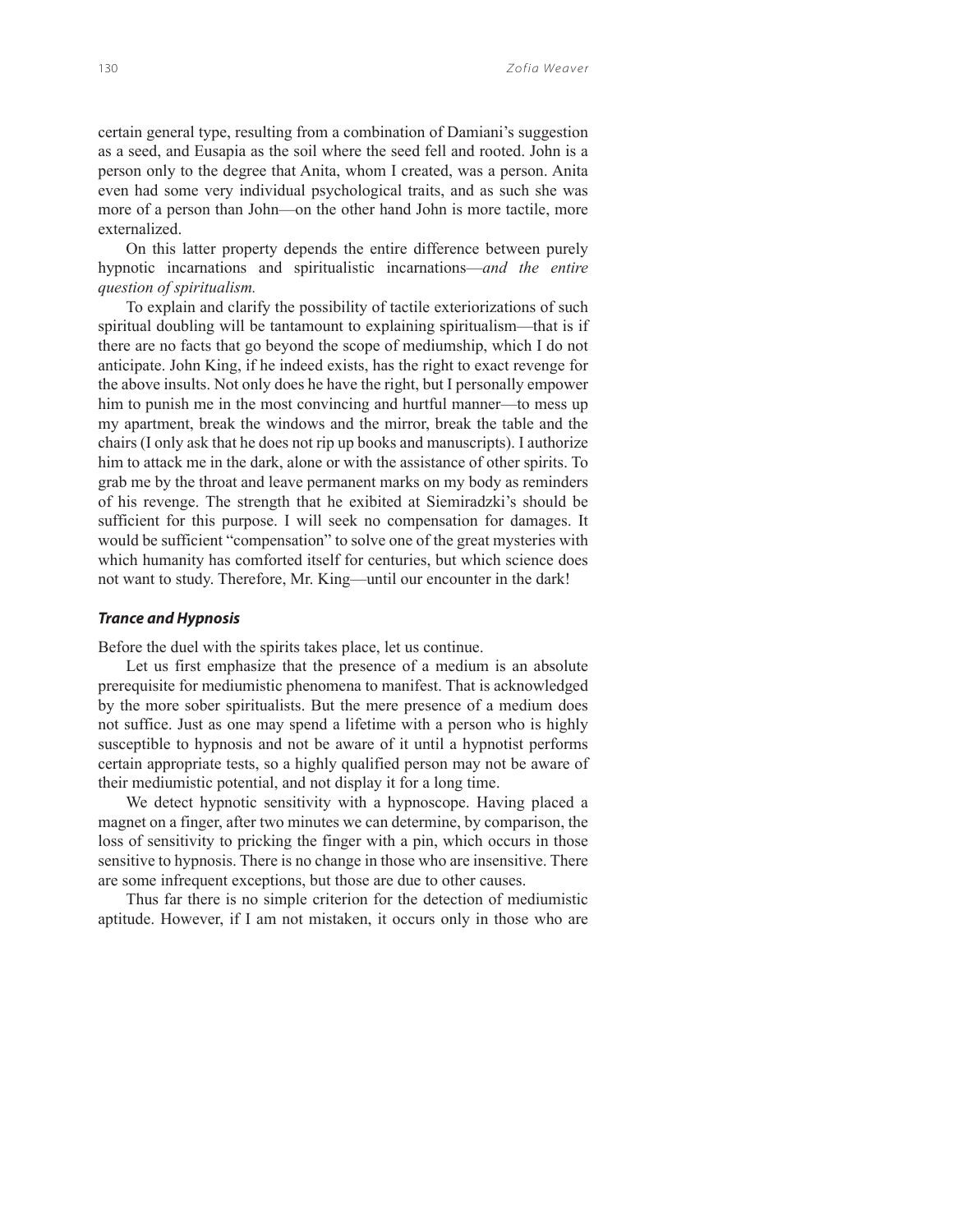certain general type, resulting from a combination of Damiani's suggestion as a seed, and Eusapia as the soil where the seed fell and rooted. John is a person only to the degree that Anita, whom I created, was a person. Anita even had some very individual psychological traits, and as such she was more of a person than John—on the other hand John is more tactile, more externalized.

On this latter property depends the entire difference between purely hypnotic incarnations and spiritualistic incarnations—*and the entire question of spiritualism.*

To explain and clarify the possibility of tactile exteriorizations of such spiritual doubling will be tantamount to explaining spiritualism—that is if there are no facts that go beyond the scope of mediumship, which I do not anticipate. John King, if he indeed exists, has the right to exact revenge for the above insults. Not only does he have the right, but I personally empower him to punish me in the most convincing and hurtful manner—to mess up my apartment, break the windows and the mirror, break the table and the chairs (I only ask that he does not rip up books and manuscripts). I authorize him to attack me in the dark, alone or with the assistance of other spirits. To grab me by the throat and leave permanent marks on my body as reminders of his revenge. The strength that he exibited at Siemiradzki's should be sufficient for this purpose. I will seek no compensation for damages. It would be sufficient "compensation" to solve one of the great mysteries with which humanity has comforted itself for centuries, but which science does not want to study. Therefore, Mr. King—until our encounter in the dark!

### *Trance and Hypnosis*

Before the duel with the spirits takes place, let us continue.

Let us first emphasize that the presence of a medium is an absolute prerequisite for mediumistic phenomena to manifest. That is acknowledged by the more sober spiritualists. But the mere presence of a medium does not suffice. Just as one may spend a lifetime with a person who is highly susceptible to hypnosis and not be aware of it until a hypnotist performs certain appropriate tests, so a highly qualified person may not be aware of their mediumistic potential, and not display it for a long time.

We detect hypnotic sensitivity with a hypnoscope. Having placed a magnet on a finger, after two minutes we can determine, by comparison, the loss of sensitivity to pricking the finger with a pin, which occurs in those sensitive to hypnosis. There is no change in those who are insensitive. There are some infrequent exceptions, but those are due to other causes.

Thus far there is no simple criterion for the detection of mediumistic aptitude. However, if I am not mistaken, it occurs only in those who are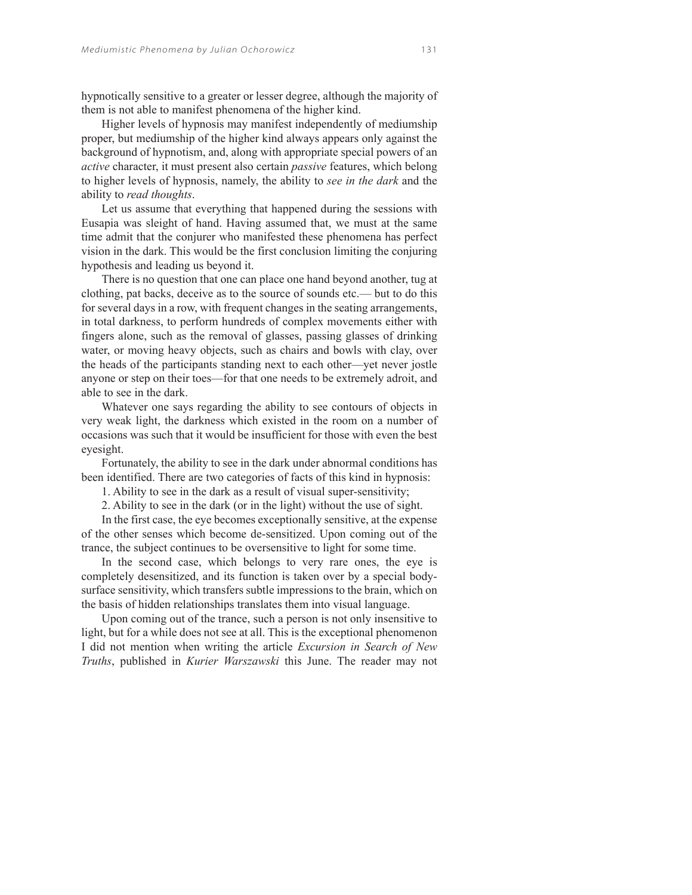hypnotically sensitive to a greater or lesser degree, although the majority of them is not able to manifest phenomena of the higher kind.

Higher levels of hypnosis may manifest independently of mediumship proper, but mediumship of the higher kind always appears only against the background of hypnotism, and, along with appropriate special powers of an *active* character, it must present also certain *passive* features, which belong to higher levels of hypnosis, namely, the ability to *see in the dark* and the ability to *read thoughts*.

Let us assume that everything that happened during the sessions with Eusapia was sleight of hand. Having assumed that, we must at the same time admit that the conjurer who manifested these phenomena has perfect vision in the dark. This would be the first conclusion limiting the conjuring hypothesis and leading us beyond it.

There is no question that one can place one hand beyond another, tug at clothing, pat backs, deceive as to the source of sounds etc.— but to do this for several days in a row, with frequent changes in the seating arrangements, in total darkness, to perform hundreds of complex movements either with fingers alone, such as the removal of glasses, passing glasses of drinking water, or moving heavy objects, such as chairs and bowls with clay, over the heads of the participants standing next to each other—yet never jostle anyone or step on their toes—for that one needs to be extremely adroit, and able to see in the dark.

Whatever one says regarding the ability to see contours of objects in very weak light, the darkness which existed in the room on a number of occasions was such that it would be insufficient for those with even the best eyesight.

Fortunately, the ability to see in the dark under abnormal conditions has been identified. There are two categories of facts of this kind in hypnosis:

1. Ability to see in the dark as a result of visual super-sensitivity;
2. Ability to see in the dark (or in the light) without the use of sight.

In the first case, the eye becomes exceptionally sensitive, at the expense of the other senses which become de-sensitized. Upon coming out of the trance, the subject continues to be oversensitive to light for some time.

In the second case, which belongs to very rare ones, the eye is completely desensitized, and its function is taken over by a special body-surface sensitivity, which transfers subtle impressions to the brain, which on the basis of hidden relationships translates them into visual language.

Upon coming out of the trance, such a person is not only insensitive to light, but for a while does not see at all. This is the exceptional phenomenon I did not mention when writing the article *Excursion in Search of New Truths*, published in *Kurier Warszawski* this June. The reader may not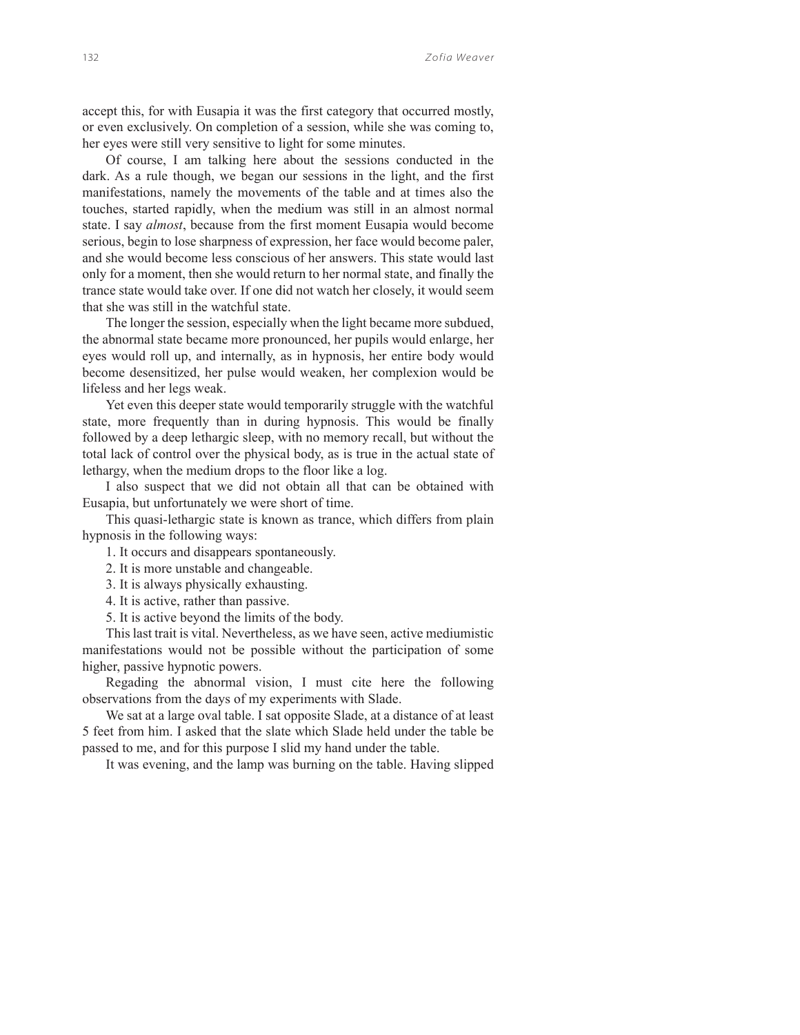accept this, for with Eusapia it was the first category that occurred mostly, or even exclusively. On completion of a session, while she was coming to, her eyes were still very sensitive to light for some minutes.

Of course, I am talking here about the sessions conducted in the dark. As a rule though, we began our sessions in the light, and the first manifestations, namely the movements of the table and at times also the touches, started rapidly, when the medium was still in an almost normal state. I say *almost*, because from the first moment Eusapia would become serious, begin to lose sharpness of expression, her face would become paler, and she would become less conscious of her answers. This state would last only for a moment, then she would return to her normal state, and finally the trance state would take over. If one did not watch her closely, it would seem that she was still in the watchful state.

The longer the session, especially when the light became more subdued, the abnormal state became more pronounced, her pupils would enlarge, her eyes would roll up, and internally, as in hypnosis, her entire body would become desensitized, her pulse would weaken, her complexion would be lifeless and her legs weak.

Yet even this deeper state would temporarily struggle with the watchful state, more frequently than in during hypnosis. This would be finally followed by a deep lethargic sleep, with no memory recall, but without the total lack of control over the physical body, as is true in the actual state of lethargy, when the medium drops to the floor like a log.

I also suspect that we did not obtain all that can be obtained with Eusapia, but unfortunately we were short of time.

This quasi-lethargic state is known as trance, which differs from plain hypnosis in the following ways:

1. It occurs and disappears spontaneously.
2. It is more unstable and changeable.
3. It is always physically exhausting.
4. It is active, rather than passive.
5. It is active beyond the limits of the body.

This last trait is vital. Nevertheless, as we have seen, active mediumistic manifestations would not be possible without the participation of some higher, passive hypnotic powers.

Regading the abnormal vision, I must cite here the following observations from the days of my experiments with Slade.

We sat at a large oval table. I sat opposite Slade, at a distance of at least 5 feet from him. I asked that the slate which Slade held under the table be passed to me, and for this purpose I slid my hand under the table.

It was evening, and the lamp was burning on the table. Having slipped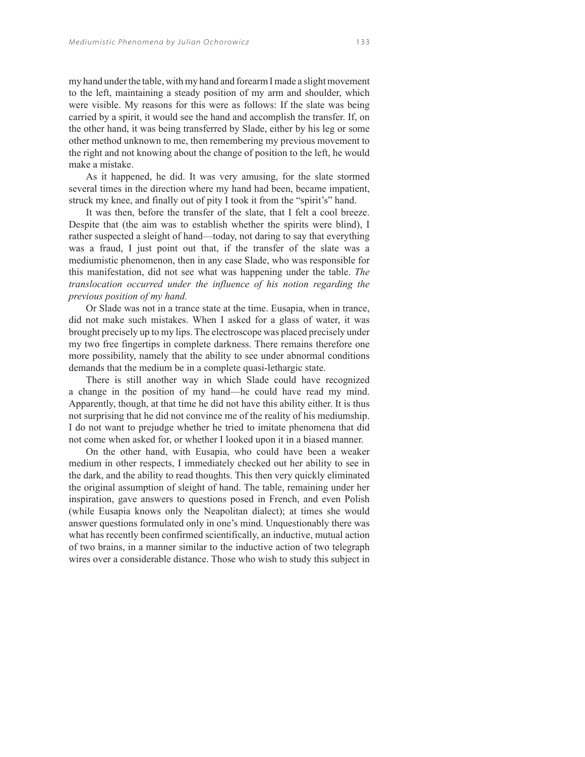my hand under the table, with my hand and forearm I made a slight movement to the left, maintaining a steady position of my arm and shoulder, which were visible. My reasons for this were as follows: If the slate was being carried by a spirit, it would see the hand and accomplish the transfer. If, on the other hand, it was being transferred by Slade, either by his leg or some other method unknown to me, then remembering my previous movement to the right and not knowing about the change of position to the left, he would make a mistake.

As it happened, he did. It was very amusing, for the slate stormed several times in the direction where my hand had been, became impatient, struck my knee, and finally out of pity I took it from the "spirit's" hand.

It was then, before the transfer of the slate, that I felt a cool breeze. Despite that (the aim was to establish whether the spirits were blind), I rather suspected a sleight of hand—today, not daring to say that everything was a fraud, I just point out that, if the transfer of the slate was a mediumistic phenomenon, then in any case Slade, who was responsible for this manifestation, did not see what was happening under the table. *The translocation occurred under the influence of his notion regarding the previous position of my hand.*

Or Slade was not in a trance state at the time. Eusapia, when in trance, did not make such mistakes. When I asked for a glass of water, it was brought precisely up to my lips. The electroscope was placed precisely under my two free fingertips in complete darkness. There remains therefore one more possibility, namely that the ability to see under abnormal conditions demands that the medium be in a complete quasi-lethargic state.

There is still another way in which Slade could have recognized a change in the position of my hand—he could have read my mind. Apparently, though, at that time he did not have this ability either. It is thus not surprising that he did not convince me of the reality of his mediumship. I do not want to prejudge whether he tried to imitate phenomena that did not come when asked for, or whether I looked upon it in a biased manner.

On the other hand, with Eusapia, who could have been a weaker medium in other respects, I immediately checked out her ability to see in the dark, and the ability to read thoughts. This then very quickly eliminated the original assumption of sleight of hand. The table, remaining under her inspiration, gave answers to questions posed in French, and even Polish (while Eusapia knows only the Neapolitan dialect); at times she would answer questions formulated only in one's mind. Unquestionably there was what has recently been confirmed scientifically, an inductive, mutual action of two brains, in a manner similar to the inductive action of two telegraph wires over a considerable distance. Those who wish to study this subject in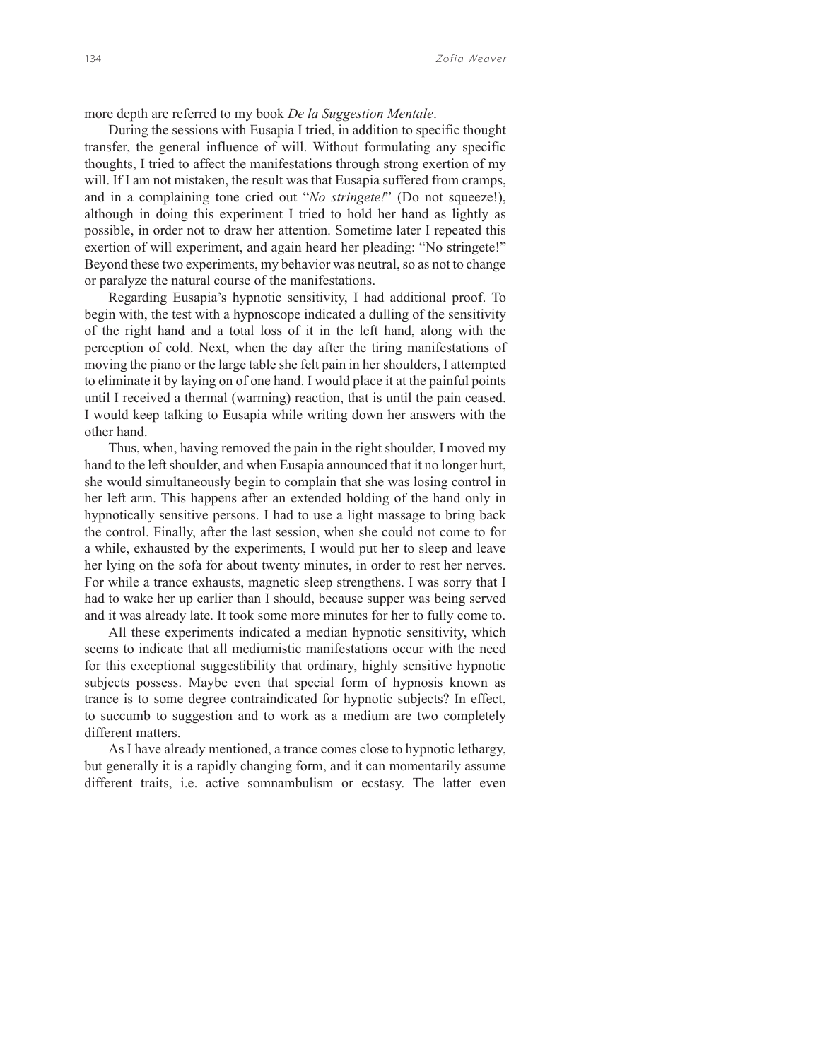more depth are referred to my book *De la Suggestion Mentale*.

During the sessions with Eusapia I tried, in addition to specific thought transfer, the general influence of will. Without formulating any specific thoughts, I tried to affect the manifestations through strong exertion of my will. If I am not mistaken, the result was that Eusapia suffered from cramps, and in a complaining tone cried out "*No stringete!*" (Do not squeeze!), although in doing this experiment I tried to hold her hand as lightly as possible, in order not to draw her attention. Sometime later I repeated this exertion of will experiment, and again heard her pleading: "No stringete!" Beyond these two experiments, my behavior was neutral, so as not to change or paralyze the natural course of the manifestations.

Regarding Eusapia's hypnotic sensitivity, I had additional proof. To begin with, the test with a hypnoscope indicated a dulling of the sensitivity of the right hand and a total loss of it in the left hand, along with the perception of cold. Next, when the day after the tiring manifestations of moving the piano or the large table she felt pain in her shoulders, I attempted to eliminate it by laying on of one hand. I would place it at the painful points until I received a thermal (warming) reaction, that is until the pain ceased. I would keep talking to Eusapia while writing down her answers with the other hand.

Thus, when, having removed the pain in the right shoulder, I moved my hand to the left shoulder, and when Eusapia announced that it no longer hurt, she would simultaneously begin to complain that she was losing control in her left arm. This happens after an extended holding of the hand only in hypnotically sensitive persons. I had to use a light massage to bring back the control. Finally, after the last session, when she could not come to for a while, exhausted by the experiments, I would put her to sleep and leave her lying on the sofa for about twenty minutes, in order to rest her nerves. For while a trance exhausts, magnetic sleep strengthens. I was sorry that I had to wake her up earlier than I should, because supper was being served and it was already late. It took some more minutes for her to fully come to.

All these experiments indicated a median hypnotic sensitivity, which seems to indicate that all mediumistic manifestations occur with the need for this exceptional suggestibility that ordinary, highly sensitive hypnotic subjects possess. Maybe even that special form of hypnosis known as trance is to some degree contraindicated for hypnotic subjects? In effect, to succumb to suggestion and to work as a medium are two completely different matters.

As I have already mentioned, a trance comes close to hypnotic lethargy, but generally it is a rapidly changing form, and it can momentarily assume different traits, i.e. active somnambulism or ecstasy. The latter even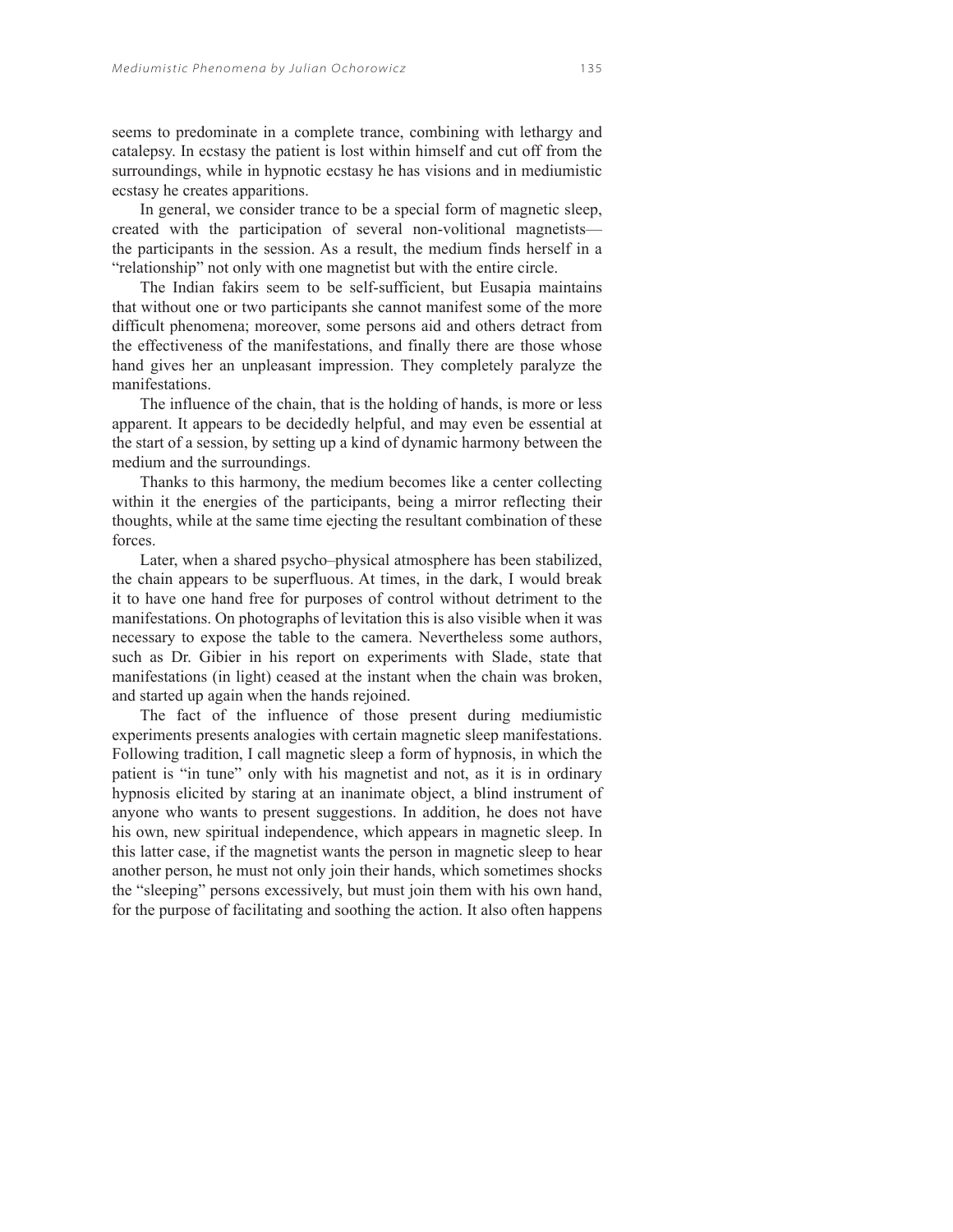seems to predominate in a complete trance, combining with lethargy and catalepsy. In ecstasy the patient is lost within himself and cut off from the surroundings, while in hypnotic ecstasy he has visions and in mediumistic ecstasy he creates apparitions.

In general, we consider trance to be a special form of magnetic sleep, created with the participation of several non-volitional magnetists—the participants in the session. As a result, the medium finds herself in a "relationship" not only with one magnetist but with the entire circle.

The Indian fakirs seem to be self-sufficient, but Eusapia maintains that without one or two participants she cannot manifest some of the more difficult phenomena; moreover, some persons aid and others detract from the effectiveness of the manifestations, and finally there are those whose hand gives her an unpleasant impression. They completely paralyze the manifestations.

The influence of the chain, that is the holding of hands, is more or less apparent. It appears to be decidedly helpful, and may even be essential at the start of a session, by setting up a kind of dynamic harmony between the medium and the surroundings.

Thanks to this harmony, the medium becomes like a center collecting within it the energies of the participants, being a mirror reflecting their thoughts, while at the same time ejecting the resultant combination of these forces.

Later, when a shared psycho–physical atmosphere has been stabilized, the chain appears to be superfluous. At times, in the dark, I would break it to have one hand free for purposes of control without detriment to the manifestations. On photographs of levitation this is also visible when it was necessary to expose the table to the camera. Nevertheless some authors, such as Dr. Gibier in his report on experiments with Slade, state that manifestations (in light) ceased at the instant when the chain was broken, and started up again when the hands rejoined.

The fact of the influence of those present during mediumistic experiments presents analogies with certain magnetic sleep manifestations. Following tradition, I call magnetic sleep a form of hypnosis, in which the patient is "in tune" only with his magnetist and not, as it is in ordinary hypnosis elicited by staring at an inanimate object, a blind instrument of anyone who wants to present suggestions. In addition, he does not have his own, new spiritual independence, which appears in magnetic sleep. In this latter case, if the magnetist wants the person in magnetic sleep to hear another person, he must not only join their hands, which sometimes shocks the "sleeping" persons excessively, but must join them with his own hand, for the purpose of facilitating and soothing the action. It also often happens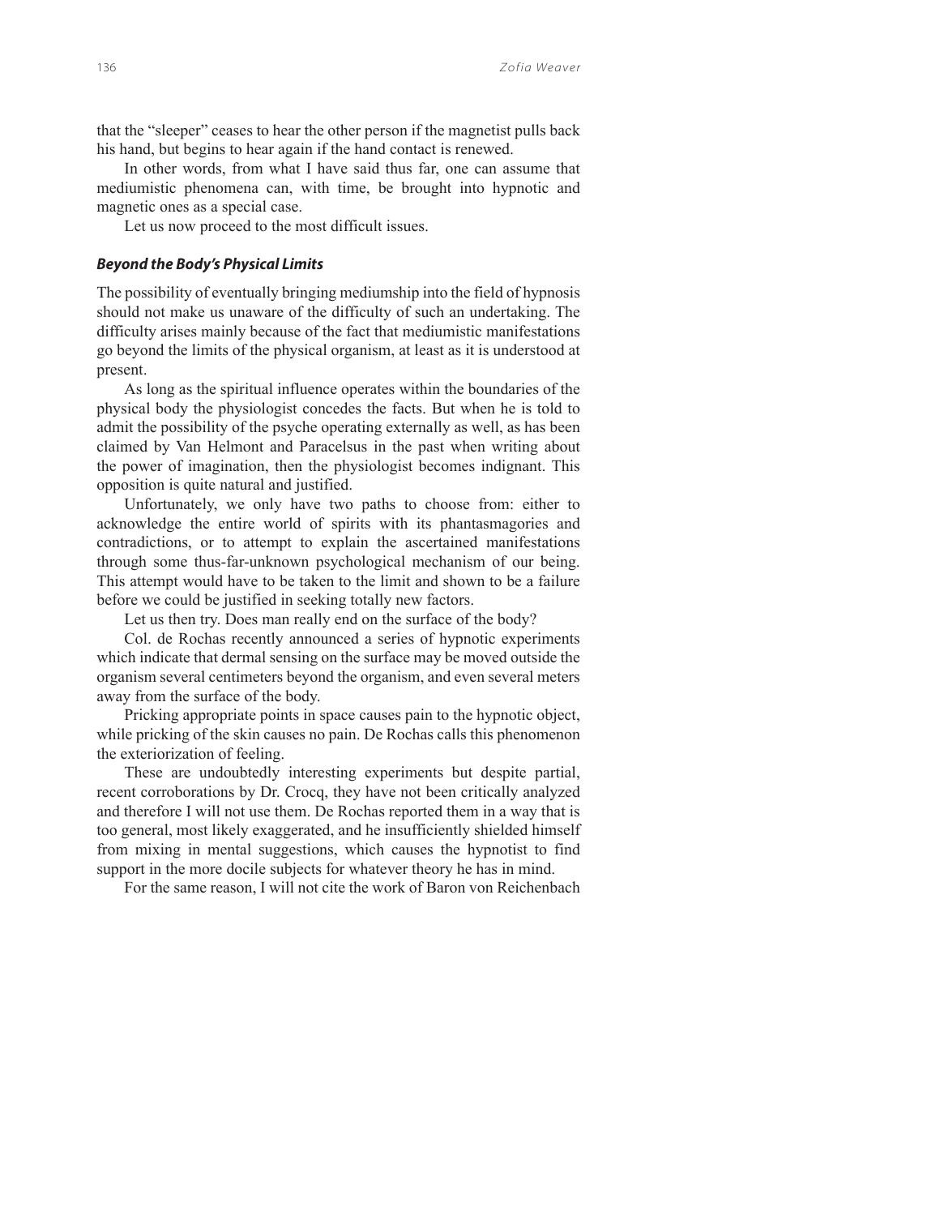that the "sleeper" ceases to hear the other person if the magnetist pulls back his hand, but begins to hear again if the hand contact is renewed.

In other words, from what I have said thus far, one can assume that mediumistic phenomena can, with time, be brought into hypnotic and magnetic ones as a special case.

Let us now proceed to the most difficult issues.

### *Beyond the Body's Physical Limits*

The possibility of eventually bringing mediumship into the field of hypnosis should not make us unaware of the difficulty of such an undertaking. The difficulty arises mainly because of the fact that mediumistic manifestations go beyond the limits of the physical organism, at least as it is understood at present.

As long as the spiritual influence operates within the boundaries of the physical body the physiologist concedes the facts. But when he is told to admit the possibility of the psyche operating externally as well, as has been claimed by Van Helmont and Paracelsus in the past when writing about the power of imagination, then the physiologist becomes indignant. This opposition is quite natural and justified.

Unfortunately, we only have two paths to choose from: either to acknowledge the entire world of spirits with its phantasmagories and contradictions, or to attempt to explain the ascertained manifestations through some thus-far-unknown psychological mechanism of our being. This attempt would have to be taken to the limit and shown to be a failure before we could be justified in seeking totally new factors.

Let us then try. Does man really end on the surface of the body?

Col. de Rochas recently announced a series of hypnotic experiments which indicate that dermal sensing on the surface may be moved outside the organism several centimeters beyond the organism, and even several meters away from the surface of the body.

Pricking appropriate points in space causes pain to the hypnotic object, while pricking of the skin causes no pain. De Rochas calls this phenomenon the exteriorization of feeling.

These are undoubtedly interesting experiments but despite partial, recent corroborations by Dr. Crocq, they have not been critically analyzed and therefore I will not use them. De Rochas reported them in a way that is too general, most likely exaggerated, and he insufficiently shielded himself from mixing in mental suggestions, which causes the hypnotist to find support in the more docile subjects for whatever theory he has in mind.

For the same reason, I will not cite the work of Baron von Reichenbach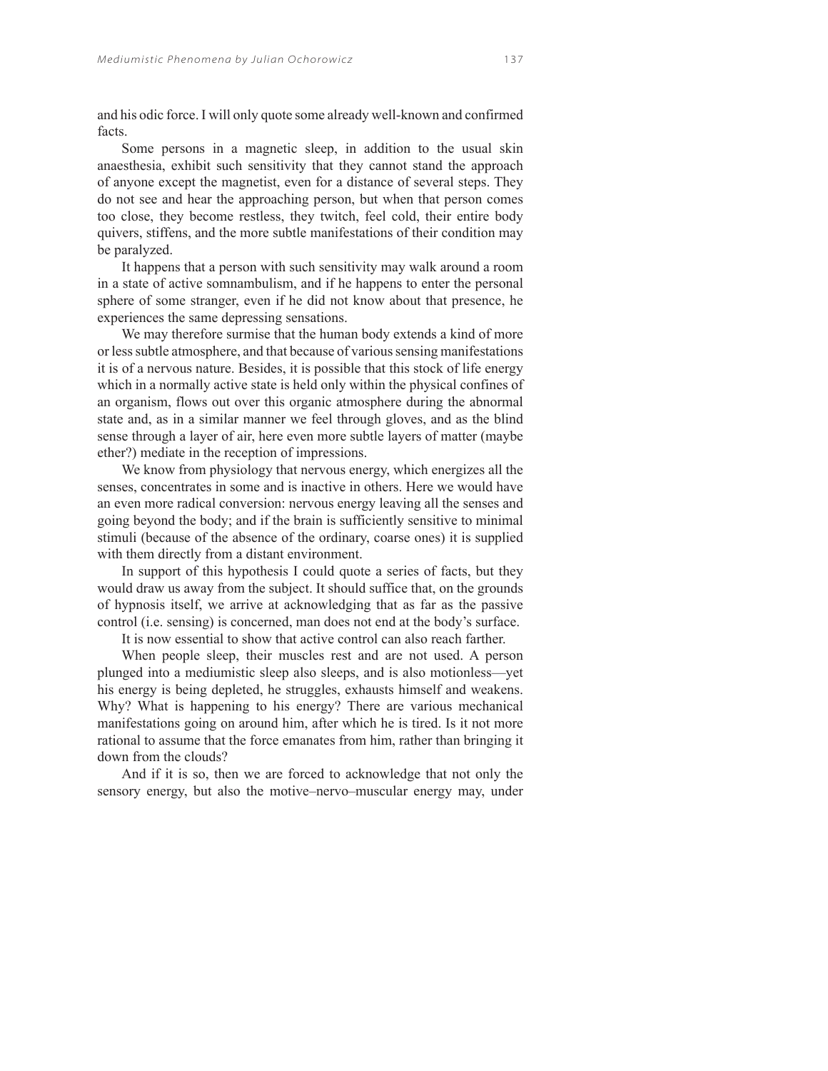and his odic force. I will only quote some already well-known and confirmed facts.

Some persons in a magnetic sleep, in addition to the usual skin anaesthesia, exhibit such sensitivity that they cannot stand the approach of anyone except the magnetist, even for a distance of several steps. They do not see and hear the approaching person, but when that person comes too close, they become restless, they twitch, feel cold, their entire body quivers, stiffens, and the more subtle manifestations of their condition may be paralyzed.

It happens that a person with such sensitivity may walk around a room in a state of active somnambulism, and if he happens to enter the personal sphere of some stranger, even if he did not know about that presence, he experiences the same depressing sensations.

We may therefore surmise that the human body extends a kind of more or less subtle atmosphere, and that because of various sensing manifestations it is of a nervous nature. Besides, it is possible that this stock of life energy which in a normally active state is held only within the physical confines of an organism, flows out over this organic atmosphere during the abnormal state and, as in a similar manner we feel through gloves, and as the blind sense through a layer of air, here even more subtle layers of matter (maybe ether?) mediate in the reception of impressions.

We know from physiology that nervous energy, which energizes all the senses, concentrates in some and is inactive in others. Here we would have an even more radical conversion: nervous energy leaving all the senses and going beyond the body; and if the brain is sufficiently sensitive to minimal stimuli (because of the absence of the ordinary, coarse ones) it is supplied with them directly from a distant environment.

In support of this hypothesis I could quote a series of facts, but they would draw us away from the subject. It should suffice that, on the grounds of hypnosis itself, we arrive at acknowledging that as far as the passive control (i.e. sensing) is concerned, man does not end at the body's surface.

It is now essential to show that active control can also reach farther.

When people sleep, their muscles rest and are not used. A person plunged into a mediumistic sleep also sleeps, and is also motionless—yet his energy is being depleted, he struggles, exhausts himself and weakens. Why? What is happening to his energy? There are various mechanical manifestations going on around him, after which he is tired. Is it not more rational to assume that the force emanates from him, rather than bringing it down from the clouds?

And if it is so, then we are forced to acknowledge that not only the sensory energy, but also the motive–nervo–muscular energy may, under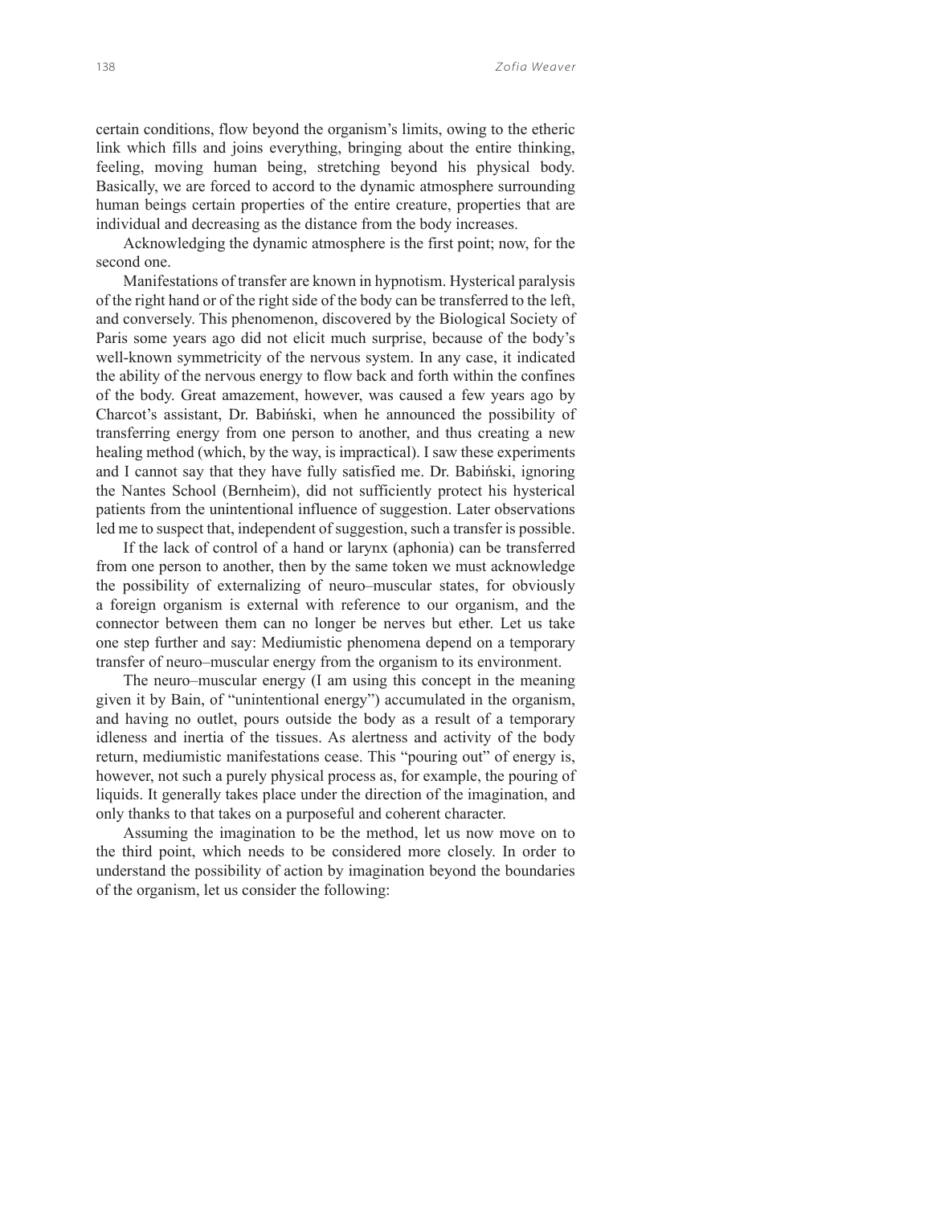certain conditions, flow beyond the organism's limits, owing to the etheric link which fills and joins everything, bringing about the entire thinking, feeling, moving human being, stretching beyond his physical body. Basically, we are forced to accord to the dynamic atmosphere surrounding human beings certain properties of the entire creature, properties that are individual and decreasing as the distance from the body increases.

Acknowledging the dynamic atmosphere is the first point; now, for the second one.

Manifestations of transfer are known in hypnotism. Hysterical paralysis of the right hand or of the right side of the body can be transferred to the left, and conversely. This phenomenon, discovered by the Biological Society of Paris some years ago did not elicit much surprise, because of the body's well-known symmetricity of the nervous system. In any case, it indicated the ability of the nervous energy to flow back and forth within the confines of the body. Great amazement, however, was caused a few years ago by Charcot's assistant, Dr. Babiński, when he announced the possibility of transferring energy from one person to another, and thus creating a new healing method (which, by the way, is impractical). I saw these experiments and I cannot say that they have fully satisfied me. Dr. Babiński, ignoring the Nantes School (Bernheim), did not sufficiently protect his hysterical patients from the unintentional influence of suggestion. Later observations led me to suspect that, independent of suggestion, such a transfer is possible.

If the lack of control of a hand or larynx (aphonia) can be transferred from one person to another, then by the same token we must acknowledge the possibility of externalizing of neuro–muscular states, for obviously a foreign organism is external with reference to our organism, and the connector between them can no longer be nerves but ether. Let us take one step further and say: Mediumistic phenomena depend on a temporary transfer of neuro–muscular energy from the organism to its environment.

The neuro–muscular energy (I am using this concept in the meaning given it by Bain, of "unintentional energy") accumulated in the organism, and having no outlet, pours outside the body as a result of a temporary idleness and inertia of the tissues. As alertness and activity of the body return, mediumistic manifestations cease. This "pouring out" of energy is, however, not such a purely physical process as, for example, the pouring of liquids. It generally takes place under the direction of the imagination, and only thanks to that takes on a purposeful and coherent character.

Assuming the imagination to be the method, let us now move on to the third point, which needs to be considered more closely. In order to understand the possibility of action by imagination beyond the boundaries of the organism, let us consider the following: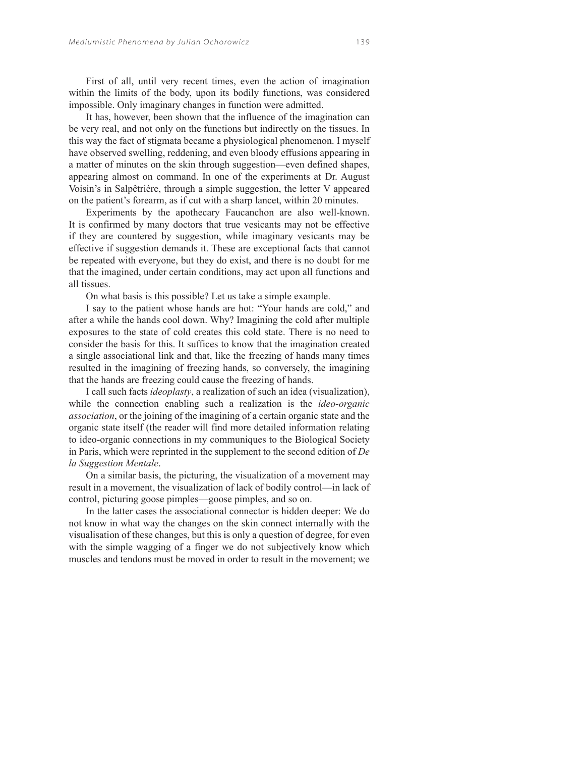First of all, until very recent times, even the action of imagination within the limits of the body, upon its bodily functions, was considered impossible. Only imaginary changes in function were admitted.

It has, however, been shown that the influence of the imagination can be very real, and not only on the functions but indirectly on the tissues. In this way the fact of stigmata became a physiological phenomenon. I myself have observed swelling, reddening, and even bloody effusions appearing in a matter of minutes on the skin through suggestion—even defined shapes, appearing almost on command. In one of the experiments at Dr. August Voisin's in Salpêtrière, through a simple suggestion, the letter V appeared on the patient's forearm, as if cut with a sharp lancet, within 20 minutes.

Experiments by the apothecary Faucanchon are also well-known. It is confirmed by many doctors that true vesicants may not be effective if they are countered by suggestion, while imaginary vesicants may be effective if suggestion demands it. These are exceptional facts that cannot be repeated with everyone, but they do exist, and there is no doubt for me that the imagined, under certain conditions, may act upon all functions and all tissues.

On what basis is this possible? Let us take a simple example.

I say to the patient whose hands are hot: "Your hands are cold," and after a while the hands cool down. Why? Imagining the cold after multiple exposures to the state of cold creates this cold state. There is no need to consider the basis for this. It suffices to know that the imagination created a single associational link and that, like the freezing of hands many times resulted in the imagining of freezing hands, so conversely, the imagining that the hands are freezing could cause the freezing of hands.

I call such facts *ideoplasty*, a realization of such an idea (visualization), while the connection enabling such a realization is the *ideo-organic association*, or the joining of the imagining of a certain organic state and the organic state itself (the reader will find more detailed information relating to ideo-organic connections in my communiques to the Biological Society in Paris, which were reprinted in the supplement to the second edition of *De la Suggestion Mentale*.

On a similar basis, the picturing, the visualization of a movement may result in a movement, the visualization of lack of bodily control—in lack of control, picturing goose pimples—goose pimples, and so on.

In the latter cases the associational connector is hidden deeper: We do not know in what way the changes on the skin connect internally with the visualisation of these changes, but this is only a question of degree, for even with the simple wagging of a finger we do not subjectively know which muscles and tendons must be moved in order to result in the movement; we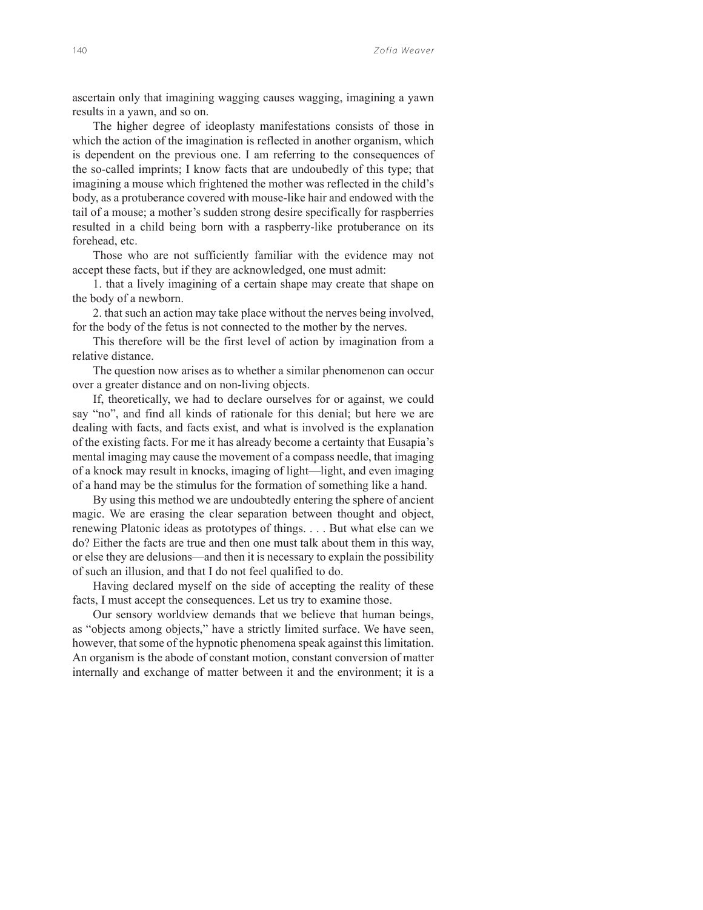ascertain only that imagining wagging causes wagging, imagining a yawn results in a yawn, and so on.

The higher degree of ideoplasty manifestations consists of those in which the action of the imagination is reflected in another organism, which is dependent on the previous one. I am referring to the consequences of the so-called imprints; I know facts that are undoubedly of this type; that imagining a mouse which frightened the mother was reflected in the child's body, as a protuberance covered with mouse-like hair and endowed with the tail of a mouse; a mother's sudden strong desire specifically for raspberries resulted in a child being born with a raspberry-like protuberance on its forehead, etc.

Those who are not sufficiently familiar with the evidence may not accept these facts, but if they are acknowledged, one must admit:

1. that a lively imagining of a certain shape may create that shape on the body of a newborn.

2. that such an action may take place without the nerves being involved, for the body of the fetus is not connected to the mother by the nerves.

This therefore will be the first level of action by imagination from a relative distance.

The question now arises as to whether a similar phenomenon can occur over a greater distance and on non-living objects.

If, theoretically, we had to declare ourselves for or against, we could say "no", and find all kinds of rationale for this denial; but here we are dealing with facts, and facts exist, and what is involved is the explanation of the existing facts. For me it has already become a certainty that Eusapia's mental imaging may cause the movement of a compass needle, that imaging of a knock may result in knocks, imaging of light—light, and even imaging of a hand may be the stimulus for the formation of something like a hand.

By using this method we are undoubtedly entering the sphere of ancient magic. We are erasing the clear separation between thought and object, renewing Platonic ideas as prototypes of things. . . . But what else can we do? Either the facts are true and then one must talk about them in this way, or else they are delusions—and then it is necessary to explain the possibility of such an illusion, and that I do not feel qualified to do.

Having declared myself on the side of accepting the reality of these facts, I must accept the consequences. Let us try to examine those.

Our sensory worldview demands that we believe that human beings, as "objects among objects," have a strictly limited surface. We have seen, however, that some of the hypnotic phenomena speak against this limitation. An organism is the abode of constant motion, constant conversion of matter internally and exchange of matter between it and the environment; it is a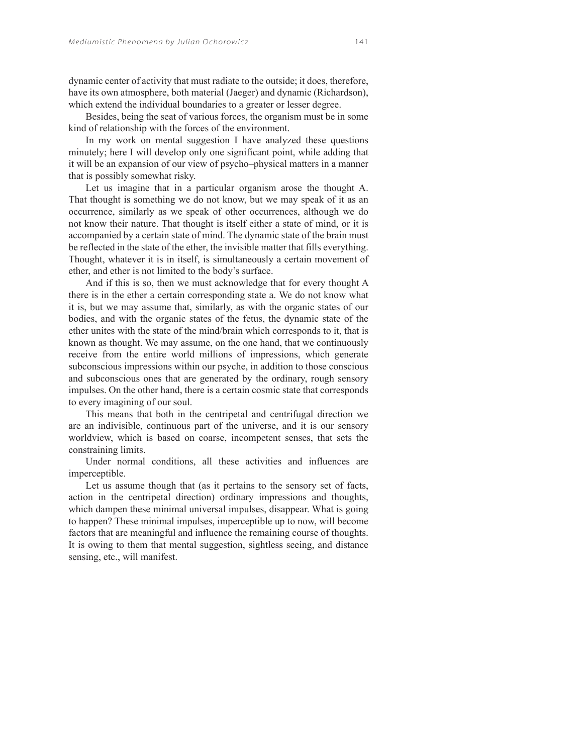dynamic center of activity that must radiate to the outside; it does, therefore, have its own atmosphere, both material (Jaeger) and dynamic (Richardson), which extend the individual boundaries to a greater or lesser degree.

Besides, being the seat of various forces, the organism must be in some kind of relationship with the forces of the environment.

In my work on mental suggestion I have analyzed these questions minutely; here I will develop only one significant point, while adding that it will be an expansion of our view of psycho–physical matters in a manner that is possibly somewhat risky.

Let us imagine that in a particular organism arose the thought A. That thought is something we do not know, but we may speak of it as an occurrence, similarly as we speak of other occurrences, although we do not know their nature. That thought is itself either a state of mind, or it is accompanied by a certain state of mind. The dynamic state of the brain must be reflected in the state of the ether, the invisible matter that fills everything. Thought, whatever it is in itself, is simultaneously a certain movement of ether, and ether is not limited to the body's surface.

And if this is so, then we must acknowledge that for every thought A there is in the ether a certain corresponding state a. We do not know what it is, but we may assume that, similarly, as with the organic states of our bodies, and with the organic states of the fetus, the dynamic state of the ether unites with the state of the mind/brain which corresponds to it, that is known as thought. We may assume, on the one hand, that we continuously receive from the entire world millions of impressions, which generate subconscious impressions within our psyche, in addition to those conscious and subconscious ones that are generated by the ordinary, rough sensory impulses. On the other hand, there is a certain cosmic state that corresponds to every imagining of our soul.

This means that both in the centripetal and centrifugal direction we are an indivisible, continuous part of the universe, and it is our sensory worldview, which is based on coarse, incompetent senses, that sets the constraining limits.

Under normal conditions, all these activities and influences are imperceptible.

Let us assume though that (as it pertains to the sensory set of facts, action in the centripetal direction) ordinary impressions and thoughts, which dampen these minimal universal impulses, disappear. What is going to happen? These minimal impulses, imperceptible up to now, will become factors that are meaningful and influence the remaining course of thoughts. It is owing to them that mental suggestion, sightless seeing, and distance sensing, etc., will manifest.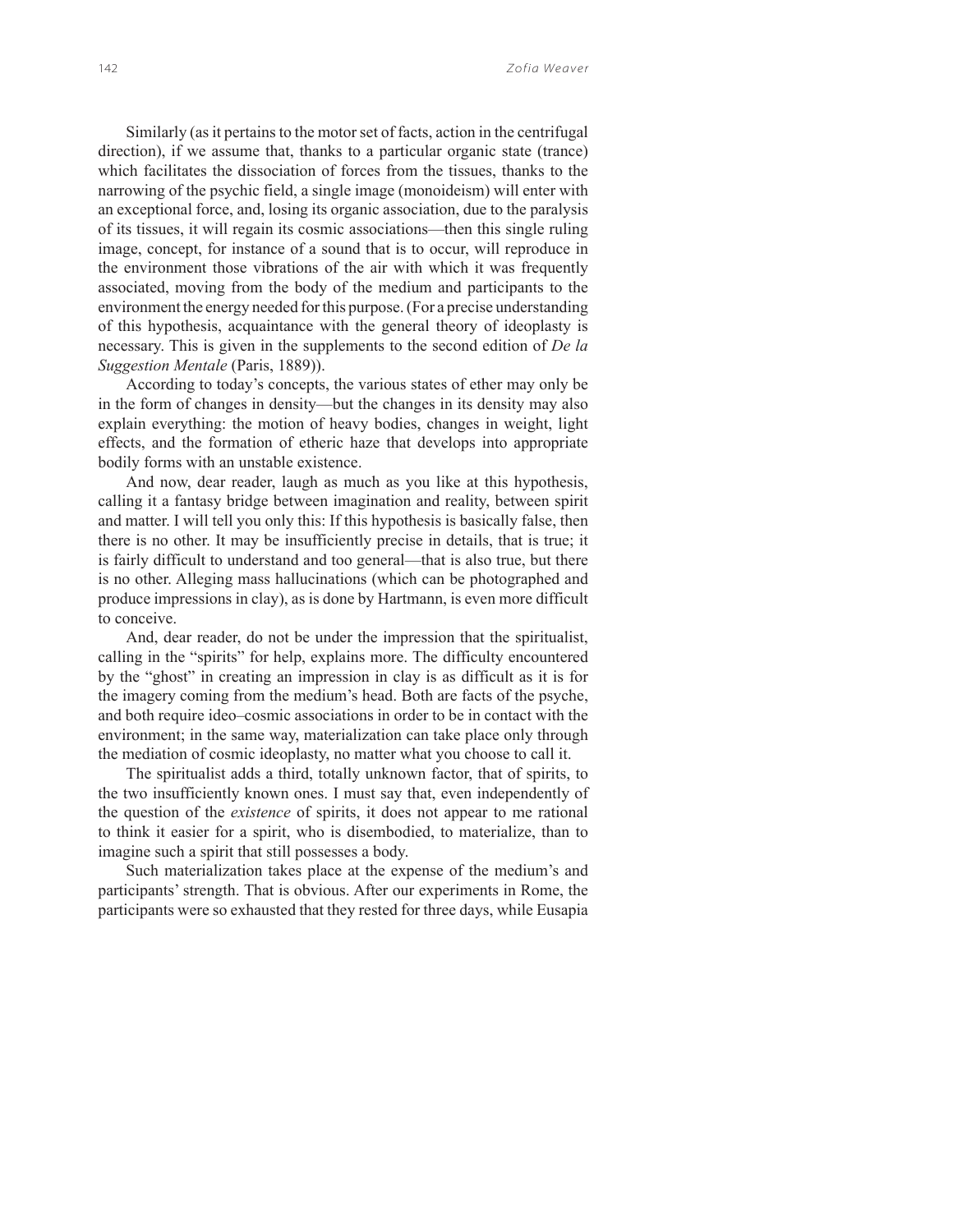Similarly (as it pertains to the motor set of facts, action in the centrifugal direction), if we assume that, thanks to a particular organic state (trance) which facilitates the dissociation of forces from the tissues, thanks to the narrowing of the psychic field, a single image (monoideism) will enter with an exceptional force, and, losing its organic association, due to the paralysis of its tissues, it will regain its cosmic associations—then this single ruling image, concept, for instance of a sound that is to occur, will reproduce in the environment those vibrations of the air with which it was frequently associated, moving from the body of the medium and participants to the environment the energy needed for this purpose. (For a precise understanding of this hypothesis, acquaintance with the general theory of ideoplasty is necessary. This is given in the supplements to the second edition of *De la Suggestion Mentale* (Paris, 1889)).

According to today's concepts, the various states of ether may only be in the form of changes in density—but the changes in its density may also explain everything: the motion of heavy bodies, changes in weight, light effects, and the formation of etheric haze that develops into appropriate bodily forms with an unstable existence.

And now, dear reader, laugh as much as you like at this hypothesis, calling it a fantasy bridge between imagination and reality, between spirit and matter. I will tell you only this: If this hypothesis is basically false, then there is no other. It may be insufficiently precise in details, that is true; it is fairly difficult to understand and too general—that is also true, but there is no other. Alleging mass hallucinations (which can be photographed and produce impressions in clay), as is done by Hartmann, is even more difficult to conceive.

And, dear reader, do not be under the impression that the spiritualist, calling in the "spirits" for help, explains more. The difficulty encountered by the "ghost" in creating an impression in clay is as difficult as it is for the imagery coming from the medium's head. Both are facts of the psyche, and both require ideo–cosmic associations in order to be in contact with the environment; in the same way, materialization can take place only through the mediation of cosmic ideoplasty, no matter what you choose to call it.

The spiritualist adds a third, totally unknown factor, that of spirits, to the two insufficiently known ones. I must say that, even independently of the question of the *existence* of spirits, it does not appear to me rational to think it easier for a spirit, who is disembodied, to materialize, than to imagine such a spirit that still possesses a body.

Such materialization takes place at the expense of the medium's and participants' strength. That is obvious. After our experiments in Rome, the participants were so exhausted that they rested for three days, while Eusapia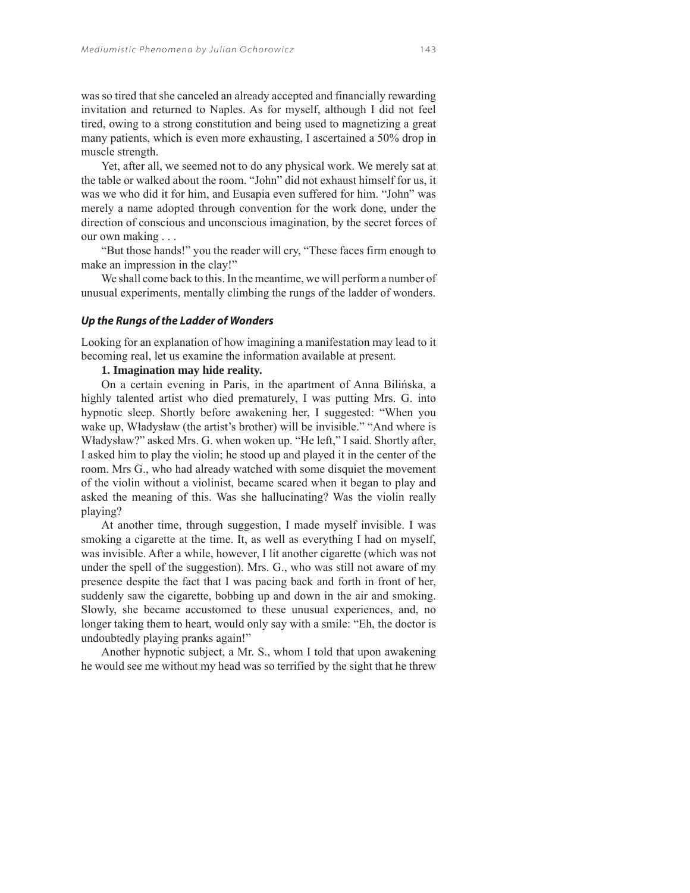was so tired that she canceled an already accepted and financially rewarding invitation and returned to Naples. As for myself, although I did not feel tired, owing to a strong constitution and being used to magnetizing a great many patients, which is even more exhausting, I ascertained a 50% drop in muscle strength.

Yet, after all, we seemed not to do any physical work. We merely sat at the table or walked about the room. "John" did not exhaust himself for us, it was we who did it for him, and Eusapia even suffered for him. "John" was merely a name adopted through convention for the work done, under the direction of conscious and unconscious imagination, by the secret forces of our own making . . .

"But those hands!" you the reader will cry, "These faces firm enough to make an impression in the clay!"

We shall come back to this. In the meantime, we will perform a number of unusual experiments, mentally climbing the rungs of the ladder of wonders.

### *Up the Rungs of the Ladder of Wonders*

Looking for an explanation of how imagining a manifestation may lead to it becoming real, let us examine the information available at present.

**1. Imagination may hide reality.**

On a certain evening in Paris, in the apartment of Anna Bilińska, a highly talented artist who died prematurely, I was putting Mrs. G. into hypnotic sleep. Shortly before awakening her, I suggested: "When you wake up, Władysław (the artist's brother) will be invisible." "And where is Władysław?" asked Mrs. G. when woken up. "He left," I said. Shortly after, I asked him to play the violin; he stood up and played it in the center of the room. Mrs G., who had already watched with some disquiet the movement of the violin without a violinist, became scared when it began to play and asked the meaning of this. Was she hallucinating? Was the violin really playing?

At another time, through suggestion, I made myself invisible. I was smoking a cigarette at the time. It, as well as everything I had on myself, was invisible. After a while, however, I lit another cigarette (which was not under the spell of the suggestion). Mrs. G., who was still not aware of my presence despite the fact that I was pacing back and forth in front of her, suddenly saw the cigarette, bobbing up and down in the air and smoking. Slowly, she became accustomed to these unusual experiences, and, no longer taking them to heart, would only say with a smile: "Eh, the doctor is undoubtedly playing pranks again!"

Another hypnotic subject, a Mr. S., whom I told that upon awakening he would see me without my head was so terrified by the sight that he threw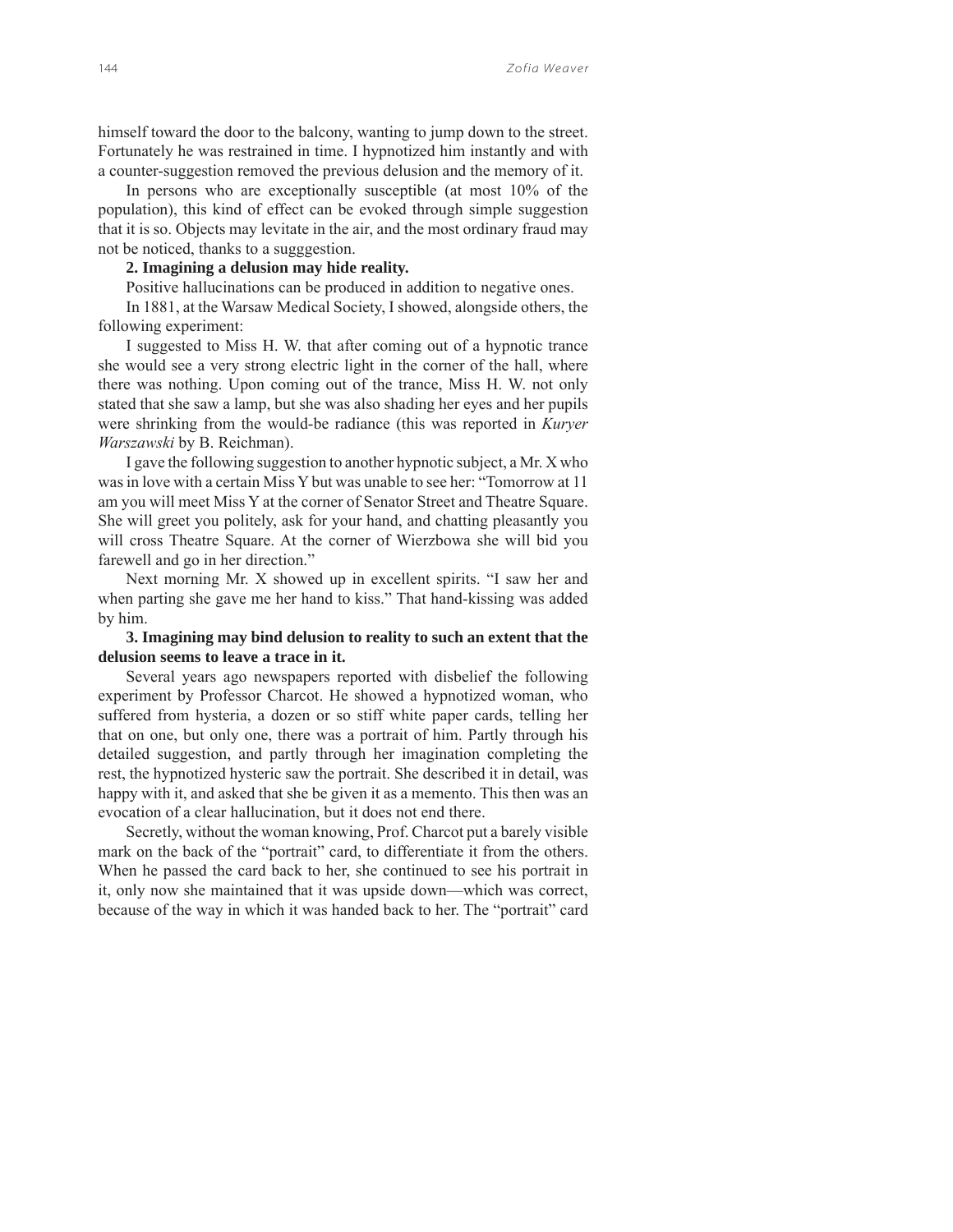himself toward the door to the balcony, wanting to jump down to the street. Fortunately he was restrained in time. I hypnotized him instantly and with a counter-suggestion removed the previous delusion and the memory of it.

In persons who are exceptionally susceptible (at most 10% of the population), this kind of effect can be evoked through simple suggestion that it is so. Objects may levitate in the air, and the most ordinary fraud may not be noticed, thanks to a sugggestion.

**2. Imagining a delusion may hide reality.**

Positive hallucinations can be produced in addition to negative ones.

In 1881, at the Warsaw Medical Society, I showed, alongside others, the following experiment:

I suggested to Miss H. W. that after coming out of a hypnotic trance she would see a very strong electric light in the corner of the hall, where there was nothing. Upon coming out of the trance, Miss H. W. not only stated that she saw a lamp, but she was also shading her eyes and her pupils were shrinking from the would-be radiance (this was reported in *Kuryer Warszawski* by B. Reichman).

I gave the following suggestion to another hypnotic subject, a Mr. X who was in love with a certain Miss Y but was unable to see her: "Tomorrow at 11 am you will meet Miss Y at the corner of Senator Street and Theatre Square. She will greet you politely, ask for your hand, and chatting pleasantly you will cross Theatre Square. At the corner of Wierzbowa she will bid you farewell and go in her direction."

Next morning Mr. X showed up in excellent spirits. "I saw her and when parting she gave me her hand to kiss." That hand-kissing was added by him.

**3. Imagining may bind delusion to reality to such an extent that the delusion seems to leave a trace in it.**

Several years ago newspapers reported with disbelief the following experiment by Professor Charcot. He showed a hypnotized woman, who suffered from hysteria, a dozen or so stiff white paper cards, telling her that on one, but only one, there was a portrait of him. Partly through his detailed suggestion, and partly through her imagination completing the rest, the hypnotized hysteric saw the portrait. She described it in detail, was happy with it, and asked that she be given it as a memento. This then was an evocation of a clear hallucination, but it does not end there.

Secretly, without the woman knowing, Prof. Charcot put a barely visible mark on the back of the "portrait" card, to differentiate it from the others. When he passed the card back to her, she continued to see his portrait in it, only now she maintained that it was upside down—which was correct, because of the way in which it was handed back to her. The "portrait" card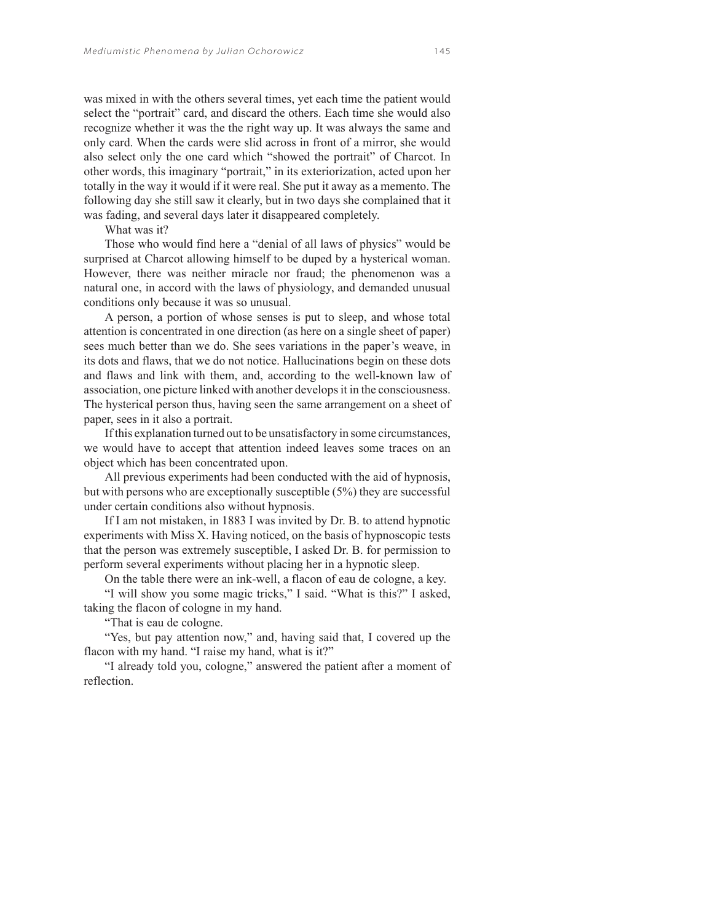was mixed in with the others several times, yet each time the patient would select the "portrait" card, and discard the others. Each time she would also recognize whether it was the the right way up. It was always the same and only card. When the cards were slid across in front of a mirror, she would also select only the one card which "showed the portrait" of Charcot. In other words, this imaginary "portrait," in its exteriorization, acted upon her totally in the way it would if it were real. She put it away as a memento. The following day she still saw it clearly, but in two days she complained that it was fading, and several days later it disappeared completely.

What was it?

Those who would find here a "denial of all laws of physics" would be surprised at Charcot allowing himself to be duped by a hysterical woman. However, there was neither miracle nor fraud; the phenomenon was a natural one, in accord with the laws of physiology, and demanded unusual conditions only because it was so unusual.

A person, a portion of whose senses is put to sleep, and whose total attention is concentrated in one direction (as here on a single sheet of paper) sees much better than we do. She sees variations in the paper's weave, in its dots and flaws, that we do not notice. Hallucinations begin on these dots and flaws and link with them, and, according to the well-known law of association, one picture linked with another develops it in the consciousness. The hysterical person thus, having seen the same arrangement on a sheet of paper, sees in it also a portrait.

If this explanation turned out to be unsatisfactory in some circumstances, we would have to accept that attention indeed leaves some traces on an object which has been concentrated upon.

All previous experiments had been conducted with the aid of hypnosis, but with persons who are exceptionally susceptible (5%) they are successful under certain conditions also without hypnosis.

If I am not mistaken, in 1883 I was invited by Dr. B. to attend hypnotic experiments with Miss X. Having noticed, on the basis of hypnoscopic tests that the person was extremely susceptible, I asked Dr. B. for permission to perform several experiments without placing her in a hypnotic sleep.

On the table there were an ink-well, a flacon of eau de cologne, a key.

"I will show you some magic tricks," I said. "What is this?" I asked, taking the flacon of cologne in my hand.

"That is eau de cologne.

"Yes, but pay attention now," and, having said that, I covered up the flacon with my hand. "I raise my hand, what is it?"

"I already told you, cologne," answered the patient after a moment of reflection.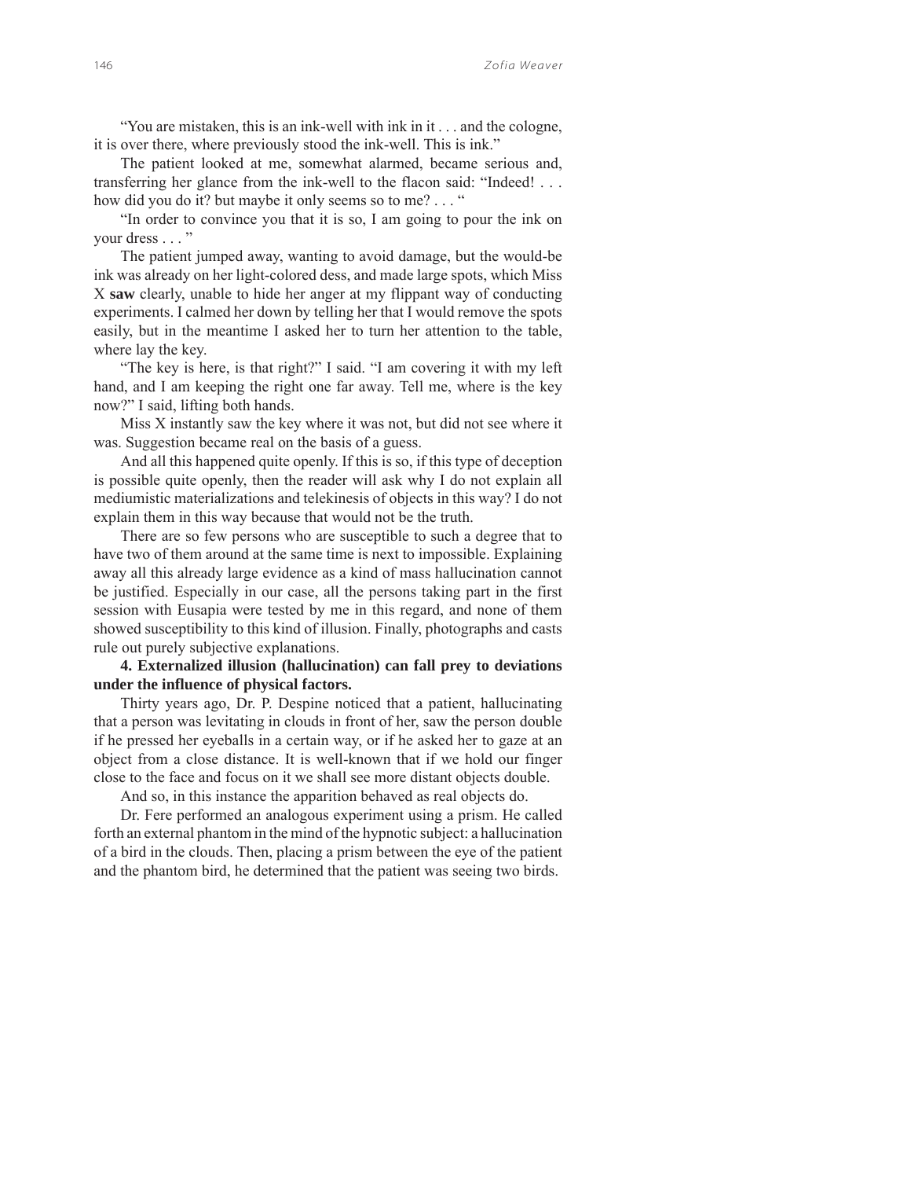"You are mistaken, this is an ink-well with ink in it . . . and the cologne, it is over there, where previously stood the ink-well. This is ink."

The patient looked at me, somewhat alarmed, became serious and, transferring her glance from the ink-well to the flacon said: "Indeed! . . . how did you do it? but maybe it only seems so to me? . . . "

"In order to convince you that it is so, I am going to pour the ink on your dress . . . "

The patient jumped away, wanting to avoid damage, but the would-be ink was already on her light-colored dess, and made large spots, which Miss X **saw** clearly, unable to hide her anger at my flippant way of conducting experiments. I calmed her down by telling her that I would remove the spots easily, but in the meantime I asked her to turn her attention to the table, where lay the key.

"The key is here, is that right?" I said. "I am covering it with my left hand, and I am keeping the right one far away. Tell me, where is the key now?" I said, lifting both hands.

Miss X instantly saw the key where it was not, but did not see where it was. Suggestion became real on the basis of a guess.

And all this happened quite openly. If this is so, if this type of deception is possible quite openly, then the reader will ask why I do not explain all mediumistic materializations and telekinesis of objects in this way? I do not explain them in this way because that would not be the truth.

There are so few persons who are susceptible to such a degree that to have two of them around at the same time is next to impossible. Explaining away all this already large evidence as a kind of mass hallucination cannot be justified. Especially in our case, all the persons taking part in the first session with Eusapia were tested by me in this regard, and none of them showed susceptibility to this kind of illusion. Finally, photographs and casts rule out purely subjective explanations.

**4. Externalized illusion (hallucination) can fall prey to deviations under the influence of physical factors.**

Thirty years ago, Dr. P. Despine noticed that a patient, hallucinating that a person was levitating in clouds in front of her, saw the person double if he pressed her eyeballs in a certain way, or if he asked her to gaze at an object from a close distance. It is well-known that if we hold our finger close to the face and focus on it we shall see more distant objects double.

And so, in this instance the apparition behaved as real objects do.

Dr. Fere performed an analogous experiment using a prism. He called forth an external phantom in the mind of the hypnotic subject: a hallucination of a bird in the clouds. Then, placing a prism between the eye of the patient and the phantom bird, he determined that the patient was seeing two birds.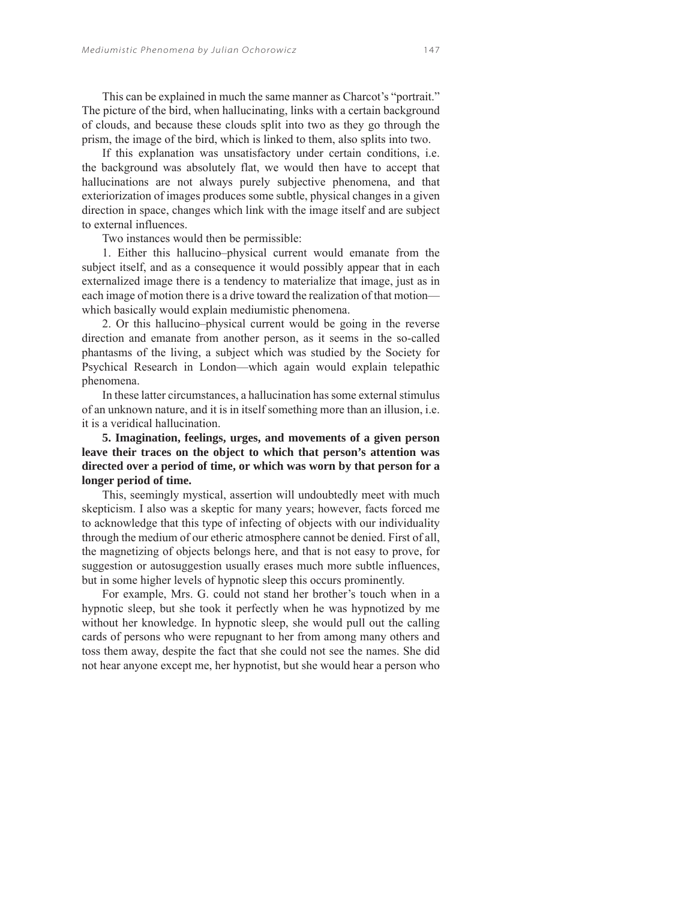This can be explained in much the same manner as Charcot's "portrait." The picture of the bird, when hallucinating, links with a certain background of clouds, and because these clouds split into two as they go through the prism, the image of the bird, which is linked to them, also splits into two.

If this explanation was unsatisfactory under certain conditions, i.e. the background was absolutely flat, we would then have to accept that hallucinations are not always purely subjective phenomena, and that exteriorization of images produces some subtle, physical changes in a given direction in space, changes which link with the image itself and are subject to external influences.

Two instances would then be permissible:

1. Either this hallucino–physical current would emanate from the subject itself, and as a consequence it would possibly appear that in each externalized image there is a tendency to materialize that image, just as in each image of motion there is a drive toward the realization of that motion—which basically would explain mediumistic phenomena.

2. Or this hallucino–physical current would be going in the reverse direction and emanate from another person, as it seems in the so-called phantasms of the living, a subject which was studied by the Society for Psychical Research in London—which again would explain telepathic phenomena.

In these latter circumstances, a hallucination has some external stimulus of an unknown nature, and it is in itself something more than an illusion, i.e. it is a veridical hallucination.

**5. Imagination, feelings, urges, and movements of a given person leave their traces on the object to which that person's attention was directed over a period of time, or which was worn by that person for a longer period of time.**

This, seemingly mystical, assertion will undoubtedly meet with much skepticism. I also was a skeptic for many years; however, facts forced me to acknowledge that this type of infecting of objects with our individuality through the medium of our etheric atmosphere cannot be denied. First of all, the magnetizing of objects belongs here, and that is not easy to prove, for suggestion or autosuggestion usually erases much more subtle influences, but in some higher levels of hypnotic sleep this occurs prominently.

For example, Mrs. G. could not stand her brother's touch when in a hypnotic sleep, but she took it perfectly when he was hypnotized by me without her knowledge. In hypnotic sleep, she would pull out the calling cards of persons who were repugnant to her from among many others and toss them away, despite the fact that she could not see the names. She did not hear anyone except me, her hypnotist, but she would hear a person who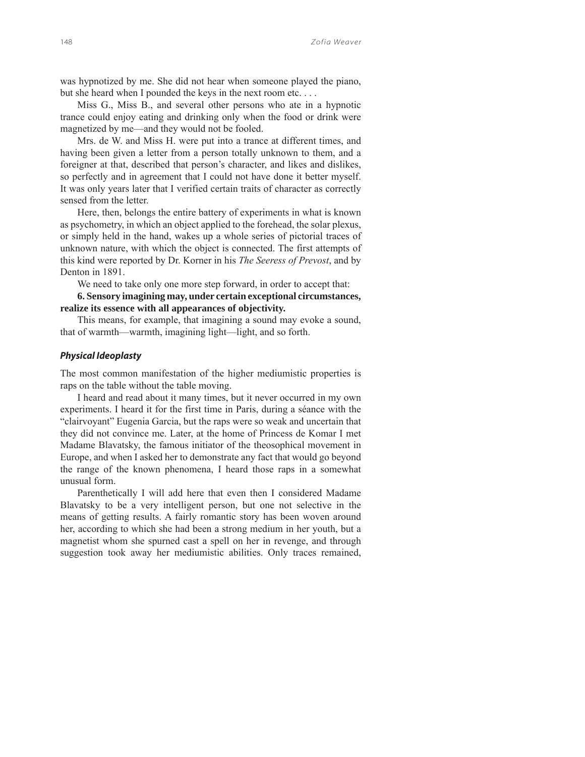was hypnotized by me. She did not hear when someone played the piano, but she heard when I pounded the keys in the next room etc. . . .

Miss G., Miss B., and several other persons who ate in a hypnotic trance could enjoy eating and drinking only when the food or drink were magnetized by me—and they would not be fooled.

Mrs. de W. and Miss H. were put into a trance at different times, and having been given a letter from a person totally unknown to them, and a foreigner at that, described that person's character, and likes and dislikes, so perfectly and in agreement that I could not have done it better myself. It was only years later that I verified certain traits of character as correctly sensed from the letter.

Here, then, belongs the entire battery of experiments in what is known as psychometry, in which an object applied to the forehead, the solar plexus, or simply held in the hand, wakes up a whole series of pictorial traces of unknown nature, with which the object is connected. The first attempts of this kind were reported by Dr. Korner in his *The Seeress of Prevost*, and by Denton in 1891.

We need to take only one more step forward, in order to accept that:

**6. Sensory imagining may, under certain exceptional circumstances, realize its essence with all appearances of objectivity.**

This means, for example, that imagining a sound may evoke a sound, that of warmth—warmth, imagining light—light, and so forth.

### *Physical Ideoplasty*

The most common manifestation of the higher mediumistic properties is raps on the table without the table moving.

I heard and read about it many times, but it never occurred in my own experiments. I heard it for the first time in Paris, during a séance with the "clairvoyant" Eugenia Garcia, but the raps were so weak and uncertain that they did not convince me. Later, at the home of Princess de Komar I met Madame Blavatsky, the famous initiator of the theosophical movement in Europe, and when I asked her to demonstrate any fact that would go beyond the range of the known phenomena, I heard those raps in a somewhat unusual form.

Parenthetically I will add here that even then I considered Madame Blavatsky to be a very intelligent person, but one not selective in the means of getting results. A fairly romantic story has been woven around her, according to which she had been a strong medium in her youth, but a magnetist whom she spurned cast a spell on her in revenge, and through suggestion took away her mediumistic abilities. Only traces remained,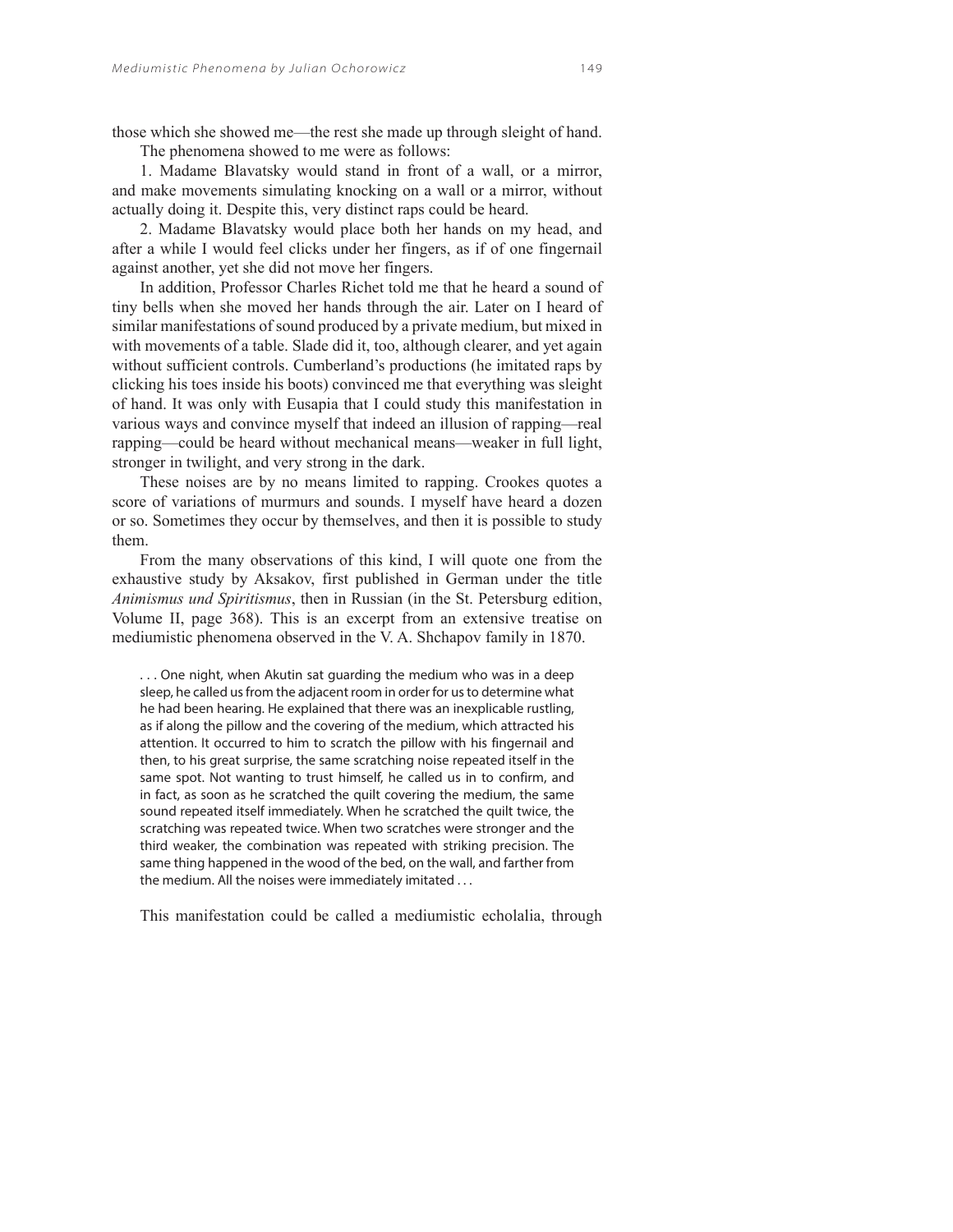those which she showed me—the rest she made up through sleight of hand.

The phenomena showed to me were as follows:

1. Madame Blavatsky would stand in front of a wall, or a mirror, and make movements simulating knocking on a wall or a mirror, without actually doing it. Despite this, very distinct raps could be heard.

2. Madame Blavatsky would place both her hands on my head, and after a while I would feel clicks under her fingers, as if of one fingernail against another, yet she did not move her fingers.

In addition, Professor Charles Richet told me that he heard a sound of tiny bells when she moved her hands through the air. Later on I heard of similar manifestations of sound produced by a private medium, but mixed in with movements of a table. Slade did it, too, although clearer, and yet again without sufficient controls. Cumberland's productions (he imitated raps by clicking his toes inside his boots) convinced me that everything was sleight of hand. It was only with Eusapia that I could study this manifestation in various ways and convince myself that indeed an illusion of rapping—real rapping—could be heard without mechanical means—weaker in full light, stronger in twilight, and very strong in the dark.

These noises are by no means limited to rapping. Crookes quotes a score of variations of murmurs and sounds. I myself have heard a dozen or so. Sometimes they occur by themselves, and then it is possible to study them.

From the many observations of this kind, I will quote one from the exhaustive study by Aksakov, first published in German under the title *Animismus und Spiritismus*, then in Russian (in the St. Petersburg edition, Volume II, page 368). This is an excerpt from an extensive treatise on mediumistic phenomena observed in the V. A. Shchapov family in 1870.

> . . . One night, when Akutin sat guarding the medium who was in a deep sleep, he called us from the adjacent room in order for us to determine what he had been hearing. He explained that there was an inexplicable rustling, as if along the pillow and the covering of the medium, which attracted his attention. It occurred to him to scratch the pillow with his fingernail and then, to his great surprise, the same scratching noise repeated itself in the same spot. Not wanting to trust himself, he called us in to confirm, and in fact, as soon as he scratched the quilt covering the medium, the same sound repeated itself immediately. When he scratched the quilt twice, the scratching was repeated twice. When two scratches were stronger and the third weaker, the combination was repeated with striking precision. The same thing happened in the wood of the bed, on the wall, and farther from the medium. All the noises were immediately imitated . . .

This manifestation could be called a mediumistic echolalia, through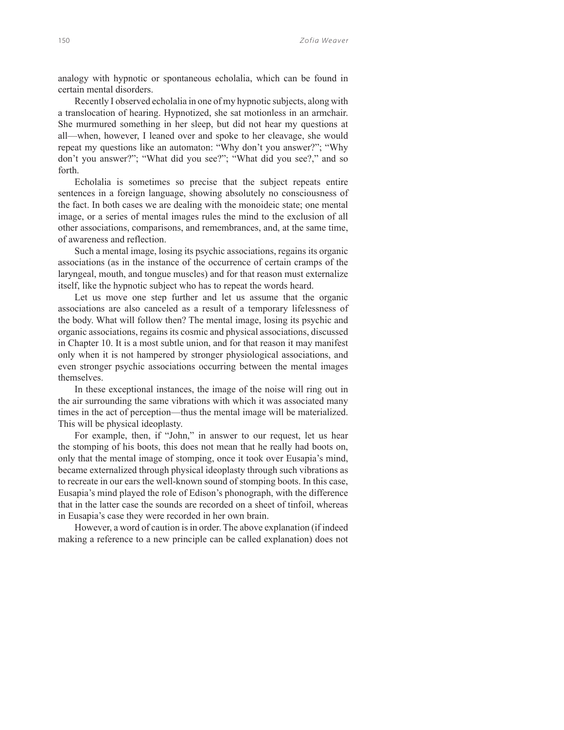analogy with hypnotic or spontaneous echolalia, which can be found in certain mental disorders.

Recently I observed echolalia in one of my hypnotic subjects, along with a translocation of hearing. Hypnotized, she sat motionless in an armchair. She murmured something in her sleep, but did not hear my questions at all—when, however, I leaned over and spoke to her cleavage, she would repeat my questions like an automaton: "Why don't you answer?"; "Why don't you answer?"; "What did you see?"; "What did you see?," and so forth.

Echolalia is sometimes so precise that the subject repeats entire sentences in a foreign language, showing absolutely no consciousness of the fact. In both cases we are dealing with the monoideic state; one mental image, or a series of mental images rules the mind to the exclusion of all other associations, comparisons, and remembrances, and, at the same time, of awareness and reflection.

Such a mental image, losing its psychic associations, regains its organic associations (as in the instance of the occurrence of certain cramps of the laryngeal, mouth, and tongue muscles) and for that reason must externalize itself, like the hypnotic subject who has to repeat the words heard.

Let us move one step further and let us assume that the organic associations are also canceled as a result of a temporary lifelessness of the body. What will follow then? The mental image, losing its psychic and organic associations, regains its cosmic and physical associations, discussed in Chapter 10. It is a most subtle union, and for that reason it may manifest only when it is not hampered by stronger physiological associations, and even stronger psychic associations occurring between the mental images themselves.

In these exceptional instances, the image of the noise will ring out in the air surrounding the same vibrations with which it was associated many times in the act of perception—thus the mental image will be materialized. This will be physical ideoplasty.

For example, then, if "John," in answer to our request, let us hear the stomping of his boots, this does not mean that he really had boots on, only that the mental image of stomping, once it took over Eusapia's mind, became externalized through physical ideoplasty through such vibrations as to recreate in our ears the well-known sound of stomping boots. In this case, Eusapia's mind played the role of Edison's phonograph, with the difference that in the latter case the sounds are recorded on a sheet of tinfoil, whereas in Eusapia's case they were recorded in her own brain.

However, a word of caution is in order. The above explanation (if indeed making a reference to a new principle can be called explanation) does not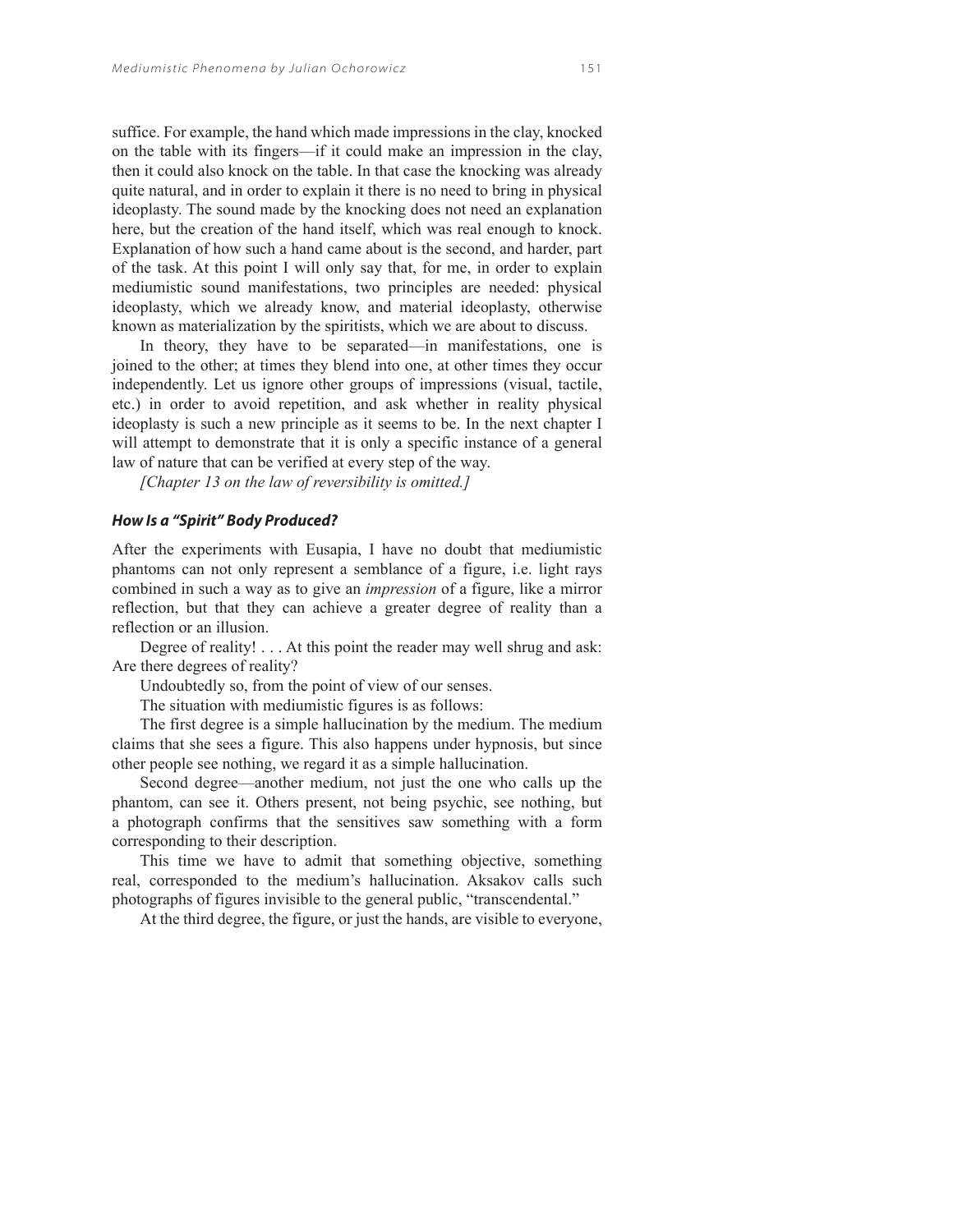suffice. For example, the hand which made impressions in the clay, knocked on the table with its fingers—if it could make an impression in the clay, then it could also knock on the table. In that case the knocking was already quite natural, and in order to explain it there is no need to bring in physical ideoplasty. The sound made by the knocking does not need an explanation here, but the creation of the hand itself, which was real enough to knock. Explanation of how such a hand came about is the second, and harder, part of the task. At this point I will only say that, for me, in order to explain mediumistic sound manifestations, two principles are needed: physical ideoplasty, which we already know, and material ideoplasty, otherwise known as materialization by the spiritists, which we are about to discuss.

In theory, they have to be separated—in manifestations, one is joined to the other; at times they blend into one, at other times they occur independently. Let us ignore other groups of impressions (visual, tactile, etc.) in order to avoid repetition, and ask whether in reality physical ideoplasty is such a new principle as it seems to be. In the next chapter I will attempt to demonstrate that it is only a specific instance of a general law of nature that can be verified at every step of the way.

*[Chapter 13 on the law of reversibility is omitted.]*

### *How Is a "Spirit" Body Produced?*

After the experiments with Eusapia, I have no doubt that mediumistic phantoms can not only represent a semblance of a figure, i.e. light rays combined in such a way as to give an *impression* of a figure, like a mirror reflection, but that they can achieve a greater degree of reality than a reflection or an illusion.

Degree of reality! . . . At this point the reader may well shrug and ask: Are there degrees of reality?

Undoubtedly so, from the point of view of our senses.

The situation with mediumistic figures is as follows:

The first degree is a simple hallucination by the medium. The medium claims that she sees a figure. This also happens under hypnosis, but since other people see nothing, we regard it as a simple hallucination.

Second degree—another medium, not just the one who calls up the phantom, can see it. Others present, not being psychic, see nothing, but a photograph confirms that the sensitives saw something with a form corresponding to their description.

This time we have to admit that something objective, something real, corresponded to the medium's hallucination. Aksakov calls such photographs of figures invisible to the general public, "transcendental."

At the third degree, the figure, or just the hands, are visible to everyone,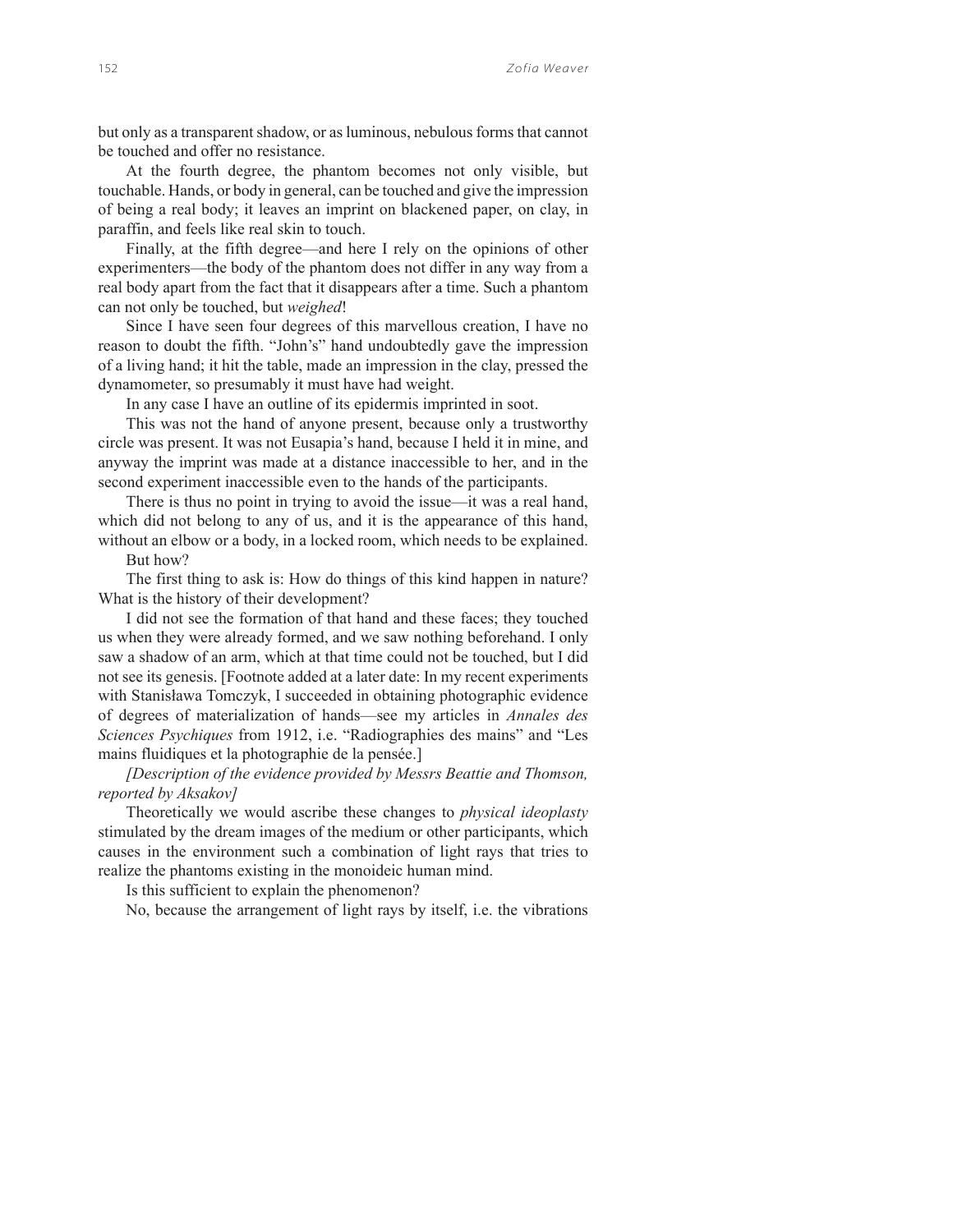but only as a transparent shadow, or as luminous, nebulous forms that cannot be touched and offer no resistance.

At the fourth degree, the phantom becomes not only visible, but touchable. Hands, or body in general, can be touched and give the impression of being a real body; it leaves an imprint on blackened paper, on clay, in paraffin, and feels like real skin to touch.

Finally, at the fifth degree—and here I rely on the opinions of other experimenters—the body of the phantom does not differ in any way from a real body apart from the fact that it disappears after a time. Such a phantom can not only be touched, but *weighed*!

Since I have seen four degrees of this marvellous creation, I have no reason to doubt the fifth. "John's" hand undoubtedly gave the impression of a living hand; it hit the table, made an impression in the clay, pressed the dynamometer, so presumably it must have had weight.

In any case I have an outline of its epidermis imprinted in soot.

This was not the hand of anyone present, because only a trustworthy circle was present. It was not Eusapia's hand, because I held it in mine, and anyway the imprint was made at a distance inaccessible to her, and in the second experiment inaccessible even to the hands of the participants.

There is thus no point in trying to avoid the issue—it was a real hand, which did not belong to any of us, and it is the appearance of this hand, without an elbow or a body, in a locked room, which needs to be explained.

But how?

The first thing to ask is: How do things of this kind happen in nature? What is the history of their development?

I did not see the formation of that hand and these faces; they touched us when they were already formed, and we saw nothing beforehand. I only saw a shadow of an arm, which at that time could not be touched, but I did not see its genesis. [Footnote added at a later date: In my recent experiments with Stanisława Tomczyk, I succeeded in obtaining photographic evidence of degrees of materialization of hands—see my articles in *Annales des Sciences Psychiques* from 1912, i.e. "Radiographies des mains" and "Les mains fluidiques et la photographie de la pensée.]

*[Description of the evidence provided by Messrs Beattie and Thomson, reported by Aksakov]*

Theoretically we would ascribe these changes to *physical ideoplasty* stimulated by the dream images of the medium or other participants, which causes in the environment such a combination of light rays that tries to realize the phantoms existing in the monoideic human mind.

Is this sufficient to explain the phenomenon?

No, because the arrangement of light rays by itself, i.e. the vibrations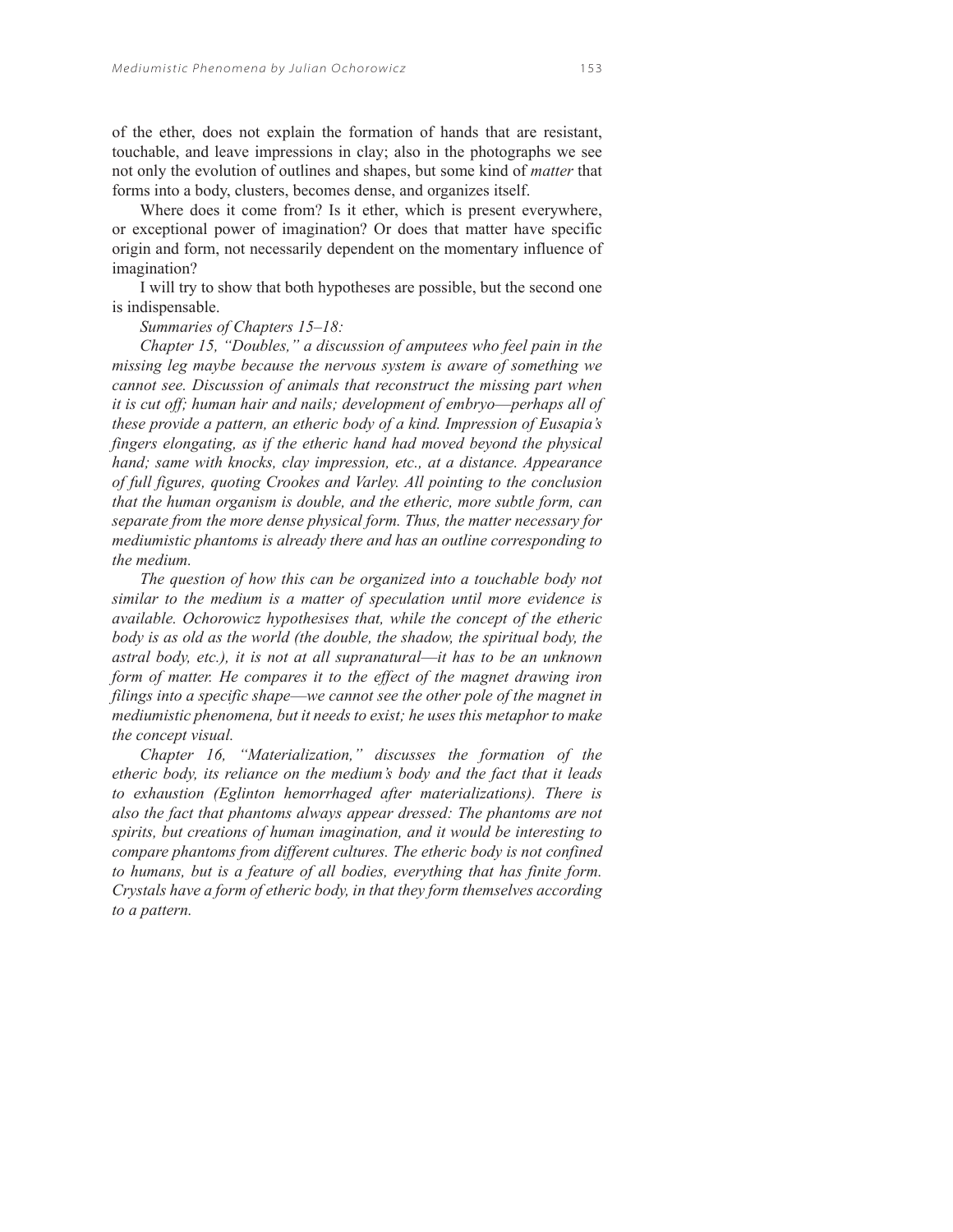of the ether, does not explain the formation of hands that are resistant, touchable, and leave impressions in clay; also in the photographs we see not only the evolution of outlines and shapes, but some kind of *matter* that forms into a body, clusters, becomes dense, and organizes itself.

Where does it come from? Is it ether, which is present everywhere, or exceptional power of imagination? Or does that matter have specific origin and form, not necessarily dependent on the momentary influence of imagination?

I will try to show that both hypotheses are possible, but the second one is indispensable.

*Summaries of Chapters 15–18:*

*Chapter 15, "Doubles," a discussion of amputees who feel pain in the missing leg maybe because the nervous system is aware of something we cannot see. Discussion of animals that reconstruct the missing part when it is cut off; human hair and nails; development of embryo—perhaps all of these provide a pattern, an etheric body of a kind. Impression of Eusapia's fingers elongating, as if the etheric hand had moved beyond the physical hand; same with knocks, clay impression, etc., at a distance. Appearance of full figures, quoting Crookes and Varley. All pointing to the conclusion that the human organism is double, and the etheric, more subtle form, can separate from the more dense physical form. Thus, the matter necessary for mediumistic phantoms is already there and has an outline corresponding to the medium.*

*The question of how this can be organized into a touchable body not similar to the medium is a matter of speculation until more evidence is available. Ochorowicz hypothesises that, while the concept of the etheric body is as old as the world (the double, the shadow, the spiritual body, the astral body, etc.), it is not at all supranatural—it has to be an unknown form of matter. He compares it to the effect of the magnet drawing iron filings into a specific shape—we cannot see the other pole of the magnet in mediumistic phenomena, but it needs to exist; he uses this metaphor to make the concept visual.*

*Chapter 16, "Materialization," discusses the formation of the etheric body, its reliance on the medium's body and the fact that it leads to exhaustion (Eglinton hemorrhaged after materializations). There is also the fact that phantoms always appear dressed: The phantoms are not spirits, but creations of human imagination, and it would be interesting to compare phantoms from different cultures. The etheric body is not confined to humans, but is a feature of all bodies, everything that has finite form. Crystals have a form of etheric body, in that they form themselves according to a pattern.*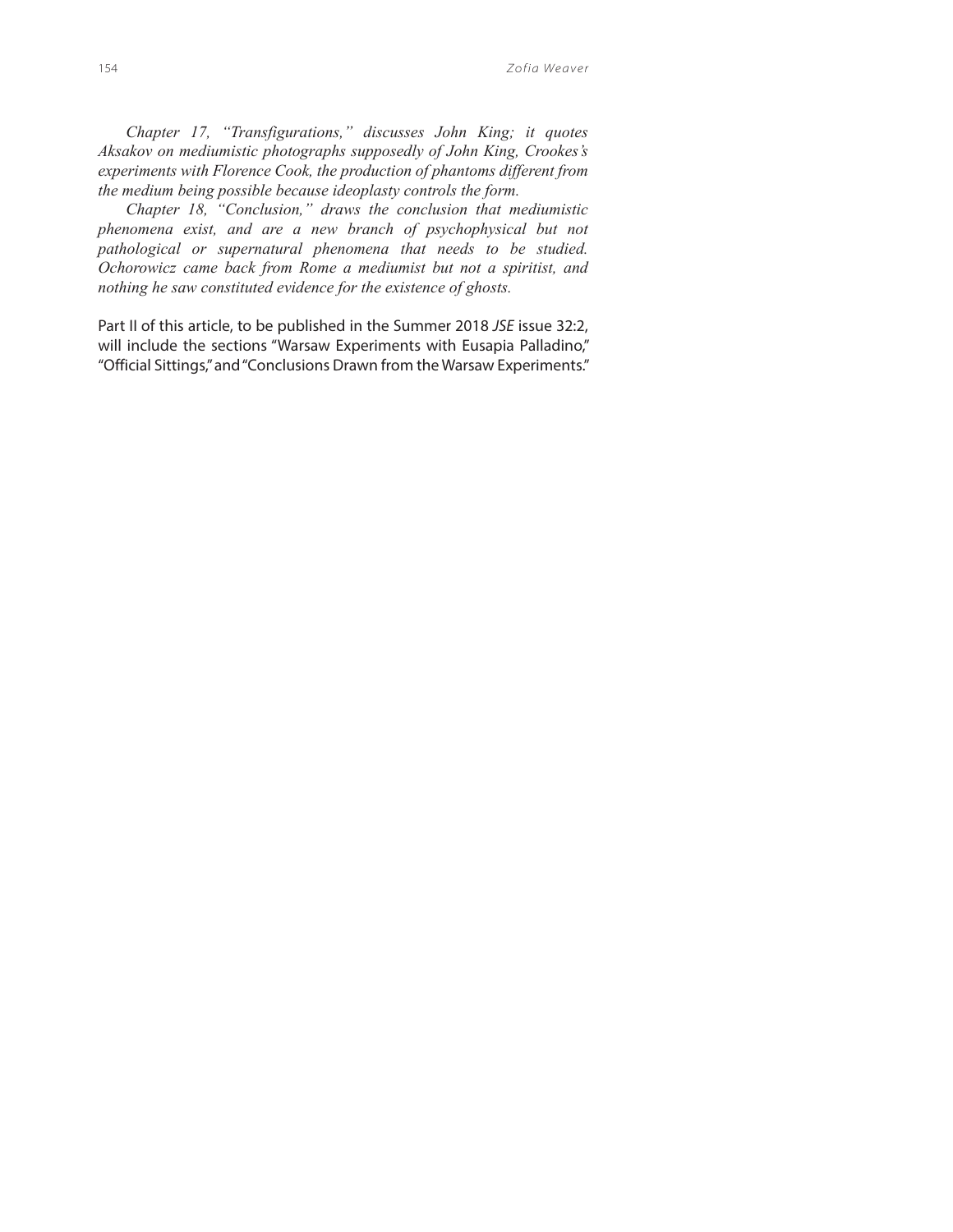*Chapter 17, "Transfigurations," discusses John King; it quotes Aksakov on mediumistic photographs supposedly of John King, Crookes's experiments with Florence Cook, the production of phantoms different from the medium being possible because ideoplasty controls the form.*

*Chapter 18, "Conclusion," draws the conclusion that mediumistic phenomena exist, and are a new branch of psychophysical but not pathological or supernatural phenomena that needs to be studied. Ochorowicz came back from Rome a mediumist but not a spiritist, and nothing he saw constituted evidence for the existence of ghosts.*

Part II of this article, to be published in the Summer 2018 *JSE* issue 32:2, will include the sections "Warsaw Experiments with Eusapia Palladino," "Official Sittings," and "Conclusions Drawn from the Warsaw Experiments."